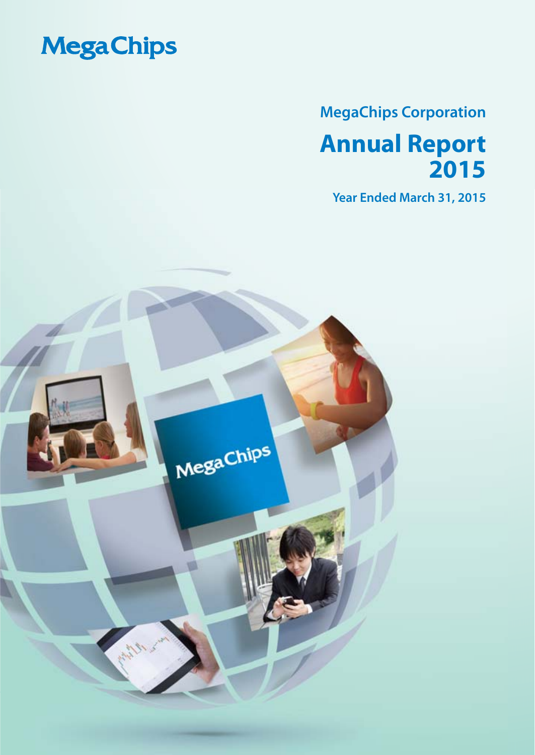MegaChips

## MegaChips Corporation

# Annual Report 2015

### Year Ended March 31, 2015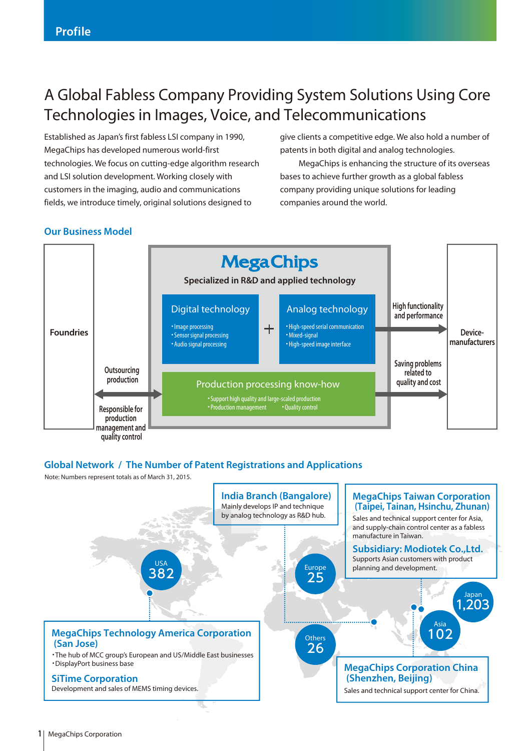# A Global Fabless Company Providing System Solutions Using Core Technologies in Images, Voice, and Telecommunications

Established as Japan's first fabless LSI company in 1990, MegaChips has developed numerous world-first technologies. We focus on cutting-edge algorithm research and LSI solution development. Working closely with customers in the imaging, audio and communications fields, we introduce timely, original solutions designed to give clients a competitive edge. We also hold a number of patents in both digital and analog technologies.

MegaChips is enhancing the structure of its overseas bases to achieve further growth as a global fabless company providing unique solutions for leading companies around the world.

## Our Business Model

**MegaChips**

Specialized in R&D and applied technology

**Digital technology**
- Image processing
- Sensor signal processing
- Audio signal processing

+

**Analog technology**
- High-speed serial communication
- Mixed-signal
- High-speed image interface

**Production processing know-how**
- Support high quality and large-scaled production
- Production management
- Quality control

**Foundries** — Outsourcing production → ; ← Responsible for production management and quality control

**Device-manufacturers** — High functionality and performance → ; Saving problems related to quality and cost →

## Global Network / The Number of Patent Registrations and Applications

Note: Numbers represent totals as of March 31, 2015.

- USA: 382
- Europe: 25
- Japan: 1,203
- Asia: 102
- Others: 26

**India Branch (Bangalore)**
Mainly develops IP and technique by analog technology as R&D hub.

**MegaChips Taiwan Corporation (Taipei, Tainan, Hsinchu, Zhunan)**
Sales and technical support center for Asia, and supply-chain control center as a fabless manufacture in Taiwan.

**Subsidiary: Modiotek Co.,Ltd.**
Supports Asian customers with product planning and development.

**MegaChips Technology America Corporation (San Jose)**
- The hub of MCC group's European and US/Middle East businesses
- DisplayPort business base

**SiTime Corporation**
Development and sales of MEMS timing devices.

**MegaChips Corporation China (Shenzhen, Beijing)**
Sales and technical support center for China.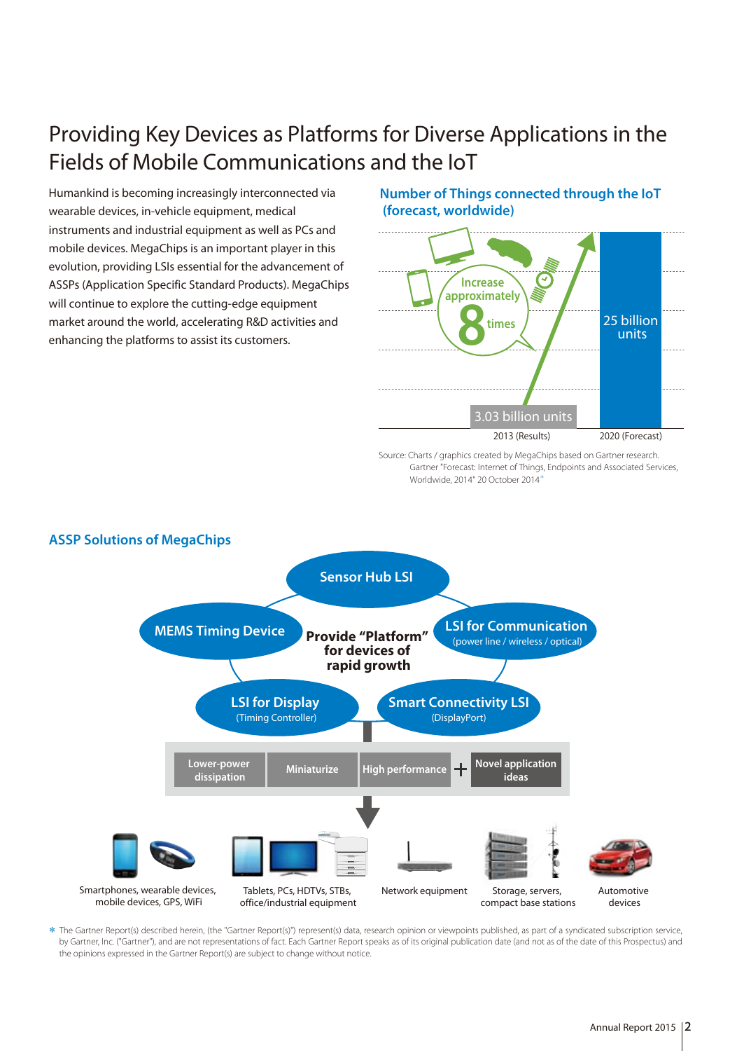# Providing Key Devices as Platforms for Diverse Applications in the Fields of Mobile Communications and the IoT

Humankind is becoming increasingly interconnected via wearable devices, in-vehicle equipment, medical instruments and industrial equipment as well as PCs and mobile devices. MegaChips is an important player in this evolution, providing LSIs essential for the advancement of ASSPs (Application Specific Standard Products). MegaChips will continue to explore the cutting-edge equipment market around the world, accelerating R&D activities and enhancing the platforms to assist its customers.

## Number of Things connected through the IoT (forecast, worldwide)

Increase approximately 8 times

3.03 billion units — 2013 (Results)

25 billion units — 2020 (Forecast)

Source: Charts / graphics created by MegaChips based on Gartner research.
Gartner "Forecast: Internet of Things, Endpoints and Associated Services, Worldwide, 2014" 20 October 2014*

## ASSP Solutions of MegaChips

**Provide "Platform" for devices of rapid growth**

- Sensor Hub LSI
- MEMS Timing Device
- LSI for Communication (power line / wireless / optical)
- LSI for Display (Timing Controller)
- Smart Connectivity LSI (DisplayPort)

Lower-power dissipation | Miniaturize | High performance + Novel application ideas

- Smartphones, wearable devices, mobile devices, GPS, WiFi
- Tablets, PCs, HDTVs, STBs, office/industrial equipment
- Network equipment
- Storage, servers, compact base stations
- Automotive devices

* The Gartner Report(s) described herein, (the "Gartner Report(s)") represent(s) data, research opinion or viewpoints published, as part of a syndicated subscription service, by Gartner, Inc. ("Gartner"), and are not representations of fact. Each Gartner Report speaks as of its original publication date (and not as of the date of this Prospectus) and the opinions expressed in the Gartner Report(s) are subject to change without notice.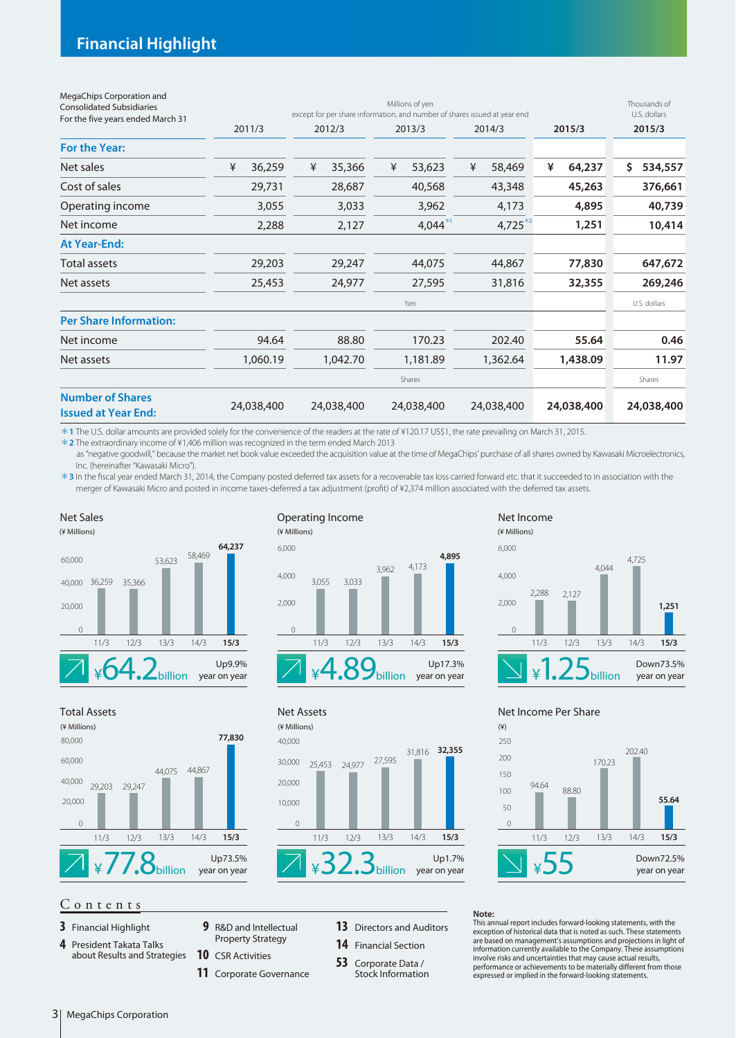# Financial Highlight

| MegaChips Corporation and Consolidated Subsidiaries For the five years ended March 31 | Millions of yen except for per share information, and number of shares issued at year end | | | | | Thousands of U.S. dollars |
|---|---|---|---|---|---|---|
| | 2011/3 | 2012/3 | 2013/3 | 2014/3 | **2015/3** | **2015/3** |
| **For the Year:** | | | | | | |
| Net sales | ¥ 36,259 | ¥ 35,366 | ¥ 53,623 | ¥ 58,469 | **¥ 64,237** | **$ 534,557** |
| Cost of sales | 29,731 | 28,687 | 40,568 | 43,348 | **45,263** | **376,661** |
| Operating income | 3,055 | 3,033 | 3,962 | 4,173 | **4,895** | **40,739** |
| Net income | 2,288 | 2,127 | 4,044 *1 | 4,725 *2 | **1,251** | **10,414** |
| **At Year-End:** | | | | | | |
| Total assets | 29,203 | 29,247 | 44,075 | 44,867 | **77,830** | **647,672** |
| Net assets | 25,453 | 24,977 | 27,595 | 31,816 | **32,355** | **269,246** |
| | | | Yen | | | U.S. dollars |
| **Per Share Information:** | | | | | | |
| Net income | 94.64 | 88.80 | 170.23 | 202.40 | **55.64** | **0.46** |
| Net assets | 1,060.19 | 1,042.70 | 1,181.89 | 1,362.64 | **1,438.09** | **11.97** |
| | | | Shares | | | Shares |
| **Number of Shares Issued at Year End:** | 24,038,400 | 24,038,400 | 24,038,400 | 24,038,400 | **24,038,400** | **24,038,400** |

＊1 The U.S. dollar amounts are provided solely for the convenience of the readers at the rate of ¥120.17 US$1, the rate prevailing on March 31, 2015.
＊2 The extraordinary income of ¥1,406 million was recognized in the term ended March 2013 as "negative goodwill," because the market net book value exceeded the acquisition value at the time of MegaChips' purchase of all shares owned by Kawasaki Microelectronics, Inc. (hereinafter "Kawasaki Micro").
＊3 In the fiscal year ended March 31, 2014, the Company posted deferred tax assets for a recoverable tax loss carried forward etc. that it succeeded to in association with the merger of Kawasaki Micro and posted in income taxes-deferred a tax adjustment (profit) of ¥2,374 million associated with the deferred tax assets.

**Net Sales** (¥ Millions)

11/3: 36,259 | 12/3: 35,366 | 13/3: 53,623 | 14/3: 58,469 | **15/3: 64,237**

¥64.2 billion — Up9.9% year on year

**Operating Income** (¥ Millions)

11/3: 3,055 | 12/3: 3,033 | 13/3: 3,962 | 14/3: 4,173 | **15/3: 4,895**

¥4.89 billion — Up17.3% year on year

**Net Income** (¥ Millions)

11/3: 2,288 | 12/3: 2,127 | 13/3: 4,044 | 14/3: 4,725 | **15/3: 1,251**

¥1.25 billion — Down73.5% year on year

**Total Assets** (¥ Millions)

11/3: 29,203 | 12/3: 29,247 | 13/3: 44,075 | 14/3: 44,867 | **15/3: 77,830**

¥77.8 billion — Up73.5% year on year

**Net Assets** (¥ Millions)

11/3: 25,453 | 12/3: 24,977 | 13/3: 27,595 | 14/3: 31,816 | **15/3: 32,355**

¥32.3 billion — Up1.7% year on year

**Net Income Per Share** (¥)

11/3: 94.64 | 12/3: 88.80 | 13/3: 170.23 | 14/3: 202.40 | **15/3: 55.64**

¥55 — Down72.5% year on year

## Contents

- **3** Financial Highlight
- **4** President Takata Talks about Results and Strategies
- **9** R&D and Intellectual Property Strategy
- **10** CSR Activities
- **11** Corporate Governance
- **13** Directors and Auditors
- **14** Financial Section
- **53** Corporate Data / Stock Information

**Note:**
This annual report includes forward-looking statements, with the exception of historical data that is noted as such. These statements are based on management's assumptions and projections in light of information currently available to the Company. These assumptions involve risks and uncertainties that may cause actual results, performance or achievements to be materially different from those expressed or implied in the forward-looking statements.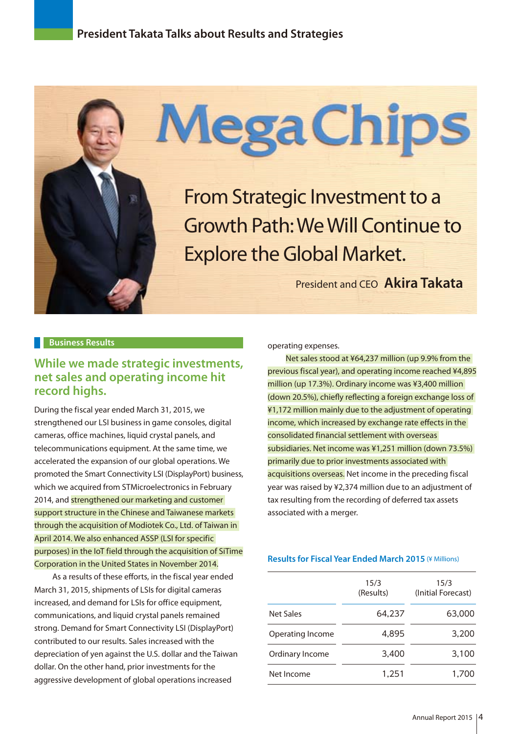## President Takata Talks about Results and Strategies

# MegaChips

## From Strategic Investment to a Growth Path: We Will Continue to Explore the Global Market.

President and CEO **Akira Takata**

### Business Results

## While we made strategic investments, net sales and operating income hit record highs.

During the fiscal year ended March 31, 2015, we strengthened our LSI business in game consoles, digital cameras, office machines, liquid crystal panels, and telecommunications equipment. At the same time, we accelerated the expansion of our global operations. We promoted the Smart Connectivity LSI (DisplayPort) business, which we acquired from STMicroelectronics in February 2014, and strengthened our marketing and customer support structure in the Chinese and Taiwanese markets through the acquisition of Modiotek Co., Ltd. of Taiwan in April 2014. We also enhanced ASSP (LSI for specific purposes) in the IoT field through the acquisition of SiTime Corporation in the United States in November 2014.

As a results of these efforts, in the fiscal year ended March 31, 2015, shipments of LSIs for digital cameras increased, and demand for LSIs for office equipment, communications, and liquid crystal panels remained strong. Demand for Smart Connectivity LSI (DisplayPort) contributed to our results. Sales increased with the depreciation of yen against the U.S. dollar and the Taiwan dollar. On the other hand, prior investments for the aggressive development of global operations increased operating expenses.

Net sales stood at ¥64,237 million (up 9.9% from the previous fiscal year), and operating income reached ¥4,895 million (up 17.3%). Ordinary income was ¥3,400 million (down 20.5%), chiefly reflecting a foreign exchange loss of ¥1,172 million mainly due to the adjustment of operating income, which increased by exchange rate effects in the consolidated financial settlement with overseas subsidiaries. Net income was ¥1,251 million (down 73.5%) primarily due to prior investments associated with acquisitions overseas. Net income in the preceding fiscal year was raised by ¥2,374 million due to an adjustment of tax resulting from the recording of deferred tax assets associated with a merger.

**Results for Fiscal Year Ended March 2015** (¥ Millions)

| | 15/3 (Results) | 15/3 (Initial Forecast) |
|---|---|---|
| Net Sales | 64,237 | 63,000 |
| Operating Income | 4,895 | 3,200 |
| Ordinary Income | 3,400 | 3,100 |
| Net Income | 1,251 | 1,700 |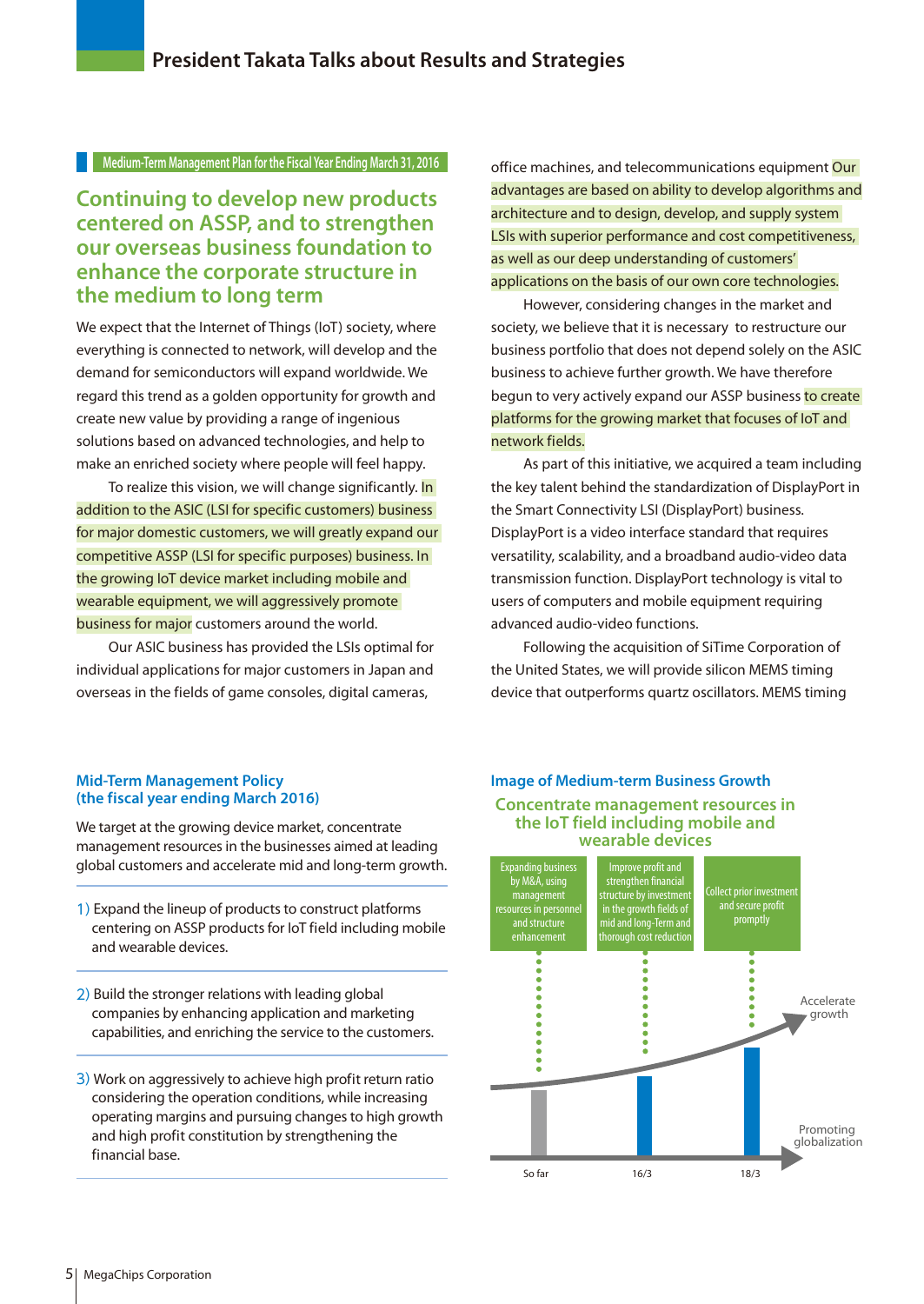## President Takata Talks about Results and Strategies

Medium-Term Management Plan for the Fiscal Year Ending March 31, 2016

### Continuing to develop new products centered on ASSP, and to strengthen our overseas business foundation to enhance the corporate structure in the medium to long term

We expect that the Internet of Things (IoT) society, where everything is connected to network, will develop and the demand for semiconductors will expand worldwide. We regard this trend as a golden opportunity for growth and create new value by providing a range of ingenious solutions based on advanced technologies, and help to make an enriched society where people will feel happy.

To realize this vision, we will change significantly. In addition to the ASIC (LSI for specific customers) business for major domestic customers, we will greatly expand our competitive ASSP (LSI for specific purposes) business. In the growing IoT device market including mobile and wearable equipment, we will aggressively promote business for major customers around the world.

Our ASIC business has provided the LSIs optimal for individual applications for major customers in Japan and overseas in the fields of game consoles, digital cameras, office machines, and telecommunications equipment Our advantages are based on ability to develop algorithms and architecture and to design, develop, and supply system LSIs with superior performance and cost competitiveness, as well as our deep understanding of customers' applications on the basis of our own core technologies.

However, considering changes in the market and society, we believe that it is necessary to restructure our business portfolio that does not depend solely on the ASIC business to achieve further growth. We have therefore begun to very actively expand our ASSP business to create platforms for the growing market that focuses of IoT and network fields.

As part of this initiative, we acquired a team including the key talent behind the standardization of DisplayPort in the Smart Connectivity LSI (DisplayPort) business. DisplayPort is a video interface standard that requires versatility, scalability, and a broadband audio-video data transmission function. DisplayPort technology is vital to users of computers and mobile equipment requiring advanced audio-video functions.

Following the acquisition of SiTime Corporation of the United States, we will provide silicon MEMS timing device that outperforms quartz oscillators. MEMS timing

#### Mid-Term Management Policy (the fiscal year ending March 2016)

We target at the growing device market, concentrate management resources in the businesses aimed at leading global customers and accelerate mid and long-term growth.

1) Expand the lineup of products to construct platforms centering on ASSP products for IoT field including mobile and wearable devices.

2) Build the stronger relations with leading global companies by enhancing application and marketing capabilities, and enriching the service to the customers.

3) Work on aggressively to achieve high profit return ratio considering the operation conditions, while increasing operating margins and pursuing changes to high growth and high profit constitution by strengthening the financial base.

#### Image of Medium-term Business Growth

**Concentrate management resources in the IoT field including mobile and wearable devices**

- Expanding business by M&A, using management resources in personnel and structure enhancement
- Improve profit and strengthen financial structure by investment in the growth fields of mid and long-Term and thorough cost reduction
- Collect prior investment and secure profit promptly

Accelerate growth

Promoting globalization

So far — 16/3 — 18/3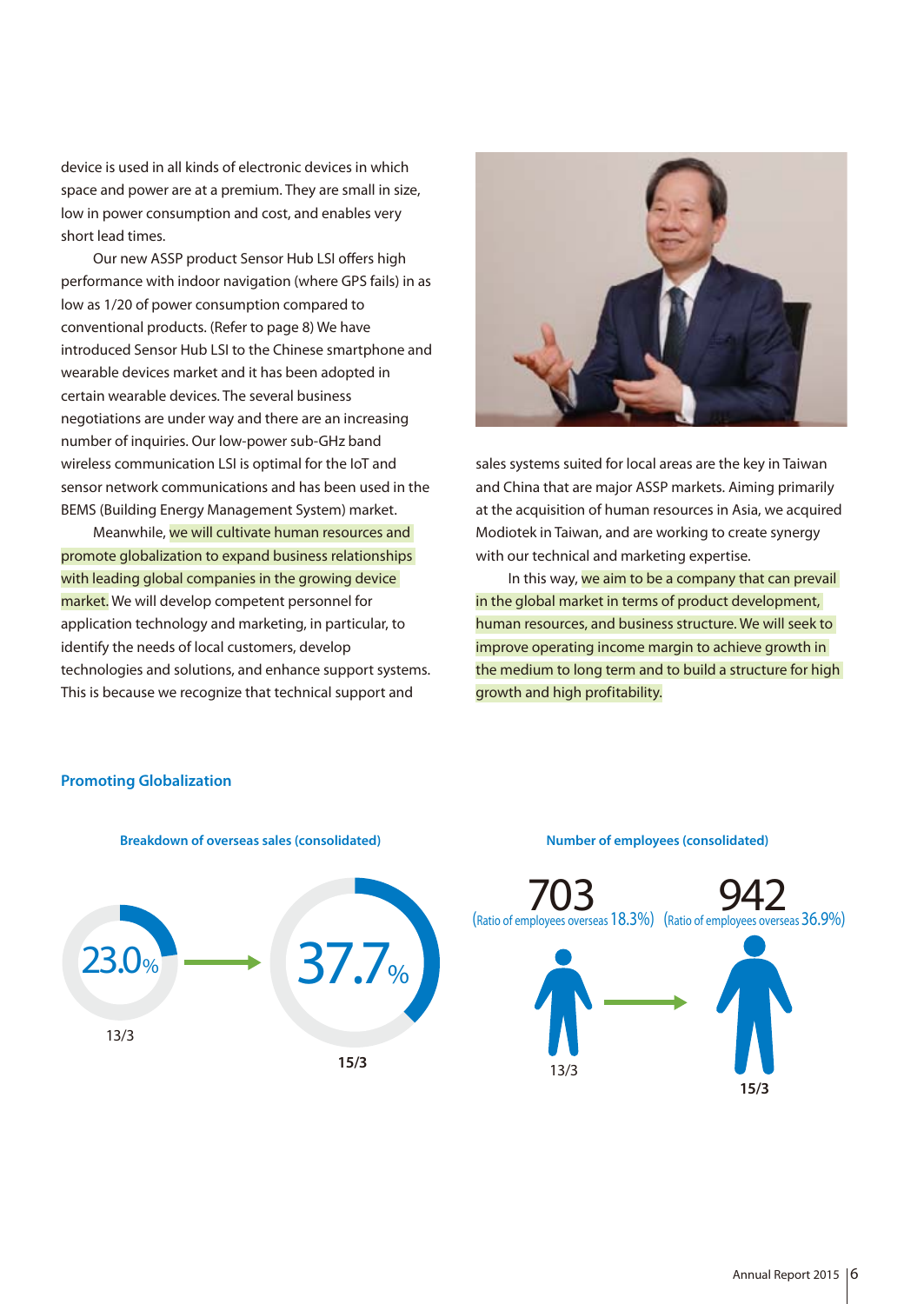device is used in all kinds of electronic devices in which space and power are at a premium. They are small in size, low in power consumption and cost, and enables very short lead times.

Our new ASSP product Sensor Hub LSI offers high performance with indoor navigation (where GPS fails) in as low as 1/20 of power consumption compared to conventional products. (Refer to page 8) We have introduced Sensor Hub LSI to the Chinese smartphone and wearable devices market and it has been adopted in certain wearable devices. The several business negotiations are under way and there are an increasing number of inquiries. Our low-power sub-GHz band wireless communication LSI is optimal for the IoT and sensor network communications and has been used in the BEMS (Building Energy Management System) market.

Meanwhile, we will cultivate human resources and promote globalization to expand business relationships with leading global companies in the growing device market. We will develop competent personnel for application technology and marketing, in particular, to identify the needs of local customers, develop technologies and solutions, and enhance support systems. This is because we recognize that technical support and sales systems suited for local areas are the key in Taiwan and China that are major ASSP markets. Aiming primarily at the acquisition of human resources in Asia, we acquired Modiotek in Taiwan, and are working to create synergy with our technical and marketing expertise.

In this way, we aim to be a company that can prevail in the global market in terms of product development, human resources, and business structure. We will seek to improve operating income margin to achieve growth in the medium to long term and to build a structure for high growth and high profitability.

## Promoting Globalization

**Breakdown of overseas sales (consolidated)**

23.0% (13/3) → 37.7% (15/3)

**Number of employees (consolidated)**

703 (Ratio of employees overseas 18.3%) (13/3) → 942 (Ratio of employees overseas 36.9%) (15/3)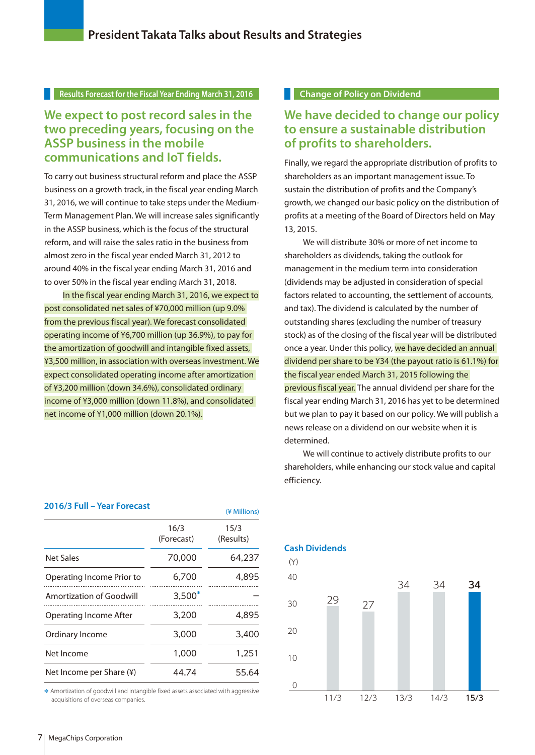# President Takata Talks about Results and Strategies

## Results Forecast for the Fiscal Year Ending March 31, 2016

### We expect to post record sales in the two preceding years, focusing on the ASSP business in the mobile communications and IoT fields.

To carry out business structural reform and place the ASSP business on a growth track, in the fiscal year ending March 31, 2016, we will continue to take steps under the Medium-Term Management Plan. We will increase sales significantly in the ASSP business, which is the focus of the structural reform, and will raise the sales ratio in the business from almost zero in the fiscal year ended March 31, 2012 to around 40% in the fiscal year ending March 31, 2016 and to over 50% in the fiscal year ending March 31, 2018.

In the fiscal year ending March 31, 2016, we expect to post consolidated net sales of ¥70,000 million (up 9.0% from the previous fiscal year). We forecast consolidated operating income of ¥6,700 million (up 36.9%), to pay for the amortization of goodwill and intangible fixed assets, ¥3,500 million, in association with overseas investment. We expect consolidated operating income after amortization of ¥3,200 million (down 34.6%), consolidated ordinary income of ¥3,000 million (down 11.8%), and consolidated net income of ¥1,000 million (down 20.1%).

**2016/3 Full – Year Forecast**

(¥ Millions)

| | 16/3 (Forecast) | 15/3 (Results) |
|---|---|---|
| Net Sales | 70,000 | 64,237 |
| Operating Income Prior to | 6,700 | 4,895 |
| Amortization of Goodwill | 3,500* | – |
| Operating Income After | 3,200 | 4,895 |
| Ordinary Income | 3,000 | 3,400 |
| Net Income | 1,000 | 1,251 |
| Net Income per Share (¥) | 44.74 | 55.64 |

* Amortization of goodwill and intangible fixed assets associated with aggressive acquisitions of overseas companies.

## Change of Policy on Dividend

### We have decided to change our policy to ensure a sustainable distribution of profits to shareholders.

Finally, we regard the appropriate distribution of profits to shareholders as an important management issue. To sustain the distribution of profits and the Company's growth, we changed our basic policy on the distribution of profits at a meeting of the Board of Directors held on May 13, 2015.

We will distribute 30% or more of net income to shareholders as dividends, taking the outlook for management in the medium term into consideration (dividends may be adjusted in consideration of special factors related to accounting, the settlement of accounts, and tax). The dividend is calculated by the number of outstanding shares (excluding the number of treasury stock) as of the closing of the fiscal year will be distributed once a year. Under this policy, we have decided an annual dividend per share to be ¥34 (the payout ratio is 61.1%) for the fiscal year ended March 31, 2015 following the previous fiscal year. The annual dividend per share for the fiscal year ending March 31, 2016 has yet to be determined but we plan to pay it based on our policy. We will publish a news release on a dividend on our website when it is determined.

We will continue to actively distribute profits to our shareholders, while enhancing our stock value and capital efficiency.

**Cash Dividends**

(¥)

| | 11/3 | 12/3 | 13/3 | 14/3 | 15/3 |
|---|---|---|---|---|---|
| Cash Dividends (¥) | 29 | 27 | 34 | 34 | 34 |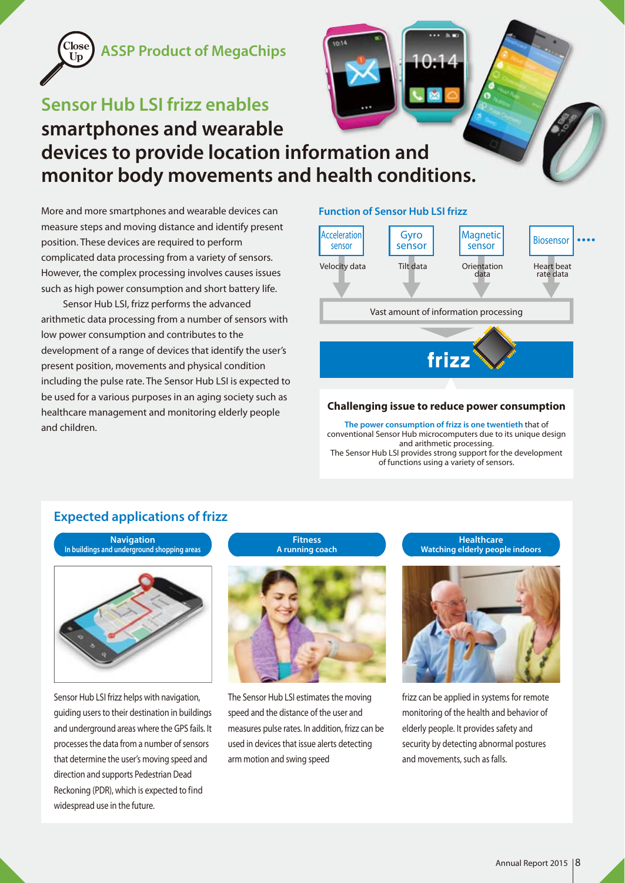Close Up

ASSP Product of MegaChips

# Sensor Hub LSI frizz enables smartphones and wearable devices to provide location information and monitor body movements and health conditions.

More and more smartphones and wearable devices can measure steps and moving distance and identify present position. These devices are required to perform complicated data processing from a variety of sensors. However, the complex processing involves causes issues such as high power consumption and short battery life.

Sensor Hub LSI, frizz performs the advanced arithmetic data processing from a number of sensors with low power consumption and contributes to the development of a range of devices that identify the user's present position, movements and physical condition including the pulse rate. The Sensor Hub LSI is expected to be used for a various purposes in an aging society such as healthcare management and monitoring elderly people and children.

## Function of Sensor Hub LSI frizz

Acceleration sensor — Velocity data
Gyro sensor — Tilt data
Magnetic sensor — Orientation data
Biosensor — Heart beat rate data
••••

Vast amount of information processing

frizz

### Challenging issue to reduce power consumption

**The power consumption of frizz is one twentieth** that of conventional Sensor Hub microcomputers due to its unique design and arithmetic processing.
The Sensor Hub LSI provides strong support for the development of functions using a variety of sensors.

## Expected applications of frizz

### Navigation
In buildings and underground shopping areas

Sensor Hub LSI frizz helps with navigation, guiding users to their destination in buildings and underground areas where the GPS fails. It processes the data from a number of sensors that determine the user's moving speed and direction and supports Pedestrian Dead Reckoning (PDR), which is expected to find widespread use in the future.

### Fitness
A running coach

The Sensor Hub LSI estimates the moving speed and the distance of the user and measures pulse rates. In addition, frizz can be used in devices that issue alerts detecting arm motion and swing speed

### Healthcare
Watching elderly people indoors

frizz can be applied in systems for remote monitoring of the health and behavior of elderly people. It provides safety and security by detecting abnormal postures and movements, such as falls.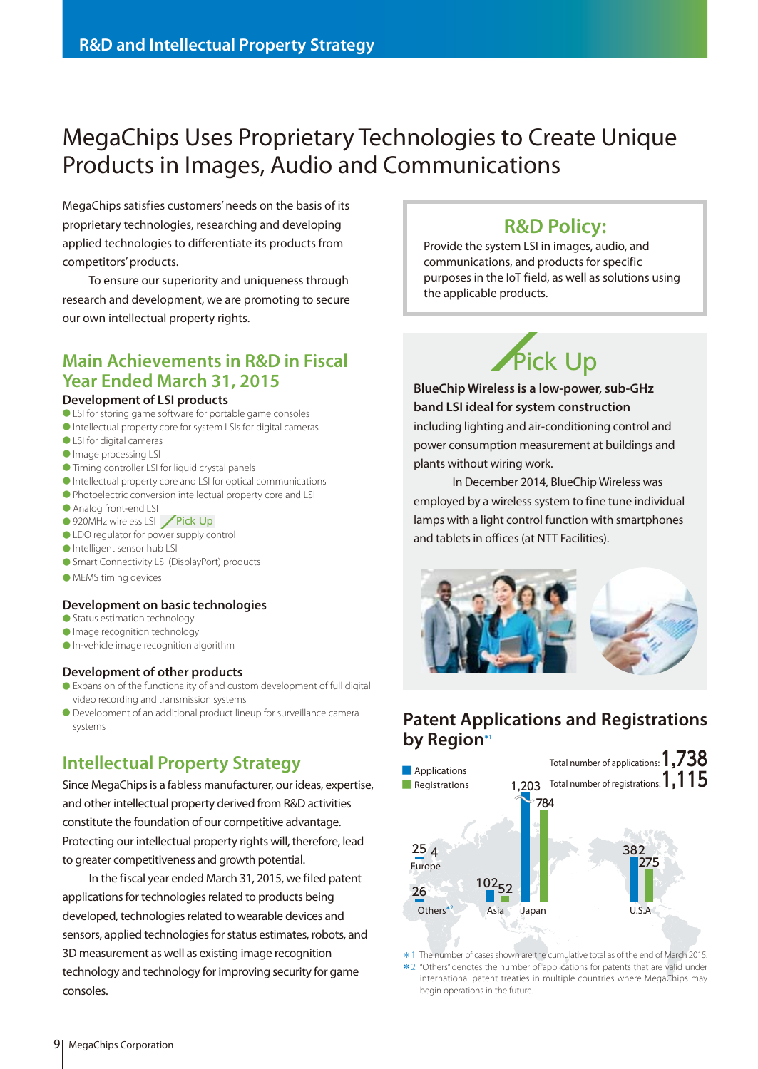# MegaChips Uses Proprietary Technologies to Create Unique Products in Images, Audio and Communications

MegaChips satisfies customers' needs on the basis of its proprietary technologies, researching and developing applied technologies to differentiate its products from competitors' products.

To ensure our superiority and uniqueness through research and development, we are promoting to secure our own intellectual property rights.

## Main Achievements in R&D in Fiscal Year Ended March 31, 2015

### Development of LSI products

- LSI for storing game software for portable game consoles
- Intellectual property core for system LSIs for digital cameras
- LSI for digital cameras
- Image processing LSI
- Timing controller LSI for liquid crystal panels
- Intellectual property core and LSI for optical communications
- Photoelectric conversion intellectual property core and LSI
- Analog front-end LSI
- 920MHz wireless LSI Pick Up
- LDO regulator for power supply control
- Intelligent sensor hub LSI
- Smart Connectivity LSI (DisplayPort) products
- MEMS timing devices

### Development on basic technologies

- Status estimation technology
- Image recognition technology
- In-vehicle image recognition algorithm

### Development of other products

- Expansion of the functionality of and custom development of full digital video recording and transmission systems
- Development of an additional product lineup for surveillance camera systems

## Intellectual Property Strategy

Since MegaChips is a fabless manufacturer, our ideas, expertise, and other intellectual property derived from R&D activities constitute the foundation of our competitive advantage. Protecting our intellectual property rights will, therefore, lead to greater competitiveness and growth potential.

In the fiscal year ended March 31, 2015, we filed patent applications for technologies related to products being developed, technologies related to wearable devices and sensors, applied technologies for status estimates, robots, and 3D measurement as well as existing image recognition technology and technology for improving security for game consoles.

## R&D Policy:

Provide the system LSI in images, audio, and communications, and products for specific purposes in the IoT field, as well as solutions using the applicable products.

## Pick Up

**BlueChip Wireless is a low-power, sub-GHz band LSI ideal for system construction** including lighting and air-conditioning control and power consumption measurement at buildings and plants without wiring work.

In December 2014, BlueChip Wireless was employed by a wireless system to fine tune individual lamps with a light control function with smartphones and tablets in offices (at NTT Facilities).

## Patent Applications and Registrations by Region[*1]

Total number of applications: 1,738
Total number of registrations: 1,115

| Region | Applications | Registrations |
|---|---|---|
| Europe | 25 | 4 |
| Others[*2] | 26 | |
| Asia | 102 | 52 |
| Japan | 1,203 | 784 |
| U.S.A | 382 | 275 |

*1 The number of cases shown are the cumulative total as of the end of March 2015.
*2 "Others" denotes the number of applications for patents that are valid under international patent treaties in multiple countries where MegaChips may begin operations in the future.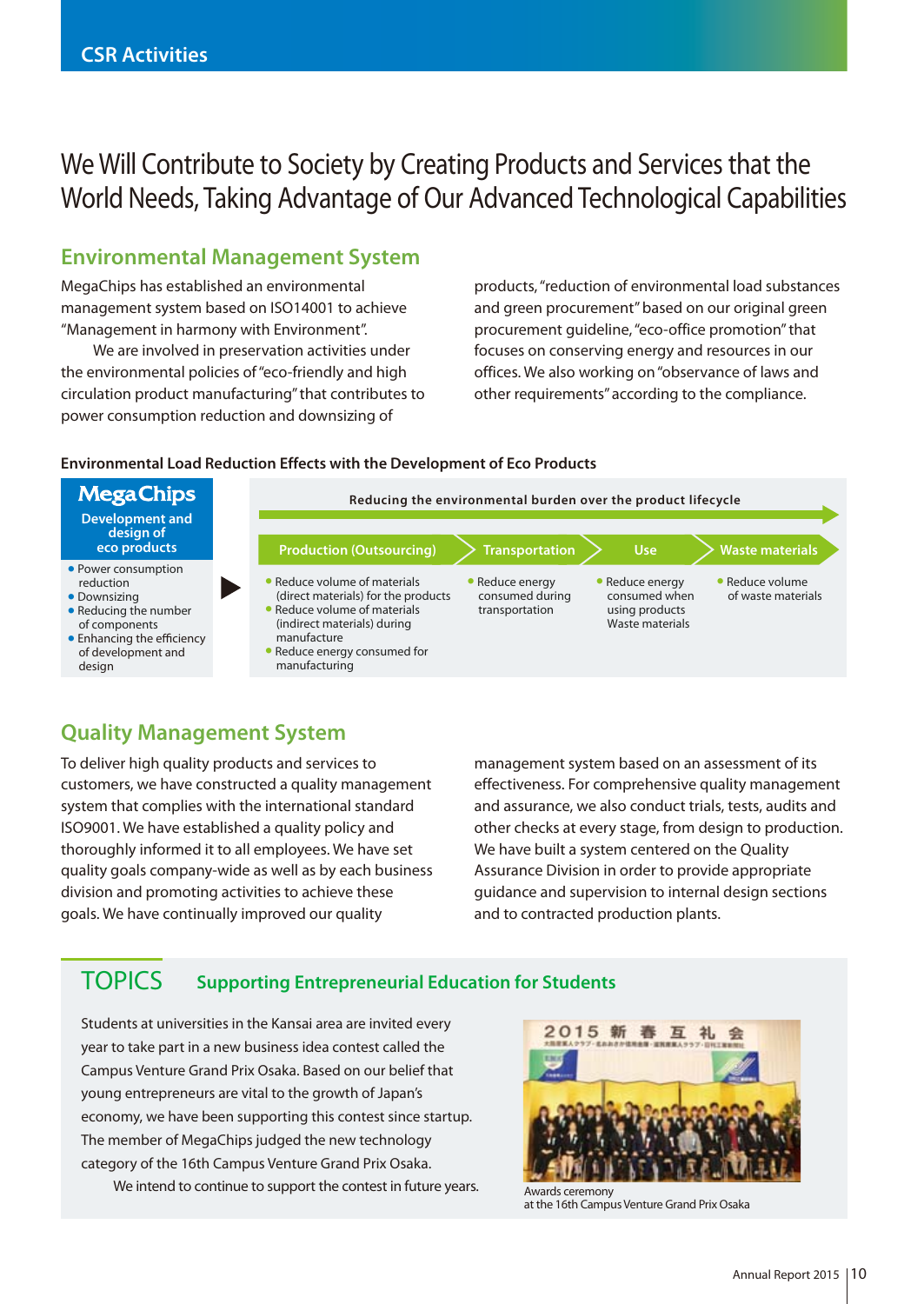CSR Activities

# We Will Contribute to Society by Creating Products and Services that the World Needs, Taking Advantage of Our Advanced Technological Capabilities

## Environmental Management System

MegaChips has established an environmental management system based on ISO14001 to achieve "Management in harmony with Environment".

We are involved in preservation activities under the environmental policies of "eco-friendly and high circulation product manufacturing" that contributes to power consumption reduction and downsizing of products, "reduction of environmental load substances and green procurement" based on our original green procurement guideline, "eco-office promotion" that focuses on conserving energy and resources in our offices. We also working on "observance of laws and other requirements" according to the compliance.

**Environmental Load Reduction Effects with the Development of Eco Products**

**MegaChips — Development and design of eco products**

- Power consumption reduction
- Downsizing
- Reducing the number of components
- Enhancing the efficiency of development and design

**Reducing the environmental burden over the product lifecycle**

| Production (Outsourcing) | Transportation | Use | Waste materials |
|---|---|---|---|
| • Reduce volume of materials (direct materials) for the products<br>• Reduce volume of materials (indirect materials) during manufacture<br>• Reduce energy consumed for manufacturing | • Reduce energy consumed during transportation | • Reduce energy consumed when using products Waste materials | • Reduce volume of waste materials |

## Quality Management System

To deliver high quality products and services to customers, we have constructed a quality management system that complies with the international standard ISO9001. We have established a quality policy and thoroughly informed it to all employees. We have set quality goals company-wide as well as by each business division and promoting activities to achieve these goals. We have continually improved our quality management system based on an assessment of its effectiveness. For comprehensive quality management and assurance, we also conduct trials, tests, audits and other checks at every stage, from design to production. We have built a system centered on the Quality Assurance Division in order to provide appropriate guidance and supervision to internal design sections and to contracted production plants.

## TOPICS Supporting Entrepreneurial Education for Students

Students at universities in the Kansai area are invited every year to take part in a new business idea contest called the Campus Venture Grand Prix Osaka. Based on our belief that young entrepreneurs are vital to the growth of Japan's economy, we have been supporting this contest since startup. The member of MegaChips judged the new technology category of the 16th Campus Venture Grand Prix Osaka.

We intend to continue to support the contest in future years.

Awards ceremony
at the 16th Campus Venture Grand Prix Osaka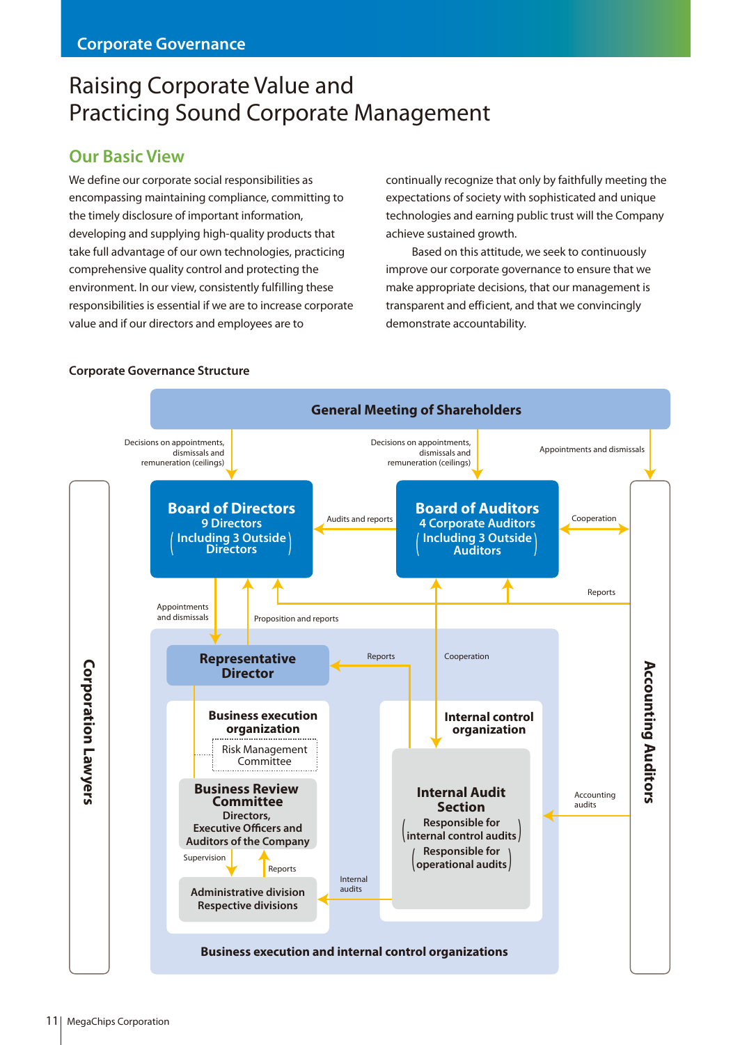# Raising Corporate Value and Practicing Sound Corporate Management

## Our Basic View

We define our corporate social responsibilities as encompassing maintaining compliance, committing to the timely disclosure of important information, developing and supplying high-quality products that take full advantage of our own technologies, practicing comprehensive quality control and protecting the environment. In our view, consistently fulfilling these responsibilities is essential if we are to increase corporate value and if our directors and employees are to continually recognize that only by faithfully meeting the expectations of society with sophisticated and unique technologies and earning public trust will the Company achieve sustained growth.

Based on this attitude, we seek to continuously improve our corporate governance to ensure that we make appropriate decisions, that our management is transparent and efficient, and that we convincingly demonstrate accountability.

### Corporate Governance Structure

**General Meeting of Shareholders**

- Decisions on appointments, dismissals and remuneration (ceilings) → Board of Directors
- Decisions on appointments, dismissals and remuneration (ceilings) → Board of Auditors
- Appointments and dismissals → Accounting Auditors

**Board of Directors**
9 Directors
(Including 3 Outside Directors)

**Board of Auditors**
4 Corporate Auditors
(Including 3 Outside Auditors)

- Board of Auditors → Board of Directors: Audits and reports
- Board of Auditors ↔ Accounting Auditors: Cooperation
- Accounting Auditors → Board of Directors / Board of Auditors: Reports
- Board of Directors → Representative Director: Appointments and dismissals
- Representative Director → Board of Directors: Proposition and reports

**Corporation Lawyers**

**Accounting Auditors**

**Business execution and internal control organizations**

**Representative Director**

**Business execution organization**
- Risk Management Committee
- **Business Review Committee**
  Directors, Executive Officers and Auditors of the Company
- Supervision / Reports
- **Administrative division**
  **Respective divisions**

**Internal control organization**
- **Internal Audit Section**
  (Responsible for internal control audits)
  (Responsible for operational audits)

- Internal Audit Section → Representative Director: Reports
- Internal Audit Section ↔ Board of Auditors: Cooperation
- Internal Audit Section → Administrative division / Respective divisions: Internal audits
- Accounting Auditors → Internal control organization: Accounting audits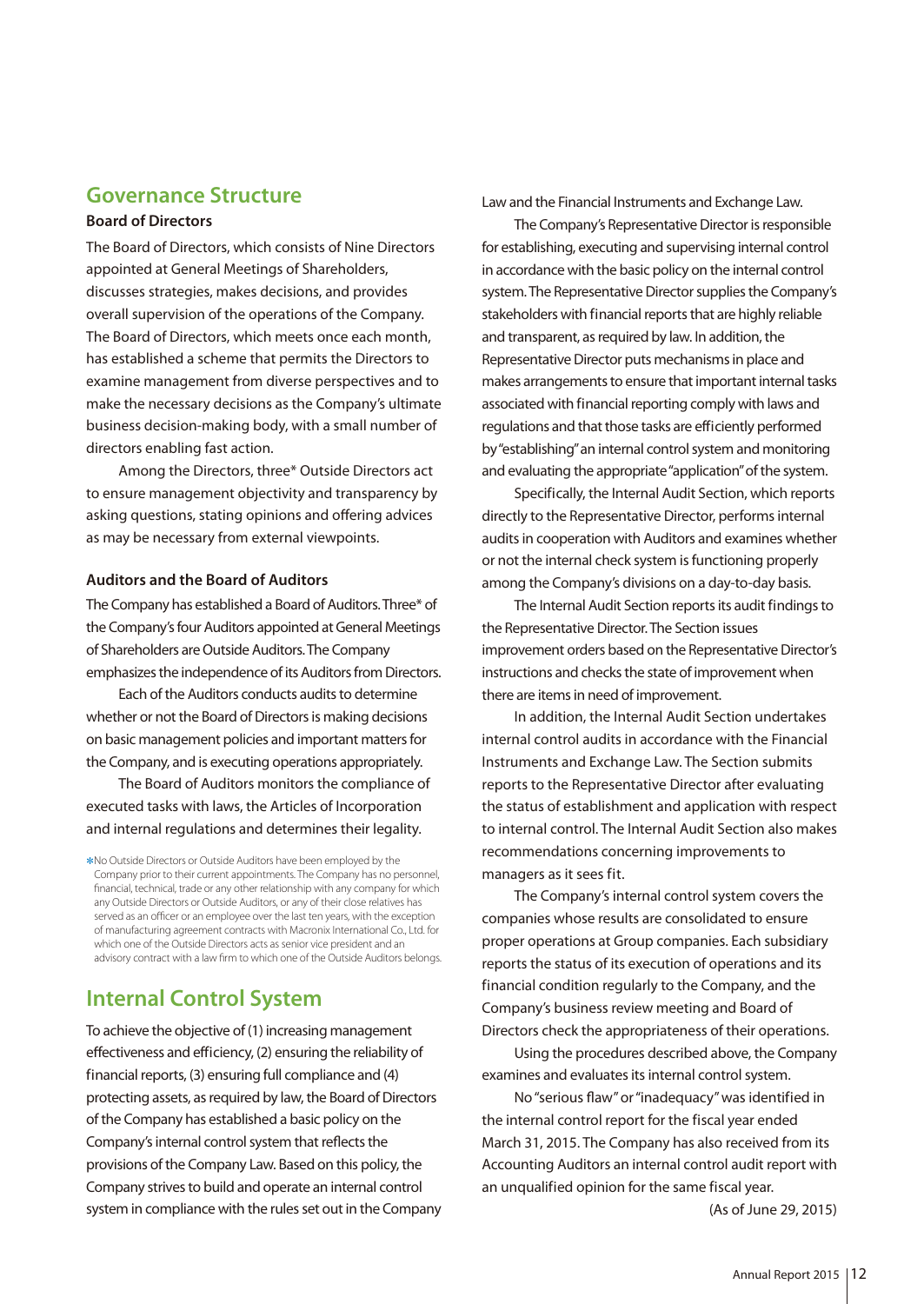## Governance Structure

### Board of Directors

The Board of Directors, which consists of Nine Directors appointed at General Meetings of Shareholders, discusses strategies, makes decisions, and provides overall supervision of the operations of the Company. The Board of Directors, which meets once each month, has established a scheme that permits the Directors to examine management from diverse perspectives and to make the necessary decisions as the Company's ultimate business decision-making body, with a small number of directors enabling fast action.

Among the Directors, three* Outside Directors act to ensure management objectivity and transparency by asking questions, stating opinions and offering advices as may be necessary from external viewpoints.

### Auditors and the Board of Auditors

The Company has established a Board of Auditors. Three* of the Company's four Auditors appointed at General Meetings of Shareholders are Outside Auditors. The Company emphasizes the independence of its Auditors from Directors.

Each of the Auditors conducts audits to determine whether or not the Board of Directors is making decisions on basic management policies and important matters for the Company, and is executing operations appropriately.

The Board of Auditors monitors the compliance of executed tasks with laws, the Articles of Incorporation and internal regulations and determines their legality.

*No Outside Directors or Outside Auditors have been employed by the Company prior to their current appointments. The Company has no personnel, financial, technical, trade or any other relationship with any company for which any Outside Directors or Outside Auditors, or any of their close relatives has served as an officer or an employee over the last ten years, with the exception of manufacturing agreement contracts with Macronix International Co., Ltd. for which one of the Outside Directors acts as senior vice president and an advisory contract with a law firm to which one of the Outside Auditors belongs.

## Internal Control System

To achieve the objective of (1) increasing management effectiveness and efficiency, (2) ensuring the reliability of financial reports, (3) ensuring full compliance and (4) protecting assets, as required by law, the Board of Directors of the Company has established a basic policy on the Company's internal control system that reflects the provisions of the Company Law. Based on this policy, the Company strives to build and operate an internal control system in compliance with the rules set out in the Company Law and the Financial Instruments and Exchange Law.

The Company's Representative Director is responsible for establishing, executing and supervising internal control in accordance with the basic policy on the internal control system. The Representative Director supplies the Company's stakeholders with financial reports that are highly reliable and transparent, as required by law. In addition, the Representative Director puts mechanisms in place and makes arrangements to ensure that important internal tasks associated with financial reporting comply with laws and regulations and that those tasks are efficiently performed by "establishing" an internal control system and monitoring and evaluating the appropriate "application" of the system.

Specifically, the Internal Audit Section, which reports directly to the Representative Director, performs internal audits in cooperation with Auditors and examines whether or not the internal check system is functioning properly among the Company's divisions on a day-to-day basis.

The Internal Audit Section reports its audit findings to the Representative Director. The Section issues improvement orders based on the Representative Director's instructions and checks the state of improvement when there are items in need of improvement.

In addition, the Internal Audit Section undertakes internal control audits in accordance with the Financial Instruments and Exchange Law. The Section submits reports to the Representative Director after evaluating the status of establishment and application with respect to internal control. The Internal Audit Section also makes recommendations concerning improvements to managers as it sees fit.

The Company's internal control system covers the companies whose results are consolidated to ensure proper operations at Group companies. Each subsidiary reports the status of its execution of operations and its financial condition regularly to the Company, and the Company's business review meeting and Board of Directors check the appropriateness of their operations.

Using the procedures described above, the Company examines and evaluates its internal control system.

No "serious flaw" or "inadequacy" was identified in the internal control report for the fiscal year ended March 31, 2015. The Company has also received from its Accounting Auditors an internal control audit report with an unqualified opinion for the same fiscal year.

(As of June 29, 2015)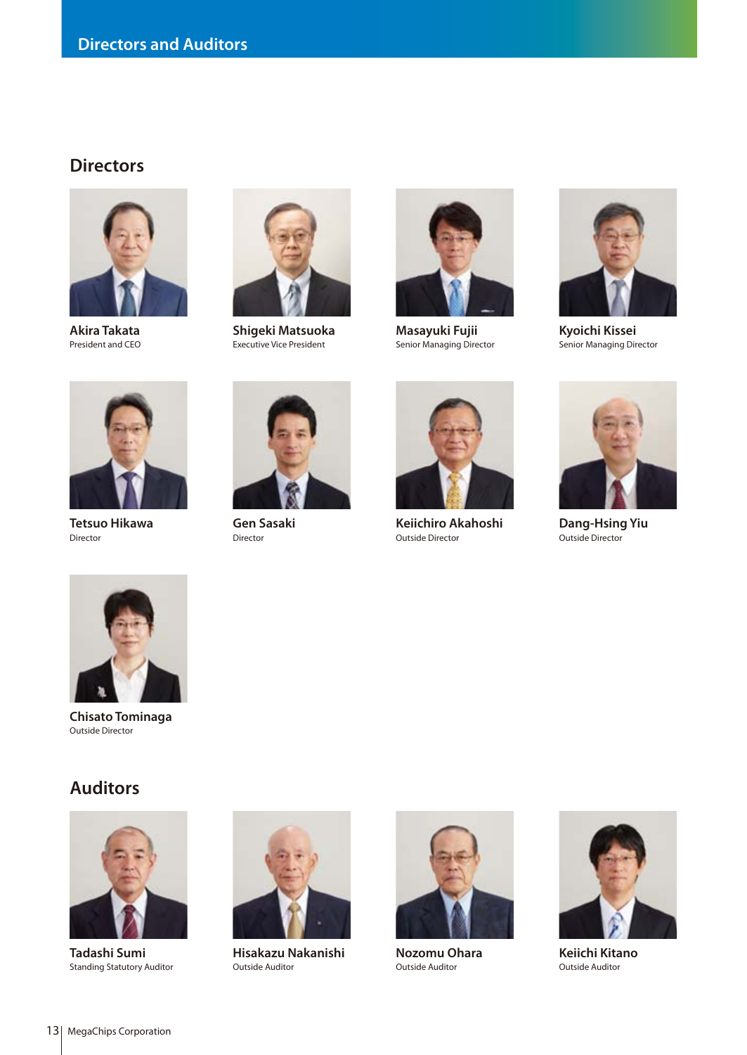# Directors and Auditors

## Directors

**Akira Takata**
President and CEO

**Shigeki Matsuoka**
Executive Vice President

**Masayuki Fujii**
Senior Managing Director

**Kyoichi Kissei**
Senior Managing Director

**Tetsuo Hikawa**
Director

**Gen Sasaki**
Director

**Keiichiro Akahoshi**
Outside Director

**Dang-Hsing Yiu**
Outside Director

**Chisato Tominaga**
Outside Director

## Auditors

**Tadashi Sumi**
Standing Statutory Auditor

**Hisakazu Nakanishi**
Outside Auditor

**Nozomu Ohara**
Outside Auditor

**Keiichi Kitano**
Outside Auditor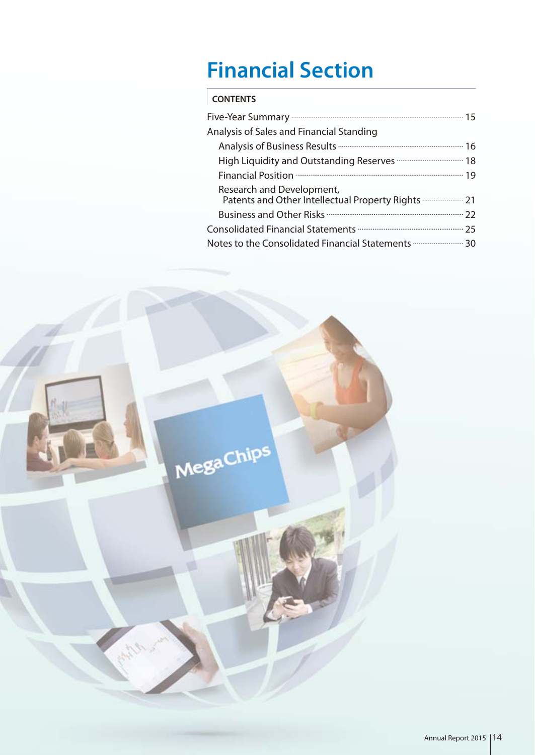# Financial Section

## CONTENTS

- Five-Year Summary ........ 15
- Analysis of Sales and Financial Standing
  - Analysis of Business Results ........ 16
  - High Liquidity and Outstanding Reserves ........ 18
  - Financial Position ........ 19
  - Research and Development, Patents and Other Intellectual Property Rights ........ 21
  - Business and Other Risks ........ 22
- Consolidated Financial Statements ........ 25
- Notes to the Consolidated Financial Statements ........ 30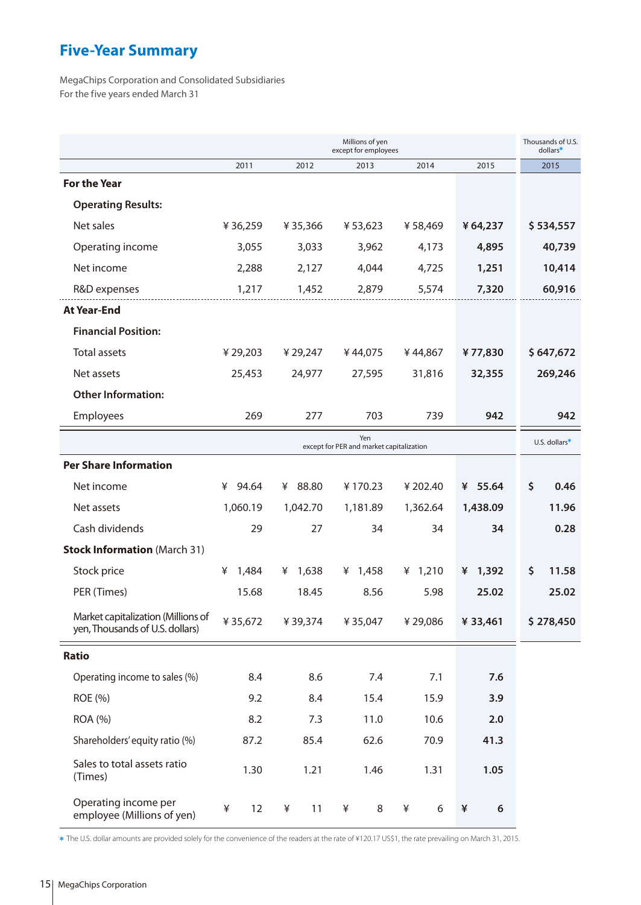# Five-Year Summary

MegaChips Corporation and Consolidated Subsidiaries
For the five years ended March 31

| | Millions of yen except for employees | | | | | Thousands of U.S. dollars* |
|---|---|---|---|---|---|---|
| | 2011 | 2012 | 2013 | 2014 | 2015 | 2015 |
| **For the Year** | | | | | | |
| **Operating Results:** | | | | | | |
| Net sales | ¥ 36,259 | ¥ 35,366 | ¥ 53,623 | ¥ 58,469 | **¥ 64,237** | **$ 534,557** |
| Operating income | 3,055 | 3,033 | 3,962 | 4,173 | **4,895** | **40,739** |
| Net income | 2,288 | 2,127 | 4,044 | 4,725 | **1,251** | **10,414** |
| R&D expenses | 1,217 | 1,452 | 2,879 | 5,574 | **7,320** | **60,916** |
| **At Year-End** | | | | | | |
| **Financial Position:** | | | | | | |
| Total assets | ¥ 29,203 | ¥ 29,247 | ¥ 44,075 | ¥ 44,867 | **¥ 77,830** | **$ 647,672** |
| Net assets | 25,453 | 24,977 | 27,595 | 31,816 | **32,355** | **269,246** |
| **Other Information:** | | | | | | |
| Employees | 269 | 277 | 703 | 739 | **942** | **942** |

| | Yen except for PER and market capitalization | | | | | U.S. dollars* |
|---|---|---|---|---|---|---|
| **Per Share Information** | | | | | | |
| Net income | ¥ 94.64 | ¥ 88.80 | ¥ 170.23 | ¥ 202.40 | **¥ 55.64** | **$ 0.46** |
| Net assets | 1,060.19 | 1,042.70 | 1,181.89 | 1,362.64 | **1,438.09** | **11.96** |
| Cash dividends | 29 | 27 | 34 | 34 | **34** | **0.28** |
| **Stock Information** (March 31) | | | | | | |
| Stock price | ¥ 1,484 | ¥ 1,638 | ¥ 1,458 | ¥ 1,210 | **¥ 1,392** | **$ 11.58** |
| PER (Times) | 15.68 | 18.45 | 8.56 | 5.98 | **25.02** | **25.02** |
| Market capitalization (Millions of yen, Thousands of U.S. dollars) | ¥ 35,672 | ¥ 39,374 | ¥ 35,047 | ¥ 29,086 | **¥ 33,461** | **$ 278,450** |

| | 2011 | 2012 | 2013 | 2014 | 2015 |
|---|---|---|---|---|---|
| **Ratio** | | | | | |
| Operating income to sales (%) | 8.4 | 8.6 | 7.4 | 7.1 | **7.6** |
| ROE (%) | 9.2 | 8.4 | 15.4 | 15.9 | **3.9** |
| ROA (%) | 8.2 | 7.3 | 11.0 | 10.6 | **2.0** |
| Shareholders' equity ratio (%) | 87.2 | 85.4 | 62.6 | 70.9 | **41.3** |
| Sales to total assets ratio (Times) | 1.30 | 1.21 | 1.46 | 1.31 | **1.05** |
| Operating income per employee (Millions of yen) | ¥ 12 | ¥ 11 | ¥ 8 | ¥ 6 | **¥ 6** |

* The U.S. dollar amounts are provided solely for the convenience of the readers at the rate of ¥120.17 US$1, the rate prevailing on March 31, 2015.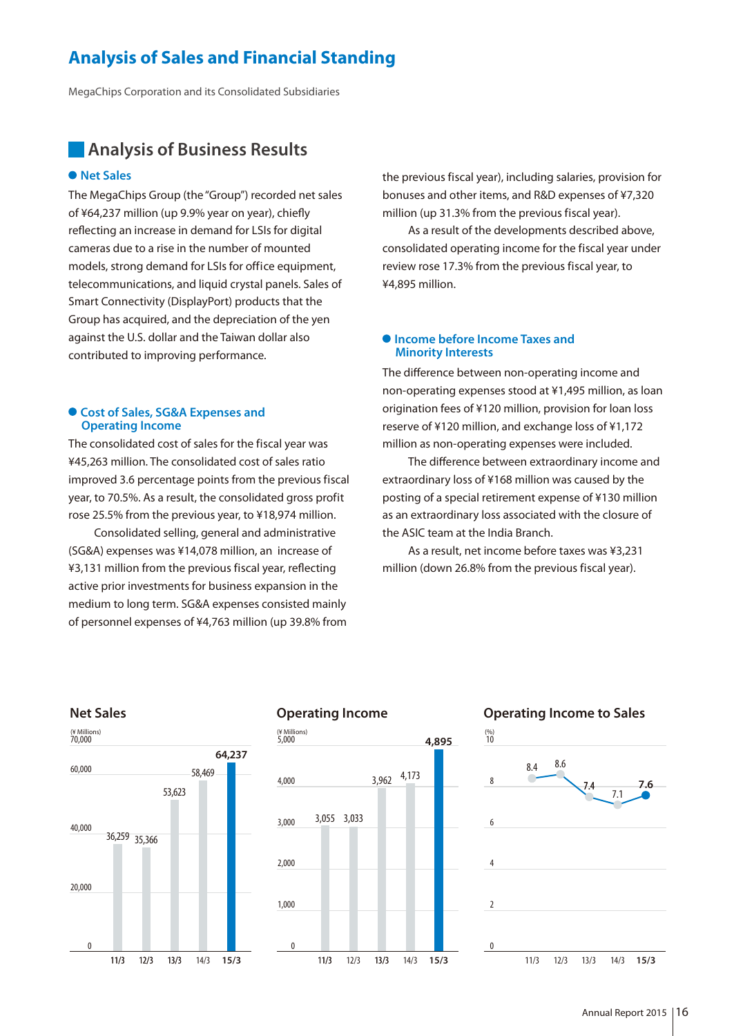# Analysis of Sales and Financial Standing

MegaChips Corporation and its Consolidated Subsidiaries

## Analysis of Business Results

### Net Sales

The MegaChips Group (the "Group") recorded net sales of ¥64,237 million (up 9.9% year on year), chiefly reflecting an increase in demand for LSIs for digital cameras due to a rise in the number of mounted models, strong demand for LSIs for office equipment, telecommunications, and liquid crystal panels. Sales of Smart Connectivity (DisplayPort) products that the Group has acquired, and the depreciation of the yen against the U.S. dollar and the Taiwan dollar also contributed to improving performance.

### Cost of Sales, SG&A Expenses and Operating Income

The consolidated cost of sales for the fiscal year was ¥45,263 million. The consolidated cost of sales ratio improved 3.6 percentage points from the previous fiscal year, to 70.5%. As a result, the consolidated gross profit rose 25.5% from the previous year, to ¥18,974 million.

Consolidated selling, general and administrative (SG&A) expenses was ¥14,078 million, an increase of ¥3,131 million from the previous fiscal year, reflecting active prior investments for business expansion in the medium to long term. SG&A expenses consisted mainly of personnel expenses of ¥4,763 million (up 39.8% from the previous fiscal year), including salaries, provision for bonuses and other items, and R&D expenses of ¥7,320 million (up 31.3% from the previous fiscal year).

As a result of the developments described above, consolidated operating income for the fiscal year under review rose 17.3% from the previous fiscal year, to ¥4,895 million.

### Income before Income Taxes and Minority Interests

The difference between non-operating income and non-operating expenses stood at ¥1,495 million, as loan origination fees of ¥120 million, provision for loan loss reserve of ¥120 million, and exchange loss of ¥1,172 million as non-operating expenses were included.

The difference between extraordinary income and extraordinary loss of ¥168 million was caused by the posting of a special retirement expense of ¥130 million as an extraordinary loss associated with the closure of the ASIC team at the India Branch.

As a result, net income before taxes was ¥3,231 million (down 26.8% from the previous fiscal year).

**Net Sales** (¥ Millions)

| 11/3 | 12/3 | 13/3 | 14/3 | 15/3 |
|---|---|---|---|---|
| 36,259 | 35,366 | 53,623 | 58,469 | 64,237 |

**Operating Income** (¥ Millions)

| 11/3 | 12/3 | 13/3 | 14/3 | 15/3 |
|---|---|---|---|---|
| 3,055 | 3,033 | 3,962 | 4,173 | 4,895 |

**Operating Income to Sales** (%)

| 11/3 | 12/3 | 13/3 | 14/3 | 15/3 |
|---|---|---|---|---|
| 8.4 | 8.6 | 7.4 | 7.1 | 7.6 |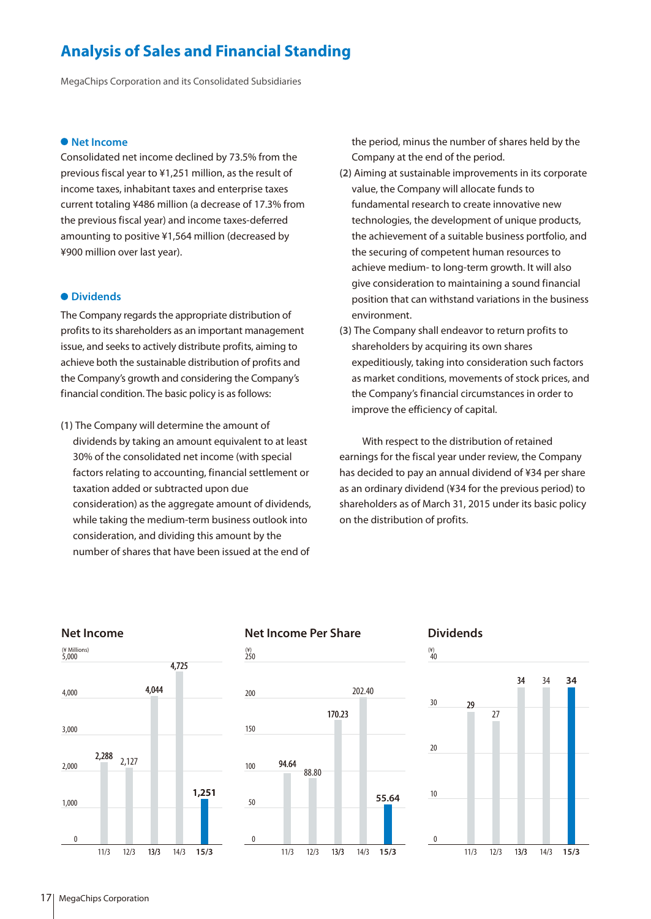# Analysis of Sales and Financial Standing

MegaChips Corporation and its Consolidated Subsidiaries

## Net Income

Consolidated net income declined by 73.5% from the previous fiscal year to ¥1,251 million, as the result of income taxes, inhabitant taxes and enterprise taxes current totaling ¥486 million (a decrease of 17.3% from the previous fiscal year) and income taxes-deferred amounting to positive ¥1,564 million (decreased by ¥900 million over last year).

## Dividends

The Company regards the appropriate distribution of profits to its shareholders as an important management issue, and seeks to actively distribute profits, aiming to achieve both the sustainable distribution of profits and the Company's growth and considering the Company's financial condition. The basic policy is as follows:

(1) The Company will determine the amount of dividends by taking an amount equivalent to at least 30% of the consolidated net income (with special factors relating to accounting, financial settlement or taxation added or subtracted upon due consideration) as the aggregate amount of dividends, while taking the medium-term business outlook into consideration, and dividing this amount by the number of shares that have been issued at the end of the period, minus the number of shares held by the Company at the end of the period.

(2) Aiming at sustainable improvements in its corporate value, the Company will allocate funds to fundamental research to create innovative new technologies, the development of unique products, the achievement of a suitable business portfolio, and the securing of competent human resources to achieve medium- to long-term growth. It will also give consideration to maintaining a sound financial position that can withstand variations in the business environment.

(3) The Company shall endeavor to return profits to shareholders by acquiring its own shares expeditiously, taking into consideration such factors as market conditions, movements of stock prices, and the Company's financial circumstances in order to improve the efficiency of capital.

With respect to the distribution of retained earnings for the fiscal year under review, the Company has decided to pay an annual dividend of ¥34 per share as an ordinary dividend (¥34 for the previous period) to shareholders as of March 31, 2015 under its basic policy on the distribution of profits.

### Net Income

(¥ Millions)

| 11/3 | 12/3 | 13/3 | 14/3 | 15/3 |
|---|---|---|---|---|
| 2,288 | 2,127 | 4,044 | 4,725 | 1,251 |

### Net Income Per Share

(¥)

| 11/3 | 12/3 | 13/3 | 14/3 | 15/3 |
|---|---|---|---|---|
| 94.64 | 88.80 | 170.23 | 202.40 | 55.64 |

### Dividends

(¥)

| 11/3 | 12/3 | 13/3 | 14/3 | 15/3 |
|---|---|---|---|---|
| 29 | 27 | 34 | 34 | 34 |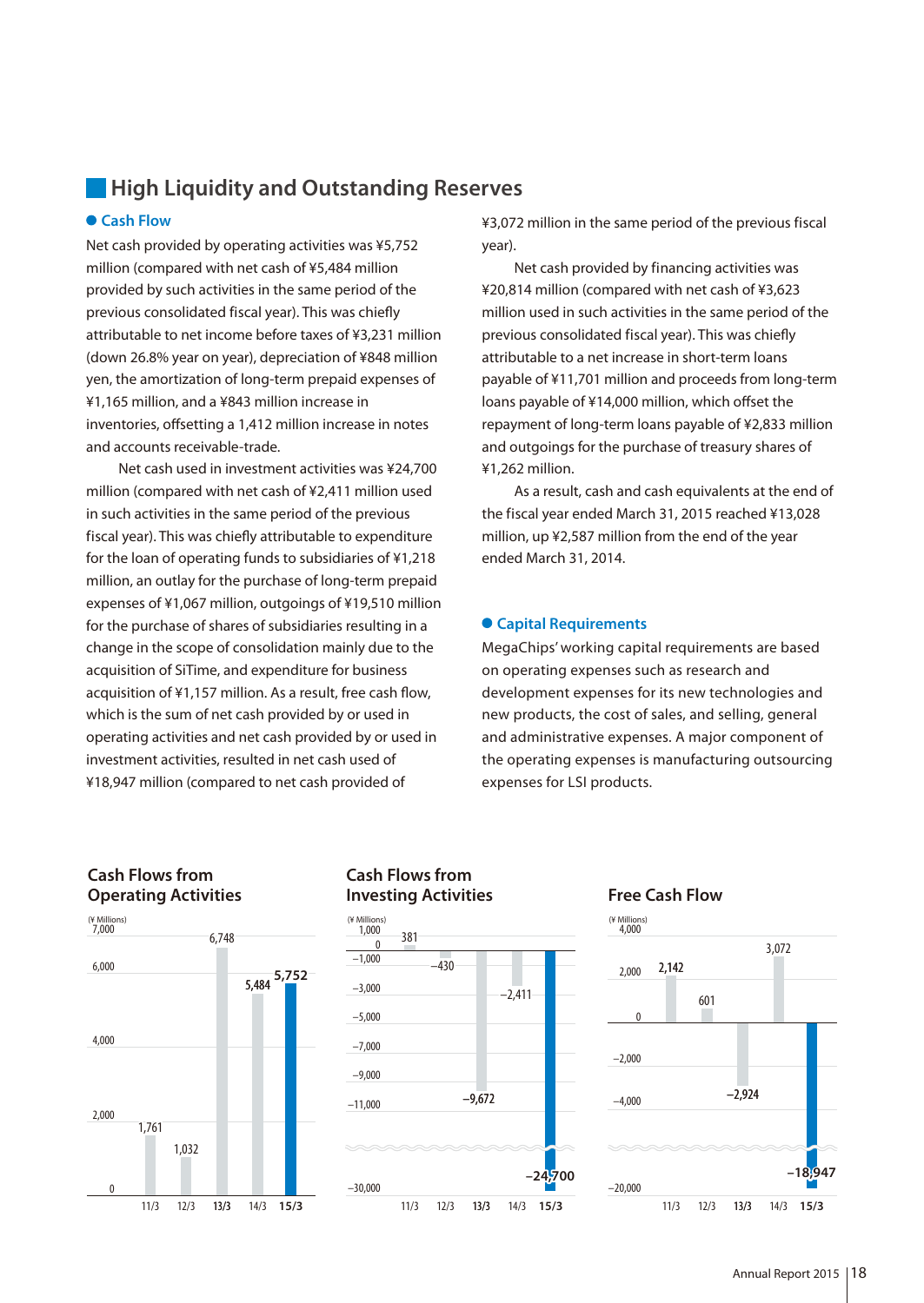## High Liquidity and Outstanding Reserves

### Cash Flow

Net cash provided by operating activities was ¥5,752 million (compared with net cash of ¥5,484 million provided by such activities in the same period of the previous consolidated fiscal year). This was chiefly attributable to net income before taxes of ¥3,231 million (down 26.8% year on year), depreciation of ¥848 million yen, the amortization of long-term prepaid expenses of ¥1,165 million, and a ¥843 million increase in inventories, offsetting a 1,412 million increase in notes and accounts receivable-trade.

Net cash used in investment activities was ¥24,700 million (compared with net cash of ¥2,411 million used in such activities in the same period of the previous fiscal year). This was chiefly attributable to expenditure for the loan of operating funds to subsidiaries of ¥1,218 million, an outlay for the purchase of long-term prepaid expenses of ¥1,067 million, outgoings of ¥19,510 million for the purchase of shares of subsidiaries resulting in a change in the scope of consolidation mainly due to the acquisition of SiTime, and expenditure for business acquisition of ¥1,157 million. As a result, free cash flow, which is the sum of net cash provided by or used in operating activities and net cash provided by or used in investment activities, resulted in net cash used of ¥18,947 million (compared to net cash provided of ¥3,072 million in the same period of the previous fiscal year).

Net cash provided by financing activities was ¥20,814 million (compared with net cash of ¥3,623 million used in such activities in the same period of the previous consolidated fiscal year). This was chiefly attributable to a net increase in short-term loans payable of ¥11,701 million and proceeds from long-term loans payable of ¥14,000 million, which offset the repayment of long-term loans payable of ¥2,833 million and outgoings for the purchase of treasury shares of ¥1,262 million.

As a result, cash and cash equivalents at the end of the fiscal year ended March 31, 2015 reached ¥13,028 million, up ¥2,587 million from the end of the year ended March 31, 2014.

### Capital Requirements

MegaChips' working capital requirements are based on operating expenses such as research and development expenses for its new technologies and new products, the cost of sales, and selling, general and administrative expenses. A major component of the operating expenses is manufacturing outsourcing expenses for LSI products.

**Cash Flows from Operating Activities** (¥ Millions)

| 11/3 | 12/3 | 13/3 | 14/3 | 15/3 |
|---|---|---|---|---|
| 1,761 | 1,032 | 6,748 | 5,484 | 5,752 |

**Cash Flows from Investing Activities** (¥ Millions)

| 11/3 | 12/3 | 13/3 | 14/3 | 15/3 |
|---|---|---|---|---|
| 381 | −430 | −9,672 | −2,411 | −24,700 |

**Free Cash Flow** (¥ Millions)

| 11/3 | 12/3 | 13/3 | 14/3 | 15/3 |
|---|---|---|---|---|
| 2,142 | 601 | −2,924 | 3,072 | −18,947 |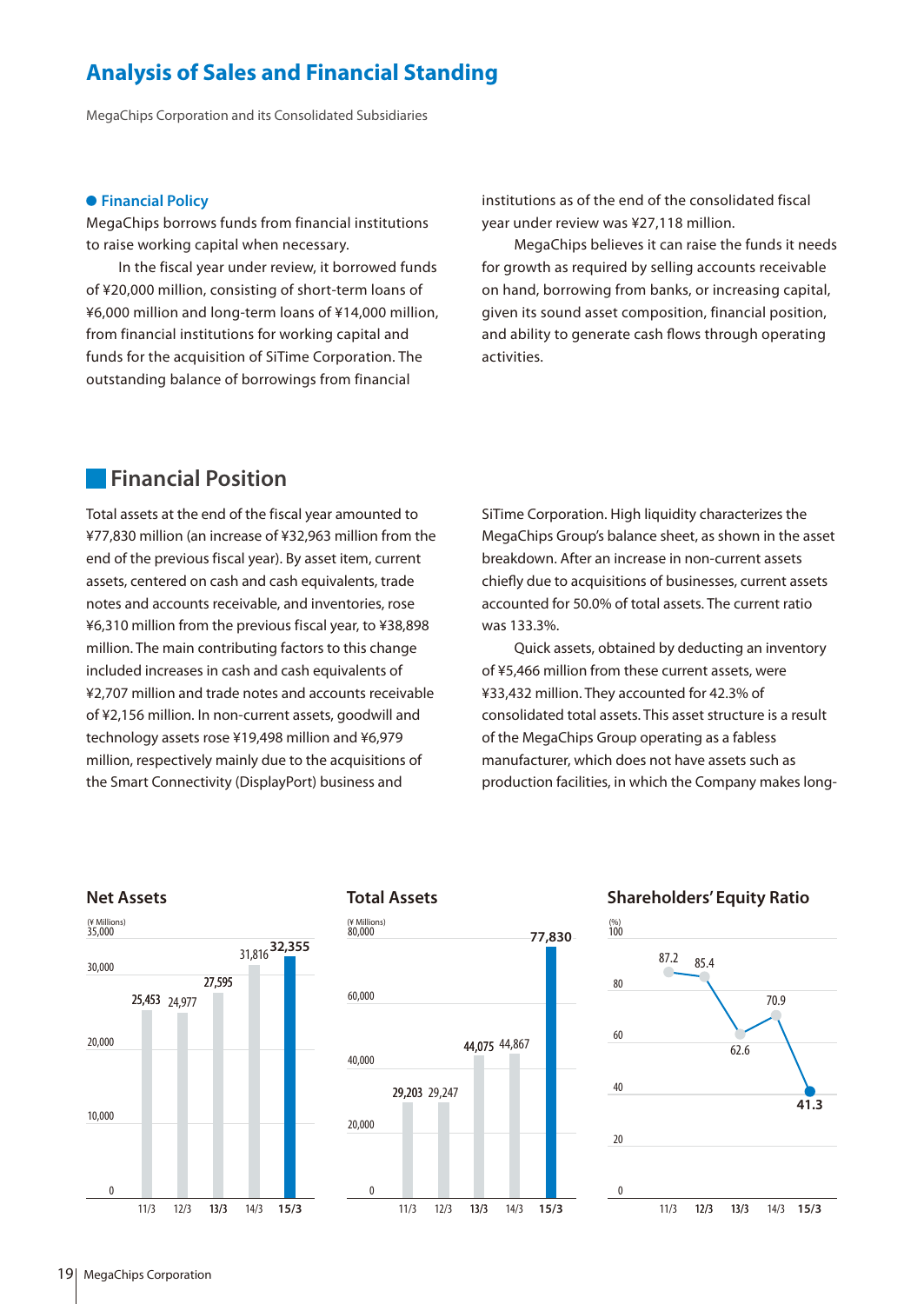# Analysis of Sales and Financial Standing

MegaChips Corporation and its Consolidated Subsidiaries

### Financial Policy

MegaChips borrows funds from financial institutions to raise working capital when necessary.

In the fiscal year under review, it borrowed funds of ¥20,000 million, consisting of short-term loans of ¥6,000 million and long-term loans of ¥14,000 million, from financial institutions for working capital and funds for the acquisition of SiTime Corporation. The outstanding balance of borrowings from financial institutions as of the end of the consolidated fiscal year under review was ¥27,118 million.

MegaChips believes it can raise the funds it needs for growth as required by selling accounts receivable on hand, borrowing from banks, or increasing capital, given its sound asset composition, financial position, and ability to generate cash flows through operating activities.

## Financial Position

Total assets at the end of the fiscal year amounted to ¥77,830 million (an increase of ¥32,963 million from the end of the previous fiscal year). By asset item, current assets, centered on cash and cash equivalents, trade notes and accounts receivable, and inventories, rose ¥6,310 million from the previous fiscal year, to ¥38,898 million. The main contributing factors to this change included increases in cash and cash equivalents of ¥2,707 million and trade notes and accounts receivable of ¥2,156 million. In non-current assets, goodwill and technology assets rose ¥19,498 million and ¥6,979 million, respectively mainly due to the acquisitions of the Smart Connectivity (DisplayPort) business and SiTime Corporation. High liquidity characterizes the MegaChips Group's balance sheet, as shown in the asset breakdown. After an increase in non-current assets chiefly due to acquisitions of businesses, current assets accounted for 50.0% of total assets. The current ratio was 133.3%.

Quick assets, obtained by deducting an inventory of ¥5,466 million from these current assets, were ¥33,432 million. They accounted for 42.3% of consolidated total assets. This asset structure is a result of the MegaChips Group operating as a fabless manufacturer, which does not have assets such as production facilities, in which the Company makes long-

### Net Assets

(¥ Millions)

| 11/3 | 12/3 | 13/3 | 14/3 | 15/3 |
|---|---|---|---|---|
| 25,453 | 24,977 | 27,595 | 31,816 | 32,355 |

### Total Assets

(¥ Millions)

| 11/3 | 12/3 | 13/3 | 14/3 | 15/3 |
|---|---|---|---|---|
| 29,203 | 29,247 | 44,075 | 44,867 | 77,830 |

### Shareholders' Equity Ratio

(%)

| 11/3 | 12/3 | 13/3 | 14/3 | 15/3 |
|---|---|---|---|---|
| 87.2 | 85.4 | 62.6 | 70.9 | 41.3 |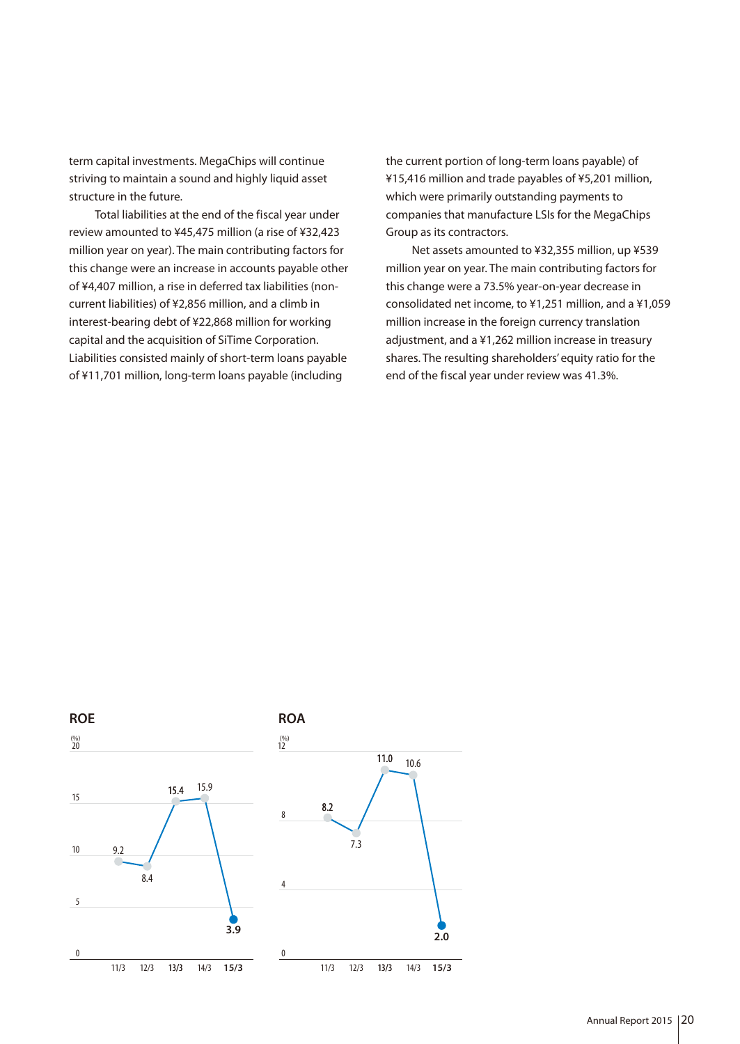term capital investments. MegaChips will continue striving to maintain a sound and highly liquid asset structure in the future.

Total liabilities at the end of the fiscal year under review amounted to ¥45,475 million (a rise of ¥32,423 million year on year). The main contributing factors for this change were an increase in accounts payable other of ¥4,407 million, a rise in deferred tax liabilities (non-current liabilities) of ¥2,856 million, and a climb in interest-bearing debt of ¥22,868 million for working capital and the acquisition of SiTime Corporation. Liabilities consisted mainly of short-term loans payable of ¥11,701 million, long-term loans payable (including the current portion of long-term loans payable) of ¥15,416 million and trade payables of ¥5,201 million, which were primarily outstanding payments to companies that manufacture LSIs for the MegaChips Group as its contractors.

Net assets amounted to ¥32,355 million, up ¥539 million year on year. The main contributing factors for this change were a 73.5% year-on-year decrease in consolidated net income, to ¥1,251 million, and a ¥1,059 million increase in the foreign currency translation adjustment, and a ¥1,262 million increase in treasury shares. The resulting shareholders' equity ratio for the end of the fiscal year under review was 41.3%.

**ROE**

(%)

| 11/3 | 12/3 | 13/3 | 14/3 | 15/3 |
|---|---|---|---|---|
| 9.2 | 8.4 | 15.4 | 15.9 | 3.9 |

**ROA**

(%)

| 11/3 | 12/3 | 13/3 | 14/3 | 15/3 |
|---|---|---|---|---|
| 8.2 | 7.3 | 11.0 | 10.6 | 2.0 |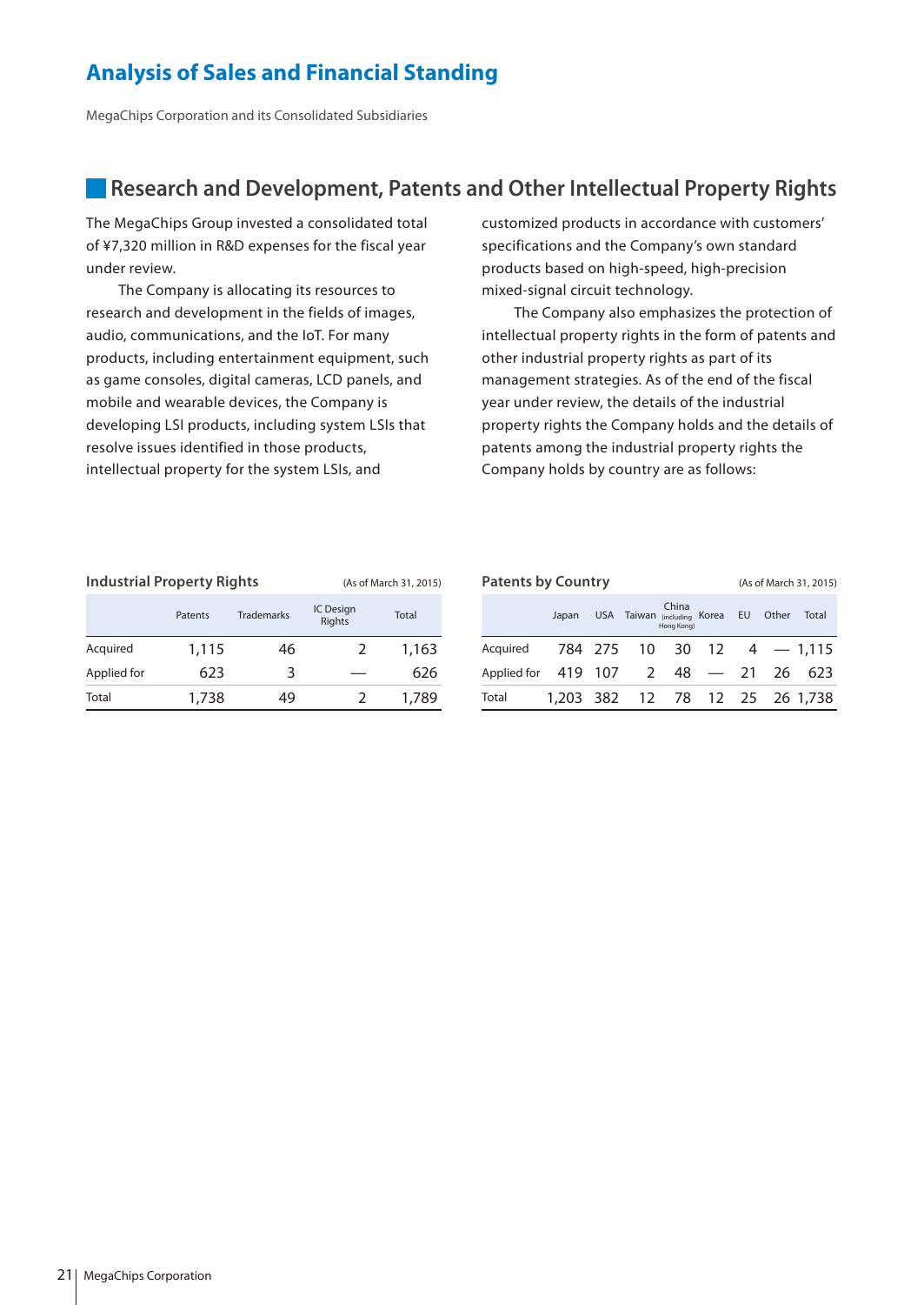# Analysis of Sales and Financial Standing

MegaChips Corporation and its Consolidated Subsidiaries

## Research and Development, Patents and Other Intellectual Property Rights

The MegaChips Group invested a consolidated total of ¥7,320 million in R&D expenses for the fiscal year under review.

The Company is allocating its resources to research and development in the fields of images, audio, communications, and the IoT. For many products, including entertainment equipment, such as game consoles, digital cameras, LCD panels, and mobile and wearable devices, the Company is developing LSI products, including system LSIs that resolve issues identified in those products, intellectual property for the system LSIs, and customized products in accordance with customers' specifications and the Company's own standard products based on high-speed, high-precision mixed-signal circuit technology.

The Company also emphasizes the protection of intellectual property rights in the form of patents and other industrial property rights as part of its management strategies. As of the end of the fiscal year under review, the details of the industrial property rights the Company holds and the details of patents among the industrial property rights the Company holds by country are as follows:

**Industrial Property Rights** (As of March 31, 2015)

| | Patents | Trademarks | IC Design Rights | Total |
|---|---|---|---|---|
| Acquired | 1,115 | 46 | 2 | 1,163 |
| Applied for | 623 | 3 | — | 626 |
| Total | 1,738 | 49 | 2 | 1,789 |

**Patents by Country** (As of March 31, 2015)

| | Japan | USA | Taiwan | China (including Hong Kong) | Korea | EU | Other | Total |
|---|---|---|---|---|---|---|---|---|
| Acquired | 784 | 275 | 10 | 30 | 12 | 4 | — | 1,115 |
| Applied for | 419 | 107 | 2 | 48 | — | 21 | 26 | 623 |
| Total | 1,203 | 382 | 12 | 78 | 12 | 25 | 26 | 1,738 |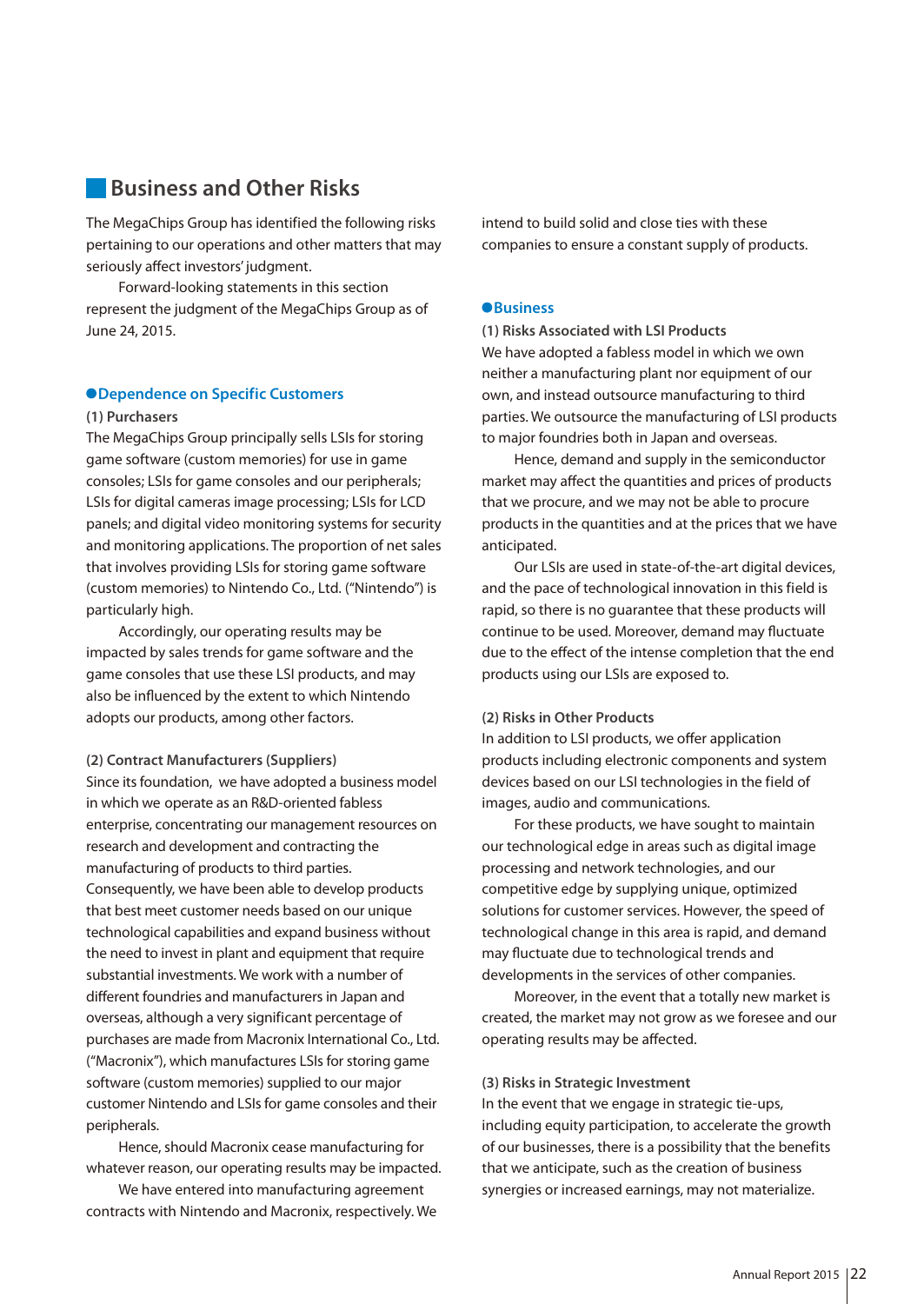## Business and Other Risks

The MegaChips Group has identified the following risks pertaining to our operations and other matters that may seriously affect investors' judgment.

Forward-looking statements in this section represent the judgment of the MegaChips Group as of June 24, 2015.

### ●Dependence on Specific Customers

**(1) Purchasers**

The MegaChips Group principally sells LSIs for storing game software (custom memories) for use in game consoles; LSIs for game consoles and our peripherals; LSIs for digital cameras image processing; LSIs for LCD panels; and digital video monitoring systems for security and monitoring applications. The proportion of net sales that involves providing LSIs for storing game software (custom memories) to Nintendo Co., Ltd. ("Nintendo") is particularly high.

Accordingly, our operating results may be impacted by sales trends for game software and the game consoles that use these LSI products, and may also be influenced by the extent to which Nintendo adopts our products, among other factors.

**(2) Contract Manufacturers (Suppliers)**

Since its foundation, we have adopted a business model in which we operate as an R&D-oriented fabless enterprise, concentrating our management resources on research and development and contracting the manufacturing of products to third parties. Consequently, we have been able to develop products that best meet customer needs based on our unique technological capabilities and expand business without the need to invest in plant and equipment that require substantial investments. We work with a number of different foundries and manufacturers in Japan and overseas, although a very significant percentage of purchases are made from Macronix International Co., Ltd. ("Macronix"), which manufactures LSIs for storing game software (custom memories) supplied to our major customer Nintendo and LSIs for game consoles and their peripherals.

Hence, should Macronix cease manufacturing for whatever reason, our operating results may be impacted.

We have entered into manufacturing agreement contracts with Nintendo and Macronix, respectively. We intend to build solid and close ties with these companies to ensure a constant supply of products.

### ●Business

**(1) Risks Associated with LSI Products**

We have adopted a fabless model in which we own neither a manufacturing plant nor equipment of our own, and instead outsource manufacturing to third parties. We outsource the manufacturing of LSI products to major foundries both in Japan and overseas.

Hence, demand and supply in the semiconductor market may affect the quantities and prices of products that we procure, and we may not be able to procure products in the quantities and at the prices that we have anticipated.

Our LSIs are used in state-of-the-art digital devices, and the pace of technological innovation in this field is rapid, so there is no guarantee that these products will continue to be used. Moreover, demand may fluctuate due to the effect of the intense completion that the end products using our LSIs are exposed to.

**(2) Risks in Other Products**

In addition to LSI products, we offer application products including electronic components and system devices based on our LSI technologies in the field of images, audio and communications.

For these products, we have sought to maintain our technological edge in areas such as digital image processing and network technologies, and our competitive edge by supplying unique, optimized solutions for customer services. However, the speed of technological change in this area is rapid, and demand may fluctuate due to technological trends and developments in the services of other companies.

Moreover, in the event that a totally new market is created, the market may not grow as we foresee and our operating results may be affected.

**(3) Risks in Strategic Investment**

In the event that we engage in strategic tie-ups, including equity participation, to accelerate the growth of our businesses, there is a possibility that the benefits that we anticipate, such as the creation of business synergies or increased earnings, may not materialize.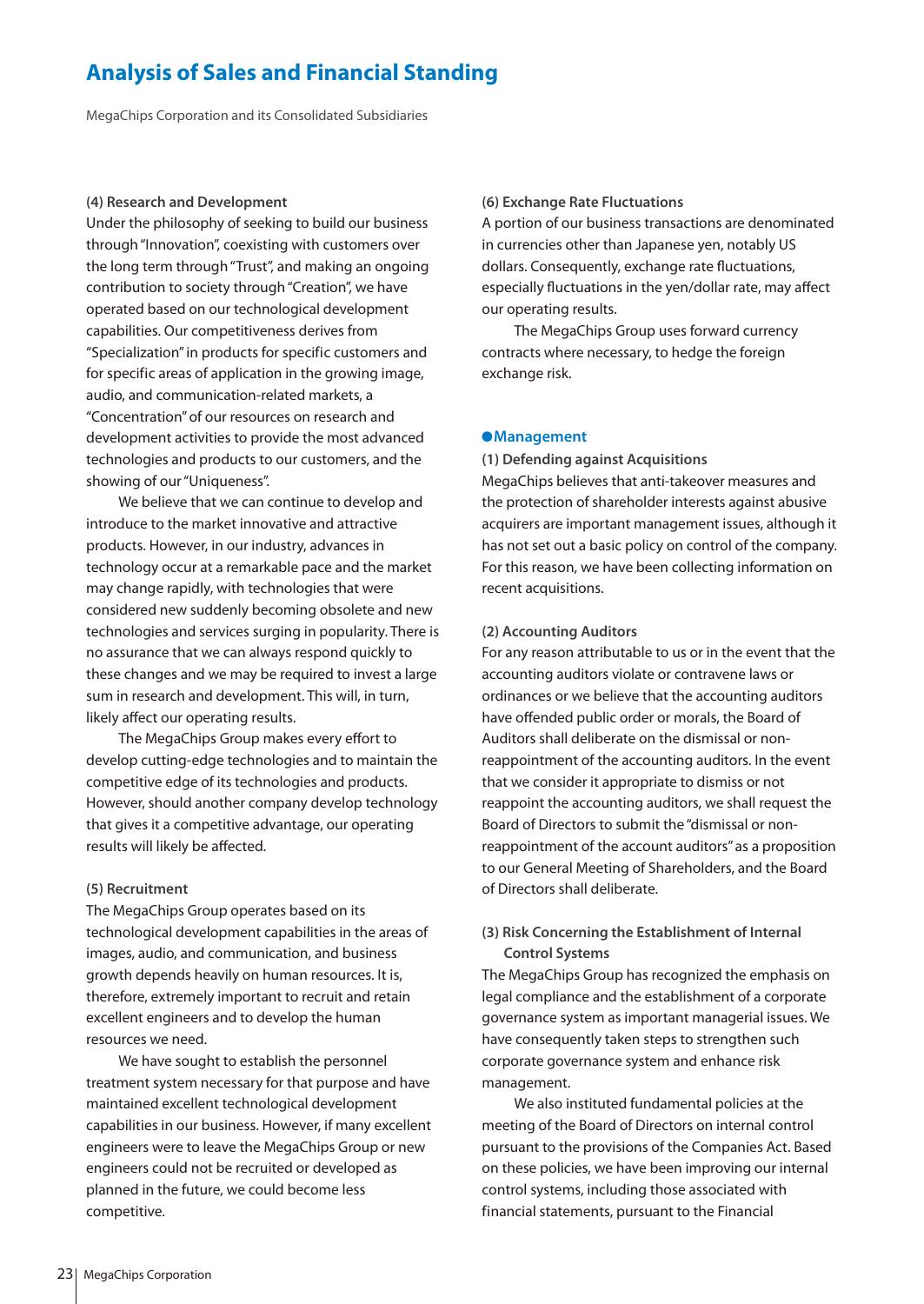# Analysis of Sales and Financial Standing

MegaChips Corporation and its Consolidated Subsidiaries

**(4) Research and Development**

Under the philosophy of seeking to build our business through "Innovation", coexisting with customers over the long term through "Trust", and making an ongoing contribution to society through "Creation", we have operated based on our technological development capabilities. Our competitiveness derives from "Specialization" in products for specific customers and for specific areas of application in the growing image, audio, and communication-related markets, a "Concentration" of our resources on research and development activities to provide the most advanced technologies and products to our customers, and the showing of our "Uniqueness".

We believe that we can continue to develop and introduce to the market innovative and attractive products. However, in our industry, advances in technology occur at a remarkable pace and the market may change rapidly, with technologies that were considered new suddenly becoming obsolete and new technologies and services surging in popularity. There is no assurance that we can always respond quickly to these changes and we may be required to invest a large sum in research and development. This will, in turn, likely affect our operating results.

The MegaChips Group makes every effort to develop cutting-edge technologies and to maintain the competitive edge of its technologies and products. However, should another company develop technology that gives it a competitive advantage, our operating results will likely be affected.

**(5) Recruitment**

The MegaChips Group operates based on its technological development capabilities in the areas of images, audio, and communication, and business growth depends heavily on human resources. It is, therefore, extremely important to recruit and retain excellent engineers and to develop the human resources we need.

We have sought to establish the personnel treatment system necessary for that purpose and have maintained excellent technological development capabilities in our business. However, if many excellent engineers were to leave the MegaChips Group or new engineers could not be recruited or developed as planned in the future, we could become less competitive.

**(6) Exchange Rate Fluctuations**

A portion of our business transactions are denominated in currencies other than Japanese yen, notably US dollars. Consequently, exchange rate fluctuations, especially fluctuations in the yen/dollar rate, may affect our operating results.

The MegaChips Group uses forward currency contracts where necessary, to hedge the foreign exchange risk.

## ●Management

**(1) Defending against Acquisitions**

MegaChips believes that anti-takeover measures and the protection of shareholder interests against abusive acquirers are important management issues, although it has not set out a basic policy on control of the company. For this reason, we have been collecting information on recent acquisitions.

**(2) Accounting Auditors**

For any reason attributable to us or in the event that the accounting auditors violate or contravene laws or ordinances or we believe that the accounting auditors have offended public order or morals, the Board of Auditors shall deliberate on the dismissal or non-reappointment of the accounting auditors. In the event that we consider it appropriate to dismiss or not reappoint the accounting auditors, we shall request the Board of Directors to submit the "dismissal or non-reappointment of the account auditors" as a proposition to our General Meeting of Shareholders, and the Board of Directors shall deliberate.

**(3) Risk Concerning the Establishment of Internal Control Systems**

The MegaChips Group has recognized the emphasis on legal compliance and the establishment of a corporate governance system as important managerial issues. We have consequently taken steps to strengthen such corporate governance system and enhance risk management.

We also instituted fundamental policies at the meeting of the Board of Directors on internal control pursuant to the provisions of the Companies Act. Based on these policies, we have been improving our internal control systems, including those associated with financial statements, pursuant to the Financial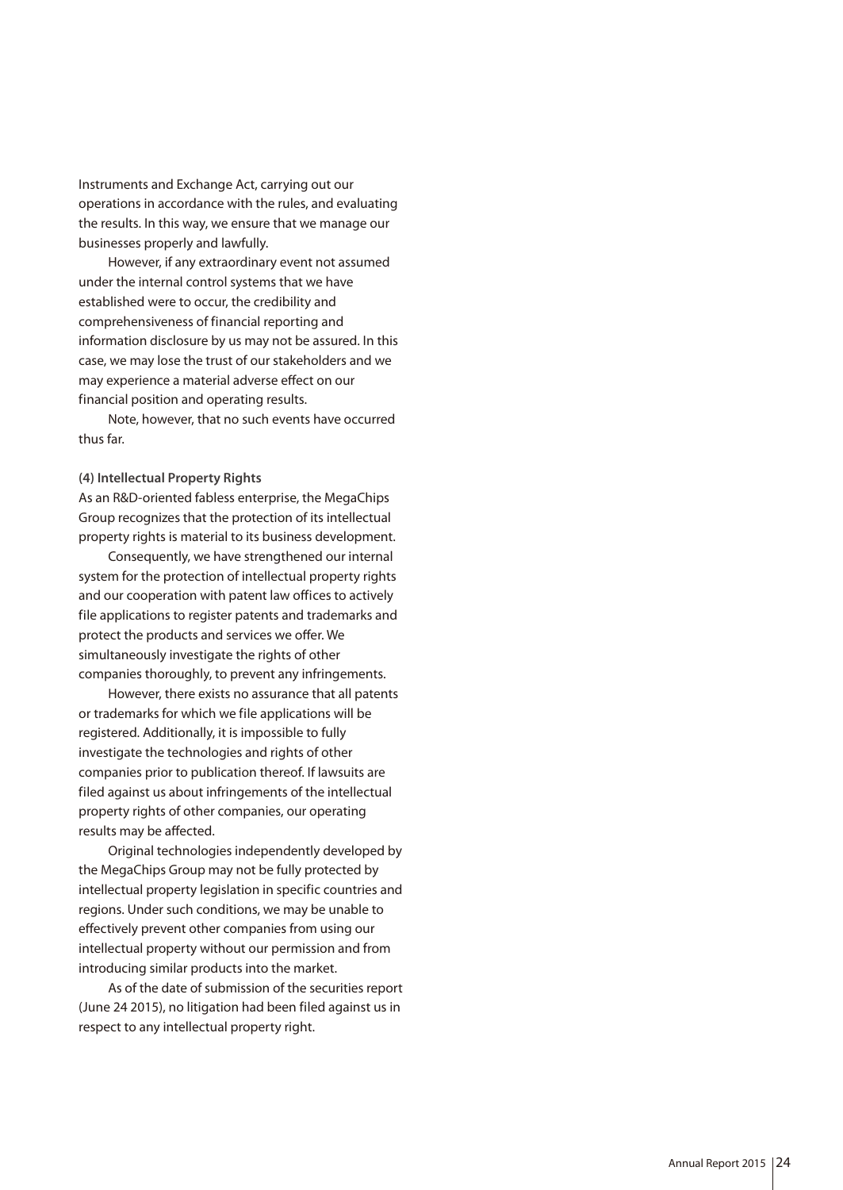Instruments and Exchange Act, carrying out our operations in accordance with the rules, and evaluating the results. In this way, we ensure that we manage our businesses properly and lawfully.

However, if any extraordinary event not assumed under the internal control systems that we have established were to occur, the credibility and comprehensiveness of financial reporting and information disclosure by us may not be assured. In this case, we may lose the trust of our stakeholders and we may experience a material adverse effect on our financial position and operating results.

Note, however, that no such events have occurred thus far.

**(4) Intellectual Property Rights**

As an R&D-oriented fabless enterprise, the MegaChips Group recognizes that the protection of its intellectual property rights is material to its business development.

Consequently, we have strengthened our internal system for the protection of intellectual property rights and our cooperation with patent law offices to actively file applications to register patents and trademarks and protect the products and services we offer. We simultaneously investigate the rights of other companies thoroughly, to prevent any infringements.

However, there exists no assurance that all patents or trademarks for which we file applications will be registered. Additionally, it is impossible to fully investigate the technologies and rights of other companies prior to publication thereof. If lawsuits are filed against us about infringements of the intellectual property rights of other companies, our operating results may be affected.

Original technologies independently developed by the MegaChips Group may not be fully protected by intellectual property legislation in specific countries and regions. Under such conditions, we may be unable to effectively prevent other companies from using our intellectual property without our permission and from introducing similar products into the market.

As of the date of submission of the securities report (June 24 2015), no litigation had been filed against us in respect to any intellectual property right.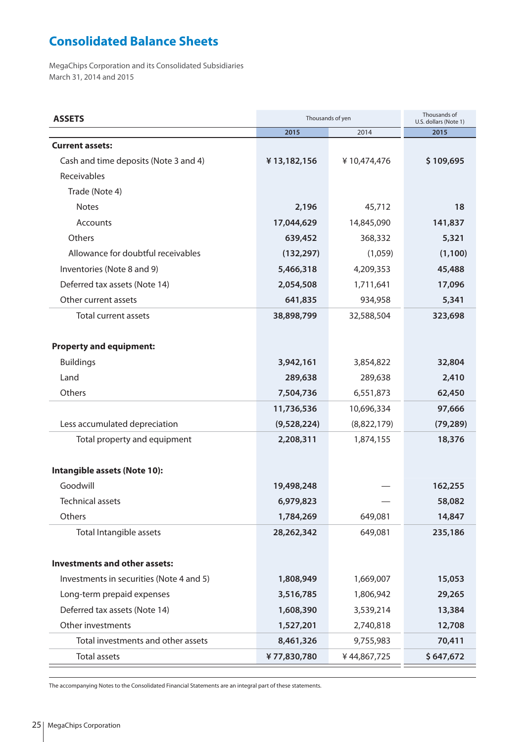# Consolidated Balance Sheets

MegaChips Corporation and its Consolidated Subsidiaries
March 31, 2014 and 2015

| ASSETS | Thousands of yen | | Thousands of U.S. dollars (Note 1) |
|---|---|---|---|
| | 2015 | 2014 | 2015 |
| **Current assets:** | | | |
| Cash and time deposits (Note 3 and 4) | ¥ 13,182,156 | ¥ 10,474,476 | $ 109,695 |
| Receivables | | | |
| Trade (Note 4) | | | |
| Notes | 2,196 | 45,712 | 18 |
| Accounts | 17,044,629 | 14,845,090 | 141,837 |
| Others | 639,452 | 368,332 | 5,321 |
| Allowance for doubtful receivables | (132,297) | (1,059) | (1,100) |
| Inventories (Note 8 and 9) | 5,466,318 | 4,209,353 | 45,488 |
| Deferred tax assets (Note 14) | 2,054,508 | 1,711,641 | 17,096 |
| Other current assets | 641,835 | 934,958 | 5,341 |
| Total current assets | 38,898,799 | 32,588,504 | 323,698 |
| **Property and equipment:** | | | |
| Buildings | 3,942,161 | 3,854,822 | 32,804 |
| Land | 289,638 | 289,638 | 2,410 |
| Others | 7,504,736 | 6,551,873 | 62,450 |
| | 11,736,536 | 10,696,334 | 97,666 |
| Less accumulated depreciation | (9,528,224) | (8,822,179) | (79,289) |
| Total property and equipment | 2,208,311 | 1,874,155 | 18,376 |
| **Intangible assets (Note 10):** | | | |
| Goodwill | 19,498,248 | — | 162,255 |
| Technical assets | 6,979,823 | — | 58,082 |
| Others | 1,784,269 | 649,081 | 14,847 |
| Total Intangible assets | 28,262,342 | 649,081 | 235,186 |
| **Investments and other assets:** | | | |
| Investments in securities (Note 4 and 5) | 1,808,949 | 1,669,007 | 15,053 |
| Long-term prepaid expenses | 3,516,785 | 1,806,942 | 29,265 |
| Deferred tax assets (Note 14) | 1,608,390 | 3,539,214 | 13,384 |
| Other investments | 1,527,201 | 2,740,818 | 12,708 |
| Total investments and other assets | 8,461,326 | 9,755,983 | 70,411 |
| Total assets | ¥ 77,830,780 | ¥ 44,867,725 | $ 647,672 |

The accompanying Notes to the Consolidated Financial Statements are an integral part of these statements.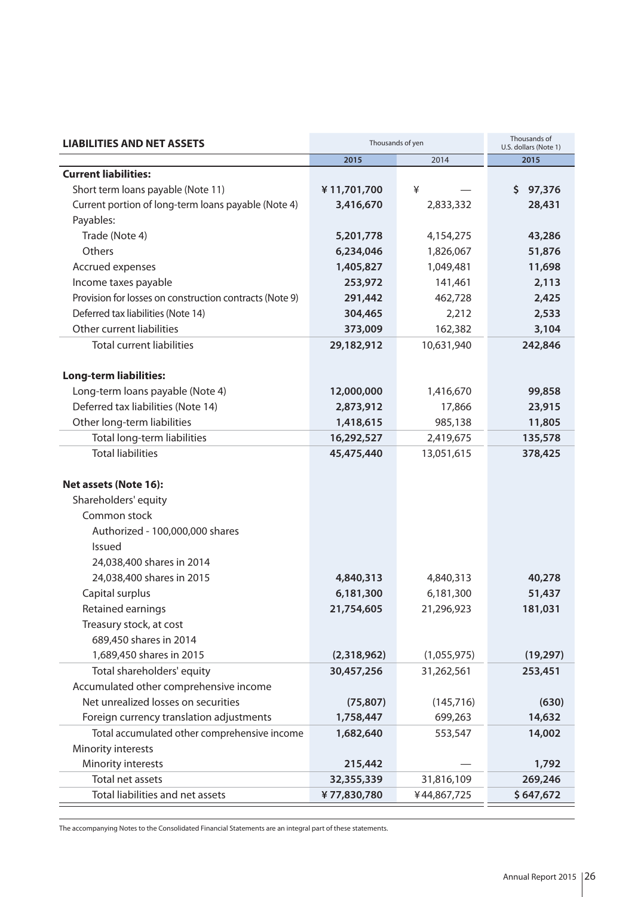| LIABILITIES AND NET ASSETS | Thousands of yen | | Thousands of U.S. dollars (Note 1) |
|---|---|---|---|
| | 2015 | 2014 | 2015 |
| **Current liabilities:** | | | |
| Short term loans payable (Note 11) | **¥ 11,701,700** | ¥ — | **$ 97,376** |
| Current portion of long-term loans payable (Note 4) | **3,416,670** | 2,833,332 | **28,431** |
| Payables: | | | |
| Trade (Note 4) | **5,201,778** | 4,154,275 | **43,286** |
| Others | **6,234,046** | 1,826,067 | **51,876** |
| Accrued expenses | **1,405,827** | 1,049,481 | **11,698** |
| Income taxes payable | **253,972** | 141,461 | **2,113** |
| Provision for losses on construction contracts (Note 9) | **291,442** | 462,728 | **2,425** |
| Deferred tax liabilities (Note 14) | **304,465** | 2,212 | **2,533** |
| Other current liabilities | **373,009** | 162,382 | **3,104** |
| Total current liabilities | **29,182,912** | 10,631,940 | **242,846** |
| **Long-term liabilities:** | | | |
| Long-term loans payable (Note 4) | **12,000,000** | 1,416,670 | **99,858** |
| Deferred tax liabilities (Note 14) | **2,873,912** | 17,866 | **23,915** |
| Other long-term liabilities | **1,418,615** | 985,138 | **11,805** |
| Total long-term liabilities | **16,292,527** | 2,419,675 | **135,578** |
| Total liabilities | **45,475,440** | 13,051,615 | **378,425** |
| **Net assets (Note 16):** | | | |
| Shareholders' equity | | | |
| Common stock | | | |
| Authorized - 100,000,000 shares | | | |
| Issued | | | |
| 24,038,400 shares in 2014 | | | |
| 24,038,400 shares in 2015 | **4,840,313** | 4,840,313 | **40,278** |
| Capital surplus | **6,181,300** | 6,181,300 | **51,437** |
| Retained earnings | **21,754,605** | 21,296,923 | **181,031** |
| Treasury stock, at cost | | | |
| 689,450 shares in 2014 | | | |
| 1,689,450 shares in 2015 | **(2,318,962)** | (1,055,975) | **(19,297)** |
| Total shareholders' equity | **30,457,256** | 31,262,561 | **253,451** |
| Accumulated other comprehensive income | | | |
| Net unrealized losses on securities | **(75,807)** | (145,716) | **(630)** |
| Foreign currency translation adjustments | **1,758,447** | 699,263 | **14,632** |
| Total accumulated other comprehensive income | **1,682,640** | 553,547 | **14,002** |
| Minority interests | | | |
| Minority interests | **215,442** | — | **1,792** |
| Total net assets | **32,355,339** | 31,816,109 | **269,246** |
| Total liabilities and net assets | **¥ 77,830,780** | ¥ 44,867,725 | **$ 647,672** |

The accompanying Notes to the Consolidated Financial Statements are an integral part of these statements.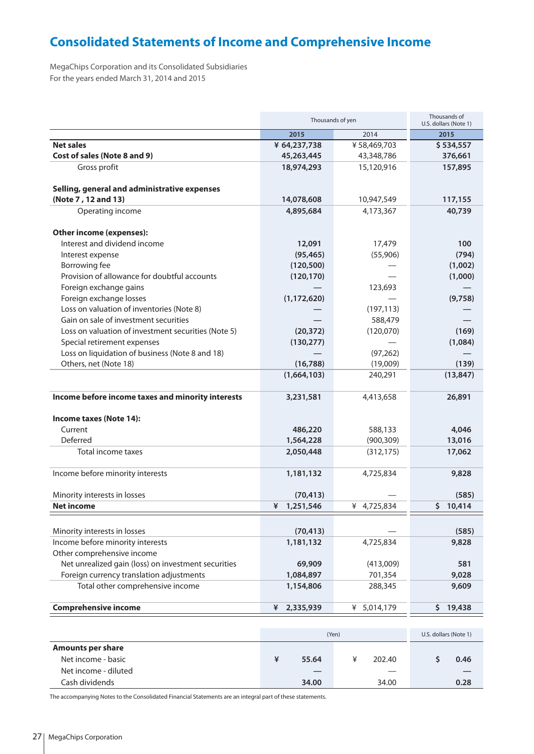# Consolidated Statements of Income and Comprehensive Income

MegaChips Corporation and its Consolidated Subsidiaries
For the years ended March 31, 2014 and 2015

| | Thousands of yen | | Thousands of U.S. dollars (Note 1) |
|---|---|---|---|
| | 2015 | 2014 | 2015 |
| **Net sales** | ¥ 64,237,738 | ¥ 58,469,703 | $ 534,557 |
| **Cost of sales (Note 8 and 9)** | 45,263,445 | 43,348,786 | 376,661 |
| Gross profit | 18,974,293 | 15,120,916 | 157,895 |
| **Selling, general and administrative expenses (Note 7 , 12 and 13)** | 14,078,608 | 10,947,549 | 117,155 |
| Operating income | 4,895,684 | 4,173,367 | 40,739 |
| **Other income (expenses):** | | | |
| Interest and dividend income | 12,091 | 17,479 | 100 |
| Interest expense | (95,465) | (55,906) | (794) |
| Borrowing fee | (120,500) | — | (1,002) |
| Provision of allowance for doubtful accounts | (120,170) | — | (1,000) |
| Foreign exchange gains | — | 123,693 | — |
| Foreign exchange losses | (1,172,620) | — | (9,758) |
| Loss on valuation of inventories (Note 8) | — | (197,113) | — |
| Gain on sale of investment securities | — | 588,479 | — |
| Loss on valuation of investment securities (Note 5) | (20,372) | (120,070) | (169) |
| Special retirement expenses | (130,277) | — | (1,084) |
| Loss on liquidation of business (Note 8 and 18) | — | (97,262) | — |
| Others, net (Note 18) | (16,788) | (19,009) | (139) |
| | (1,664,103) | 240,291 | (13,847) |
| **Income before income taxes and minority interests** | 3,231,581 | 4,413,658 | 26,891 |
| **Income taxes (Note 14):** | | | |
| Current | 486,220 | 588,133 | 4,046 |
| Deferred | 1,564,228 | (900,309) | 13,016 |
| Total income taxes | 2,050,448 | (312,175) | 17,062 |
| Income before minority interests | 1,181,132 | 4,725,834 | 9,828 |
| Minority interests in losses | (70,413) | — | (585) |
| **Net income** | ¥ 1,251,546 | ¥ 4,725,834 | $ 10,414 |
| Minority interests in losses | (70,413) | — | (585) |
| Income before minority interests | 1,181,132 | 4,725,834 | 9,828 |
| Other comprehensive income | | | |
| Net unrealized gain (loss) on investment securities | 69,909 | (413,009) | 581 |
| Foreign currency translation adjustments | 1,084,897 | 701,354 | 9,028 |
| Total other comprehensive income | 1,154,806 | 288,345 | 9,609 |
| **Comprehensive income** | ¥ 2,335,939 | ¥ 5,014,179 | $ 19,438 |

| | (Yen) | | U.S. dollars (Note 1) |
|---|---|---|---|
| **Amounts per share** | | | |
| Net income - basic | ¥ 55.64 | ¥ 202.40 | $ 0.46 |
| Net income - diluted | — | — | — |
| Cash dividends | 34.00 | 34.00 | 0.28 |

The accompanying Notes to the Consolidated Financial Statements are an integral part of these statements.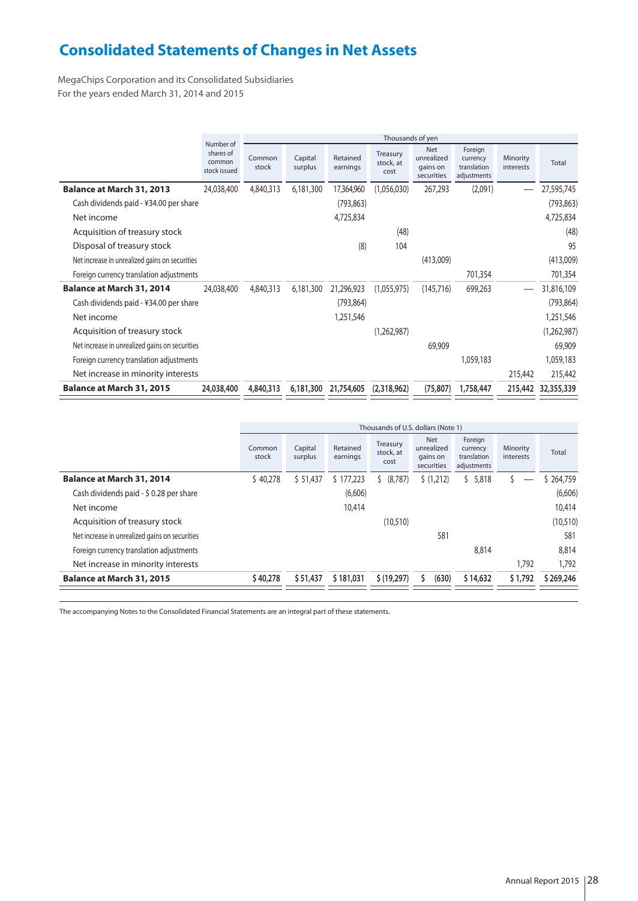# Consolidated Statements of Changes in Net Assets

MegaChips Corporation and its Consolidated Subsidiaries
For the years ended March 31, 2014 and 2015

| | Number of shares of common stock issued | Thousands of yen | | | | | | | |
|---|---|---|---|---|---|---|---|---|---|
| | | Common stock | Capital surplus | Retained earnings | Treasury stock, at cost | Net unrealized gains on securities | Foreign currency translation adjustments | Minority interests | Total |
| **Balance at March 31, 2013** | 24,038,400 | 4,840,313 | 6,181,300 | 17,364,960 | (1,056,030) | 267,293 | (2,091) | — | 27,595,745 |
| Cash dividends paid - ¥34.00 per share | | | | (793,863) | | | | | (793,863) |
| Net income | | | | 4,725,834 | | | | | 4,725,834 |
| Acquisition of treasury stock | | | | | (48) | | | | (48) |
| Disposal of treasury stock | | | | (8) | 104 | | | | 95 |
| Net increase in unrealized gains on securities | | | | | | (413,009) | | | (413,009) |
| Foreign currency translation adjustments | | | | | | | 701,354 | | 701,354 |
| **Balance at March 31, 2014** | 24,038,400 | 4,840,313 | 6,181,300 | 21,296,923 | (1,055,975) | (145,716) | 699,263 | — | 31,816,109 |
| Cash dividends paid - ¥34.00 per share | | | | (793,864) | | | | | (793,864) |
| Net income | | | | 1,251,546 | | | | | 1,251,546 |
| Acquisition of treasury stock | | | | | (1,262,987) | | | | (1,262,987) |
| Net increase in unrealized gains on securities | | | | | | 69,909 | | | 69,909 |
| Foreign currency translation adjustments | | | | | | | 1,059,183 | | 1,059,183 |
| Net increase in minority interests | | | | | | | | 215,442 | 215,442 |
| **Balance at March 31, 2015** | **24,038,400** | **4,840,313** | **6,181,300** | **21,754,605** | **(2,318,962)** | **(75,807)** | **1,758,447** | **215,442** | **32,355,339** |

| | Thousands of U.S. dollars (Note 1) | | | | | | | |
|---|---|---|---|---|---|---|---|---|
| | Common stock | Capital surplus | Retained earnings | Treasury stock, at cost | Net unrealized gains on securities | Foreign currency translation adjustments | Minority interests | Total |
| **Balance at March 31, 2014** | $ 40,278 | $ 51,437 | $ 177,223 | $ (8,787) | $ (1,212) | $ 5,818 | $ — | $ 264,759 |
| Cash dividends paid - $ 0.28 per share | | | (6,606) | | | | | (6,606) |
| Net income | | | 10,414 | | | | | 10,414 |
| Acquisition of treasury stock | | | | (10,510) | | | | (10,510) |
| Net increase in unrealized gains on securities | | | | | 581 | | | 581 |
| Foreign currency translation adjustments | | | | | | 8,814 | | 8,814 |
| Net increase in minority interests | | | | | | | 1,792 | 1,792 |
| **Balance at March 31, 2015** | **$ 40,278** | **$ 51,437** | **$ 181,031** | **$ (19,297)** | **$ (630)** | **$ 14,632** | **$ 1,792** | **$ 269,246** |

The accompanying Notes to the Consolidated Financial Statements are an integral part of these statements.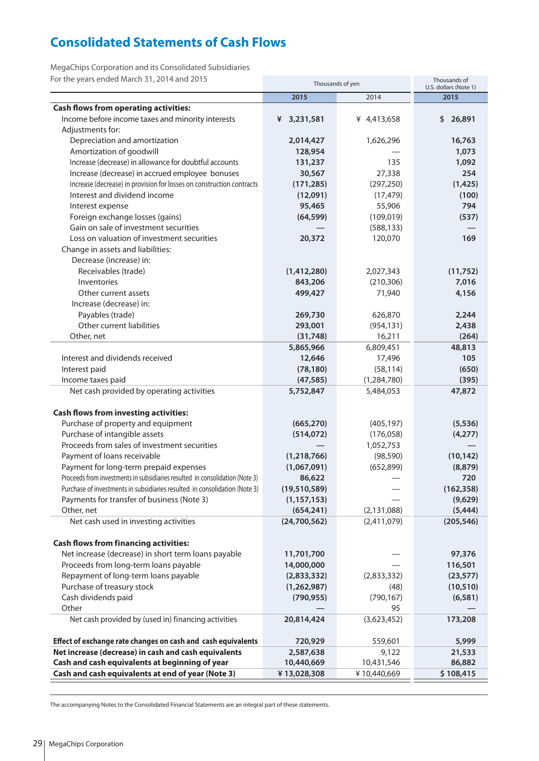# Consolidated Statements of Cash Flows

MegaChips Corporation and its Consolidated Subsidiaries
For the years ended March 31, 2014 and 2015

| | Thousands of yen | | Thousands of U.S. dollars (Note 1) |
|---|---|---|---|
| | 2015 | 2014 | 2015 |
| **Cash flows from operating activities:** | | | |
| Income before income taxes and minority interests | ¥ 3,231,581 | ¥ 4,413,658 | $ 26,891 |
| Adjustments for: | | | |
| Depreciation and amortization | 2,014,427 | 1,626,296 | 16,763 |
| Amortization of goodwill | 128,954 | — | 1,073 |
| Increase (decrease) in allowance for doubtful accounts | 131,237 | 135 | 1,092 |
| Increase (decrease) in accrued employee bonuses | 30,567 | 27,338 | 254 |
| Increase (decrease) in provision for losses on construction contracts | (171,285) | (297,250) | (1,425) |
| Interest and dividend income | (12,091) | (17,479) | (100) |
| Interest expense | 95,465 | 55,906 | 794 |
| Foreign exchange losses (gains) | (64,599) | (109,019) | (537) |
| Gain on sale of investment securities | — | (588,133) | — |
| Loss on valuation of investment securities | 20,372 | 120,070 | 169 |
| Change in assets and liabilities: | | | |
| Decrease (increase) in: | | | |
| Receivables (trade) | (1,412,280) | 2,027,343 | (11,752) |
| Inventories | 843,206 | (210,306) | 7,016 |
| Other current assets | 499,427 | 71,940 | 4,156 |
| Increase (decrease) in: | | | |
| Payables (trade) | 269,730 | 626,870 | 2,244 |
| Other current liabilities | 293,001 | (954,131) | 2,438 |
| Other, net | (31,748) | 16,211 | (264) |
| | 5,865,966 | 6,809,451 | 48,813 |
| Interest and dividends received | 12,646 | 17,496 | 105 |
| Interest paid | (78,180) | (58,114) | (650) |
| Income taxes paid | (47,585) | (1,284,780) | (395) |
| Net cash provided by operating activities | 5,752,847 | 5,484,053 | 47,872 |
| **Cash flows from investing activities:** | | | |
| Purchase of property and equipment | (665,270) | (405,197) | (5,536) |
| Purchase of intangible assets | (514,072) | (176,058) | (4,277) |
| Proceeds from sales of investment securities | — | 1,052,753 | — |
| Payment of loans receivable | (1,218,766) | (98,590) | (10,142) |
| Payment for long-term prepaid expenses | (1,067,091) | (652,899) | (8,879) |
| Proceeds from investments in subsidiaries resulted in consolidation (Note 3) | 86,622 | — | 720 |
| Purchase of investments in subsidiaries resulted in consolidation (Note 3) | (19,510,589) | — | (162,358) |
| Payments for transfer of business (Note 3) | (1,157,153) | — | (9,629) |
| Other, net | (654,241) | (2,131,088) | (5,444) |
| Net cash used in investing activities | (24,700,562) | (2,411,079) | (205,546) |
| **Cash flows from financing activities:** | | | |
| Net increase (decrease) in short term loans payable | 11,701,700 | — | 97,376 |
| Proceeds from long-term loans payable | 14,000,000 | — | 116,501 |
| Repayment of long-term loans payable | (2,833,332) | (2,833,332) | (23,577) |
| Purchase of treasury stock | (1,262,987) | (48) | (10,510) |
| Cash dividends paid | (790,955) | (790,167) | (6,581) |
| Other | — | 95 | — |
| Net cash provided by (used in) financing activities | 20,814,424 | (3,623,452) | 173,208 |
| **Effect of exchange rate changes on cash and cash equivalents** | 720,929 | 559,601 | 5,999 |
| **Net increase (decrease) in cash and cash equivalents** | 2,587,638 | 9,122 | 21,533 |
| **Cash and cash equivalents at beginning of year** | 10,440,669 | 10,431,546 | 86,882 |
| **Cash and cash equivalents at end of year (Note 3)** | ¥ 13,028,308 | ¥ 10,440,669 | $ 108,415 |

The accompanying Notes to the Consolidated Financial Statements are an integral part of these statements.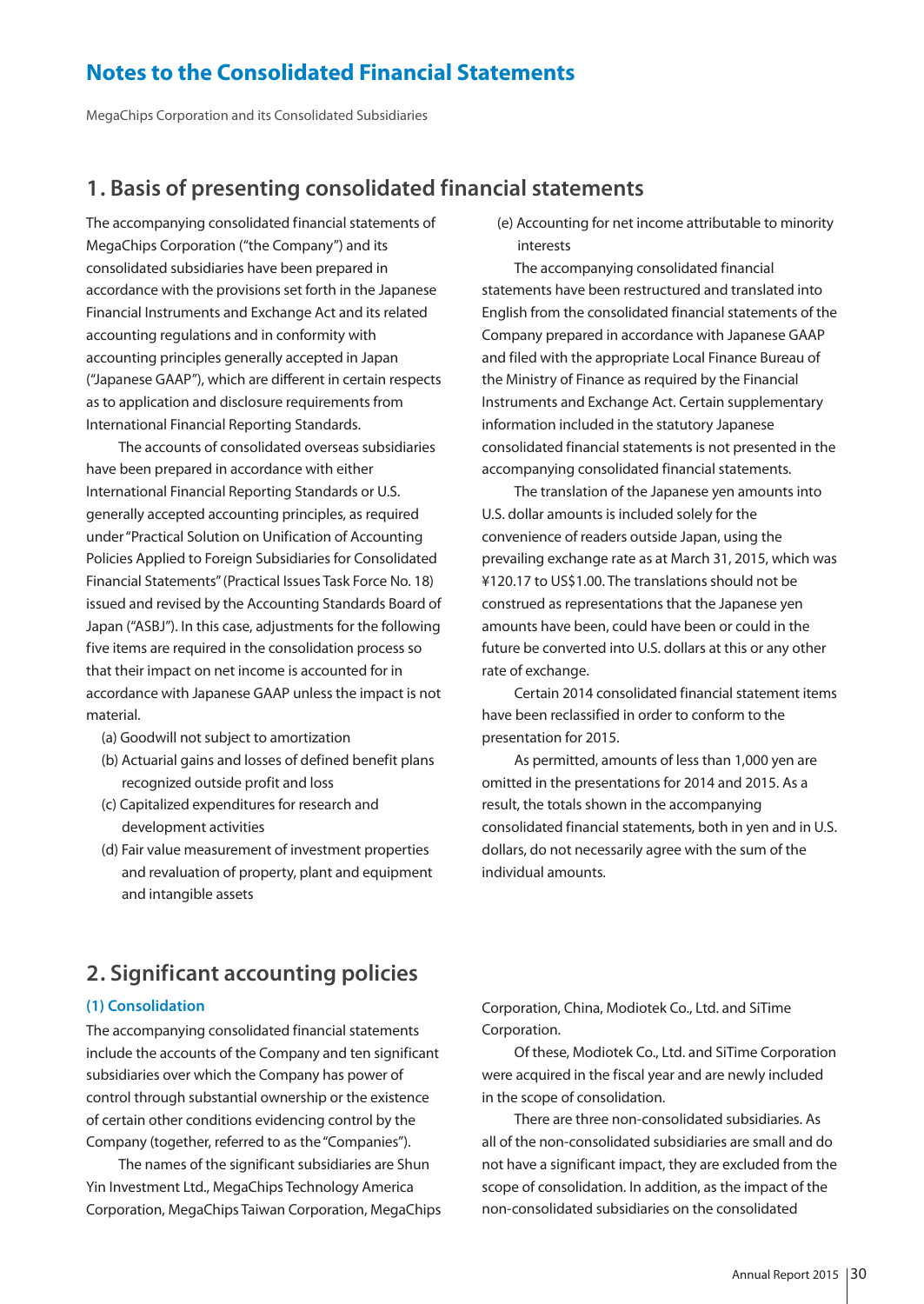# Notes to the Consolidated Financial Statements

MegaChips Corporation and its Consolidated Subsidiaries

## 1. Basis of presenting consolidated financial statements

The accompanying consolidated financial statements of MegaChips Corporation ("the Company") and its consolidated subsidiaries have been prepared in accordance with the provisions set forth in the Japanese Financial Instruments and Exchange Act and its related accounting regulations and in conformity with accounting principles generally accepted in Japan ("Japanese GAAP"), which are different in certain respects as to application and disclosure requirements from International Financial Reporting Standards.

The accounts of consolidated overseas subsidiaries have been prepared in accordance with either International Financial Reporting Standards or U.S. generally accepted accounting principles, as required under "Practical Solution on Unification of Accounting Policies Applied to Foreign Subsidiaries for Consolidated Financial Statements" (Practical Issues Task Force No. 18) issued and revised by the Accounting Standards Board of Japan ("ASBJ"). In this case, adjustments for the following five items are required in the consolidation process so that their impact on net income is accounted for in accordance with Japanese GAAP unless the impact is not material.

(a) Goodwill not subject to amortization
(b) Actuarial gains and losses of defined benefit plans recognized outside profit and loss
(c) Capitalized expenditures for research and development activities
(d) Fair value measurement of investment properties and revaluation of property, plant and equipment and intangible assets
(e) Accounting for net income attributable to minority interests

The accompanying consolidated financial statements have been restructured and translated into English from the consolidated financial statements of the Company prepared in accordance with Japanese GAAP and filed with the appropriate Local Finance Bureau of the Ministry of Finance as required by the Financial Instruments and Exchange Act. Certain supplementary information included in the statutory Japanese consolidated financial statements is not presented in the accompanying consolidated financial statements.

The translation of the Japanese yen amounts into U.S. dollar amounts is included solely for the convenience of readers outside Japan, using the prevailing exchange rate as at March 31, 2015, which was ¥120.17 to US$1.00. The translations should not be construed as representations that the Japanese yen amounts have been, could have been or could in the future be converted into U.S. dollars at this or any other rate of exchange.

Certain 2014 consolidated financial statement items have been reclassified in order to conform to the presentation for 2015.

As permitted, amounts of less than 1,000 yen are omitted in the presentations for 2014 and 2015. As a result, the totals shown in the accompanying consolidated financial statements, both in yen and in U.S. dollars, do not necessarily agree with the sum of the individual amounts.

## 2. Significant accounting policies

### (1) Consolidation

The accompanying consolidated financial statements include the accounts of the Company and ten significant subsidiaries over which the Company has power of control through substantial ownership or the existence of certain other conditions evidencing control by the Company (together, referred to as the "Companies").

The names of the significant subsidiaries are Shun Yin Investment Ltd., MegaChips Technology America Corporation, MegaChips Taiwan Corporation, MegaChips Corporation, China, Modiotek Co., Ltd. and SiTime Corporation.

Of these, Modiotek Co., Ltd. and SiTime Corporation were acquired in the fiscal year and are newly included in the scope of consolidation.

There are three non-consolidated subsidiaries. As all of the non-consolidated subsidiaries are small and do not have a significant impact, they are excluded from the scope of consolidation. In addition, as the impact of the non-consolidated subsidiaries on the consolidated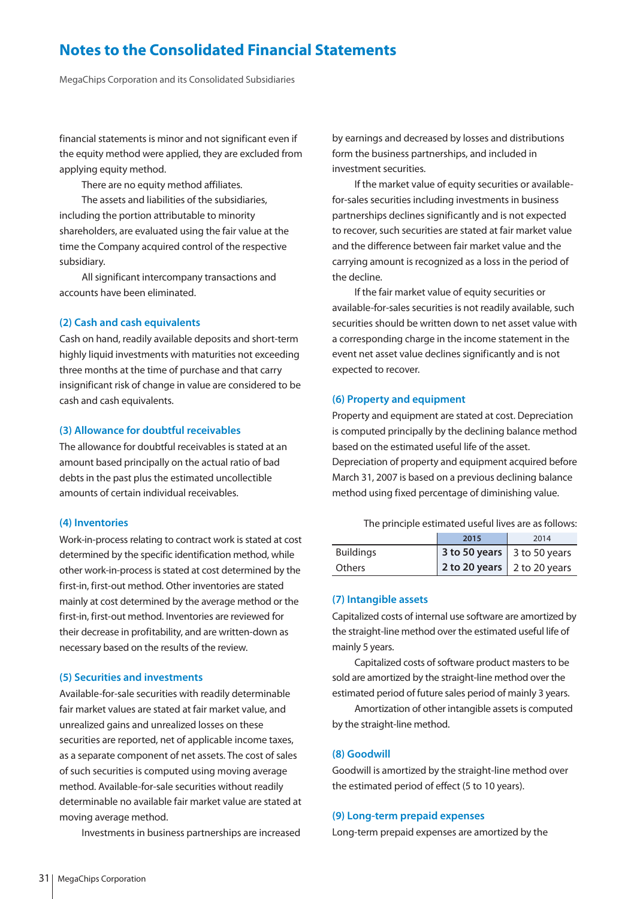financial statements is minor and not significant even if the equity method were applied, they are excluded from applying equity method.

There are no equity method affiliates.

The assets and liabilities of the subsidiaries, including the portion attributable to minority shareholders, are evaluated using the fair value at the time the Company acquired control of the respective subsidiary.

All significant intercompany transactions and accounts have been eliminated.

### (2) Cash and cash equivalents

Cash on hand, readily available deposits and short-term highly liquid investments with maturities not exceeding three months at the time of purchase and that carry insignificant risk of change in value are considered to be cash and cash equivalents.

### (3) Allowance for doubtful receivables

The allowance for doubtful receivables is stated at an amount based principally on the actual ratio of bad debts in the past plus the estimated uncollectible amounts of certain individual receivables.

### (4) Inventories

Work-in-process relating to contract work is stated at cost determined by the specific identification method, while other work-in-process is stated at cost determined by the first-in, first-out method. Other inventories are stated mainly at cost determined by the average method or the first-in, first-out method. Inventories are reviewed for their decrease in profitability, and are written-down as necessary based on the results of the review.

### (5) Securities and investments

Available-for-sale securities with readily determinable fair market values are stated at fair market value, and unrealized gains and unrealized losses on these securities are reported, net of applicable income taxes, as a separate component of net assets. The cost of sales of such securities is computed using moving average method. Available-for-sale securities without readily determinable no available fair market value are stated at moving average method.

Investments in business partnerships are increased by earnings and decreased by losses and distributions form the business partnerships, and included in investment securities.

If the market value of equity securities or available-for-sales securities including investments in business partnerships declines significantly and is not expected to recover, such securities are stated at fair market value and the difference between fair market value and the carrying amount is recognized as a loss in the period of the decline.

If the fair market value of equity securities or available-for-sales securities is not readily available, such securities should be written down to net asset value with a corresponding charge in the income statement in the event net asset value declines significantly and is not expected to recover.

### (6) Property and equipment

Property and equipment are stated at cost. Depreciation is computed principally by the declining balance method based on the estimated useful life of the asset. Depreciation of property and equipment acquired before March 31, 2007 is based on a previous declining balance method using fixed percentage of diminishing value.

The principle estimated useful lives are as follows:

| | 2015 | 2014 |
|---|---|---|
| Buildings | **3 to 50 years** | 3 to 50 years |
| Others | **2 to 20 years** | 2 to 20 years |

### (7) Intangible assets

Capitalized costs of internal use software are amortized by the straight-line method over the estimated useful life of mainly 5 years.

Capitalized costs of software product masters to be sold are amortized by the straight-line method over the estimated period of future sales period of mainly 3 years.

Amortization of other intangible assets is computed by the straight-line method.

### (8) Goodwill

Goodwill is amortized by the straight-line method over the estimated period of effect (5 to 10 years).

### (9) Long-term prepaid expenses

Long-term prepaid expenses are amortized by the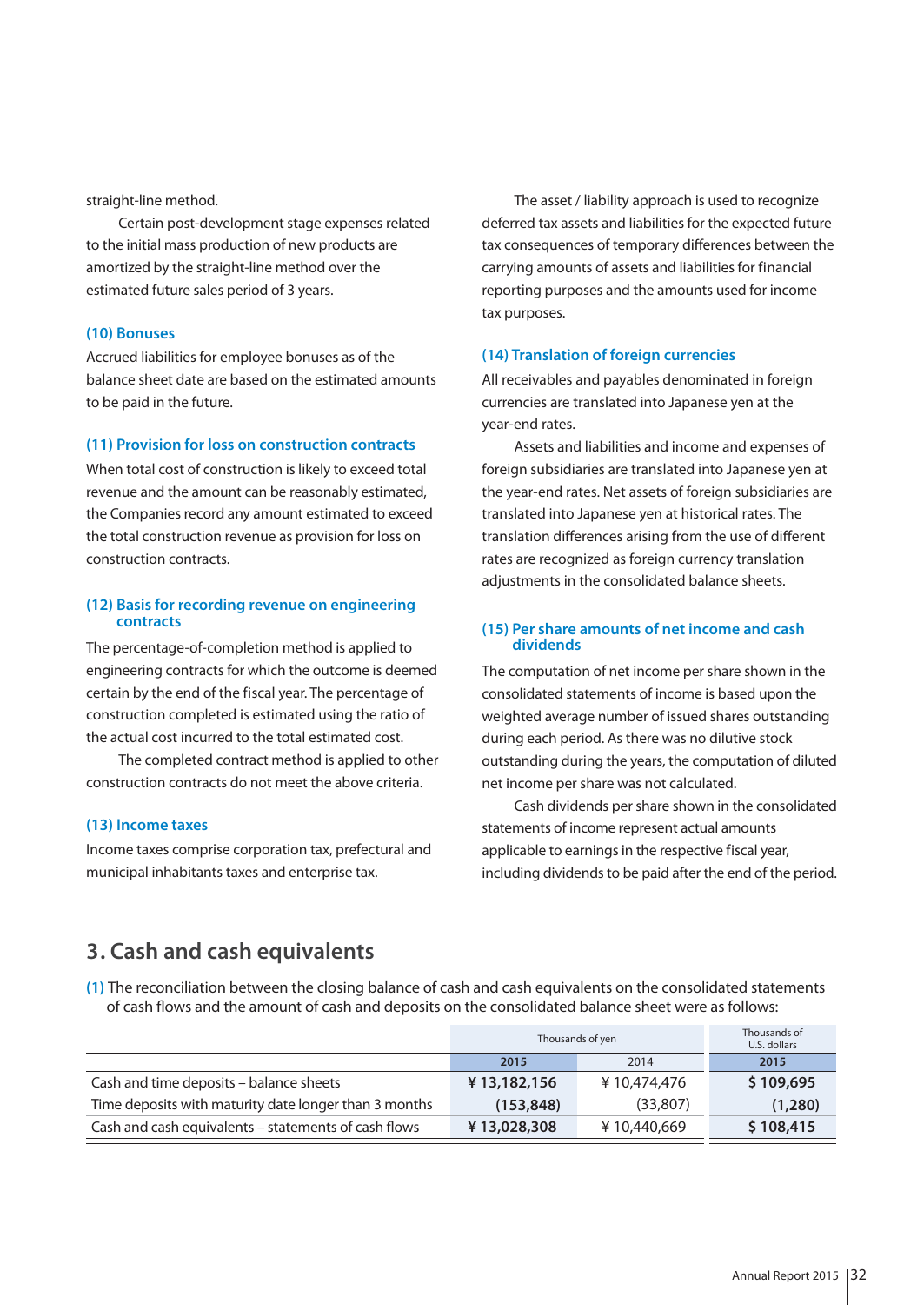straight-line method.

Certain post-development stage expenses related to the initial mass production of new products are amortized by the straight-line method over the estimated future sales period of 3 years.

### (10) Bonuses

Accrued liabilities for employee bonuses as of the balance sheet date are based on the estimated amounts to be paid in the future.

### (11) Provision for loss on construction contracts

When total cost of construction is likely to exceed total revenue and the amount can be reasonably estimated, the Companies record any amount estimated to exceed the total construction revenue as provision for loss on construction contracts.

### (12) Basis for recording revenue on engineering contracts

The percentage-of-completion method is applied to engineering contracts for which the outcome is deemed certain by the end of the fiscal year. The percentage of construction completed is estimated using the ratio of the actual cost incurred to the total estimated cost.

The completed contract method is applied to other construction contracts do not meet the above criteria.

### (13) Income taxes

Income taxes comprise corporation tax, prefectural and municipal inhabitants taxes and enterprise tax.

The asset / liability approach is used to recognize deferred tax assets and liabilities for the expected future tax consequences of temporary differences between the carrying amounts of assets and liabilities for financial reporting purposes and the amounts used for income tax purposes.

### (14) Translation of foreign currencies

All receivables and payables denominated in foreign currencies are translated into Japanese yen at the year-end rates.

Assets and liabilities and income and expenses of foreign subsidiaries are translated into Japanese yen at the year-end rates. Net assets of foreign subsidiaries are translated into Japanese yen at historical rates. The translation differences arising from the use of different rates are recognized as foreign currency translation adjustments in the consolidated balance sheets.

### (15) Per share amounts of net income and cash dividends

The computation of net income per share shown in the consolidated statements of income is based upon the weighted average number of issued shares outstanding during each period. As there was no dilutive stock outstanding during the years, the computation of diluted net income per share was not calculated.

Cash dividends per share shown in the consolidated statements of income represent actual amounts applicable to earnings in the respective fiscal year, including dividends to be paid after the end of the period.

## 3. Cash and cash equivalents

(1) The reconciliation between the closing balance of cash and cash equivalents on the consolidated statements of cash flows and the amount of cash and deposits on the consolidated balance sheet were as follows:

| | Thousands of yen | | Thousands of U.S. dollars |
|---|---|---|---|
| | **2015** | 2014 | **2015** |
| Cash and time deposits – balance sheets | **¥ 13,182,156** | ¥ 10,474,476 | **$ 109,695** |
| Time deposits with maturity date longer than 3 months | **(153,848)** | (33,807) | **(1,280)** |
| Cash and cash equivalents – statements of cash flows | **¥ 13,028,308** | ¥ 10,440,669 | **$ 108,415** |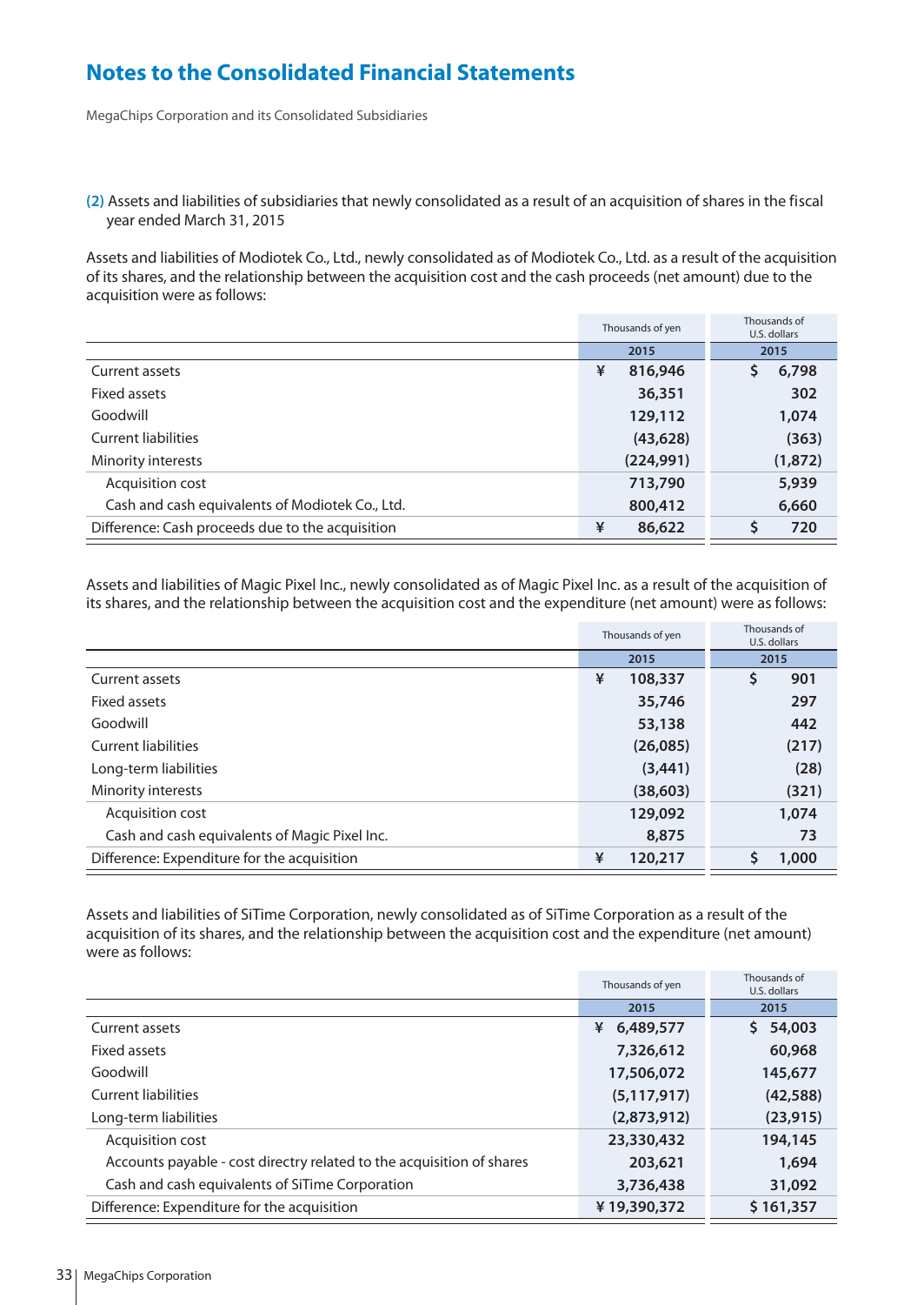## Notes to the Consolidated Financial Statements

MegaChips Corporation and its Consolidated Subsidiaries

**(2)** Assets and liabilities of subsidiaries that newly consolidated as a result of an acquisition of shares in the fiscal year ended March 31, 2015

Assets and liabilities of Modiotek Co., Ltd., newly consolidated as of Modiotek Co., Ltd. as a result of the acquisition of its shares, and the relationship between the acquisition cost and the cash proceeds (net amount) due to the acquisition were as follows:

| | Thousands of yen | Thousands of U.S. dollars |
|---|---|---|
| | 2015 | 2015 |
| Current assets | ¥ 816,946 | $ 6,798 |
| Fixed assets | 36,351 | 302 |
| Goodwill | 129,112 | 1,074 |
| Current liabilities | (43,628) | (363) |
| Minority interests | (224,991) | (1,872) |
| Acquisition cost | 713,790 | 5,939 |
| Cash and cash equivalents of Modiotek Co., Ltd. | 800,412 | 6,660 |
| Difference: Cash proceeds due to the acquisition | ¥ 86,622 | $ 720 |

Assets and liabilities of Magic Pixel Inc., newly consolidated as of Magic Pixel Inc. as a result of the acquisition of its shares, and the relationship between the acquisition cost and the expenditure (net amount) were as follows:

| | Thousands of yen | Thousands of U.S. dollars |
|---|---|---|
| | 2015 | 2015 |
| Current assets | ¥ 108,337 | $ 901 |
| Fixed assets | 35,746 | 297 |
| Goodwill | 53,138 | 442 |
| Current liabilities | (26,085) | (217) |
| Long-term liabilities | (3,441) | (28) |
| Minority interests | (38,603) | (321) |
| Acquisition cost | 129,092 | 1,074 |
| Cash and cash equivalents of Magic Pixel Inc. | 8,875 | 73 |
| Difference: Expenditure for the acquisition | ¥ 120,217 | $ 1,000 |

Assets and liabilities of SiTime Corporation, newly consolidated as of SiTime Corporation as a result of the acquisition of its shares, and the relationship between the acquisition cost and the expenditure (net amount) were as follows:

| | Thousands of yen | Thousands of U.S. dollars |
|---|---|---|
| | 2015 | 2015 |
| Current assets | ¥ 6,489,577 | $ 54,003 |
| Fixed assets | 7,326,612 | 60,968 |
| Goodwill | 17,506,072 | 145,677 |
| Current liabilities | (5,117,917) | (42,588) |
| Long-term liabilities | (2,873,912) | (23,915) |
| Acquisition cost | 23,330,432 | 194,145 |
| Accounts payable - cost directry related to the acquisition of shares | 203,621 | 1,694 |
| Cash and cash equivalents of SiTime Corporation | 3,736,438 | 31,092 |
| Difference: Expenditure for the acquisition | ¥ 19,390,372 | $ 161,357 |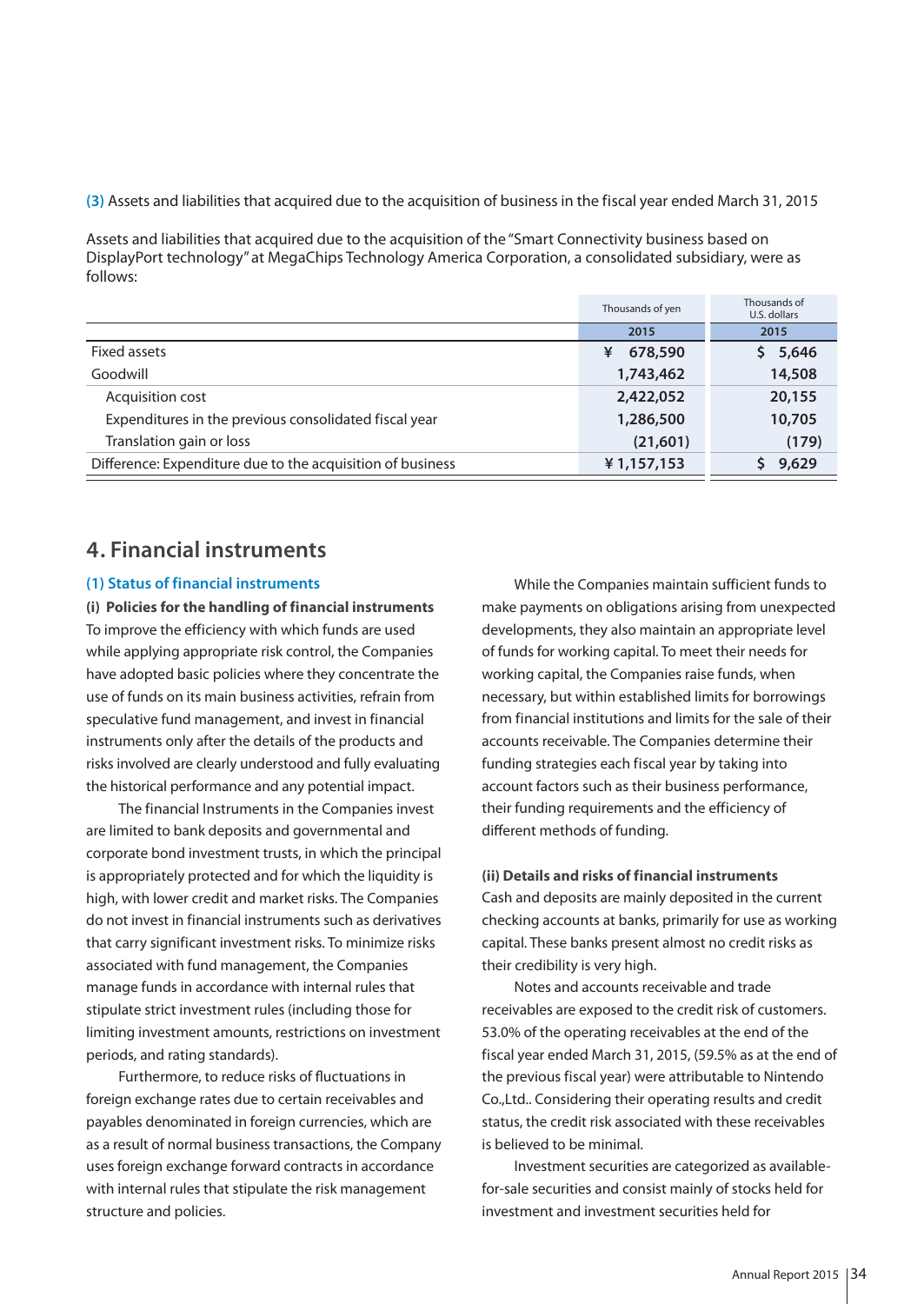(3) Assets and liabilities that acquired due to the acquisition of business in the fiscal year ended March 31, 2015

Assets and liabilities that acquired due to the acquisition of the "Smart Connectivity business based on DisplayPort technology" at MegaChips Technology America Corporation, a consolidated subsidiary, were as follows:

| | Thousands of yen | Thousands of U.S. dollars |
|---|---|---|
| | 2015 | 2015 |
| Fixed assets | ¥ 678,590 | $ 5,646 |
| Goodwill | 1,743,462 | 14,508 |
| Acquisition cost | 2,422,052 | 20,155 |
| Expenditures in the previous consolidated fiscal year | 1,286,500 | 10,705 |
| Translation gain or loss | (21,601) | (179) |
| Difference: Expenditure due to the acquisition of business | ¥ 1,157,153 | $ 9,629 |

## 4. Financial instruments

### (1) Status of financial instruments

**(i) Policies for the handling of financial instruments**

To improve the efficiency with which funds are used while applying appropriate risk control, the Companies have adopted basic policies where they concentrate the use of funds on its main business activities, refrain from speculative fund management, and invest in financial instruments only after the details of the products and risks involved are clearly understood and fully evaluating the historical performance and any potential impact.

The financial Instruments in the Companies invest are limited to bank deposits and governmental and corporate bond investment trusts, in which the principal is appropriately protected and for which the liquidity is high, with lower credit and market risks. The Companies do not invest in financial instruments such as derivatives that carry significant investment risks. To minimize risks associated with fund management, the Companies manage funds in accordance with internal rules that stipulate strict investment rules (including those for limiting investment amounts, restrictions on investment periods, and rating standards).

Furthermore, to reduce risks of fluctuations in foreign exchange rates due to certain receivables and payables denominated in foreign currencies, which are as a result of normal business transactions, the Company uses foreign exchange forward contracts in accordance with internal rules that stipulate the risk management structure and policies.

While the Companies maintain sufficient funds to make payments on obligations arising from unexpected developments, they also maintain an appropriate level of funds for working capital. To meet their needs for working capital, the Companies raise funds, when necessary, but within established limits for borrowings from financial institutions and limits for the sale of their accounts receivable. The Companies determine their funding strategies each fiscal year by taking into account factors such as their business performance, their funding requirements and the efficiency of different methods of funding.

**(ii) Details and risks of financial instruments**

Cash and deposits are mainly deposited in the current checking accounts at banks, primarily for use as working capital. These banks present almost no credit risks as their credibility is very high.

Notes and accounts receivable and trade receivables are exposed to the credit risk of customers. 53.0% of the operating receivables at the end of the fiscal year ended March 31, 2015, (59.5% as at the end of the previous fiscal year) were attributable to Nintendo Co.,Ltd.. Considering their operating results and credit status, the credit risk associated with these receivables is believed to be minimal.

Investment securities are categorized as available-for-sale securities and consist mainly of stocks held for investment and investment securities held for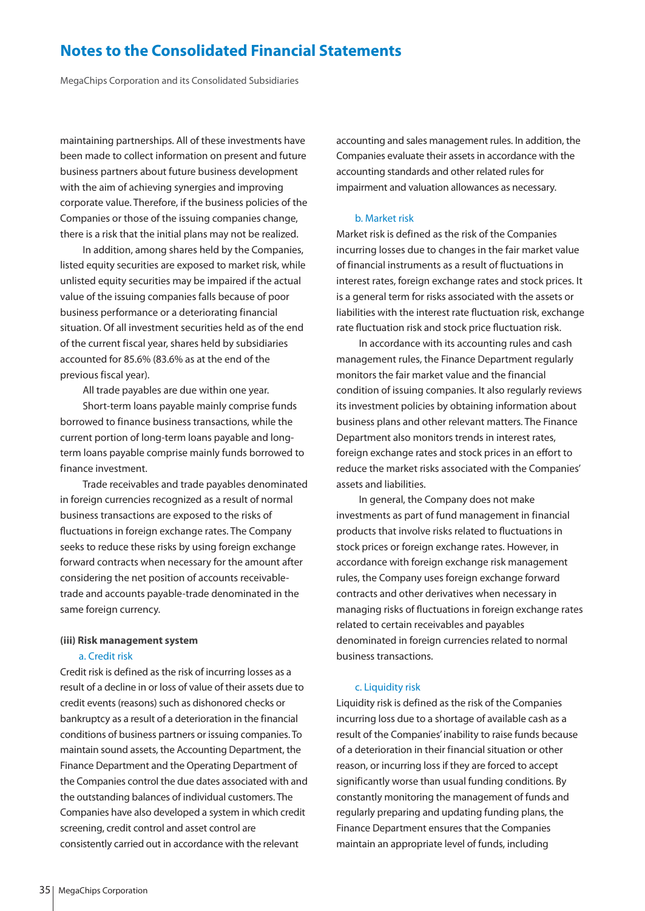maintaining partnerships. All of these investments have been made to collect information on present and future business partners about future business development with the aim of achieving synergies and improving corporate value. Therefore, if the business policies of the Companies or those of the issuing companies change, there is a risk that the initial plans may not be realized.

In addition, among shares held by the Companies, listed equity securities are exposed to market risk, while unlisted equity securities may be impaired if the actual value of the issuing companies falls because of poor business performance or a deteriorating financial situation. Of all investment securities held as of the end of the current fiscal year, shares held by subsidiaries accounted for 85.6% (83.6% as at the end of the previous fiscal year).

All trade payables are due within one year.

Short-term loans payable mainly comprise funds borrowed to finance business transactions, while the current portion of long-term loans payable and long-term loans payable comprise mainly funds borrowed to finance investment.

Trade receivables and trade payables denominated in foreign currencies recognized as a result of normal business transactions are exposed to the risks of fluctuations in foreign exchange rates. The Company seeks to reduce these risks by using foreign exchange forward contracts when necessary for the amount after considering the net position of accounts receivable-trade and accounts payable-trade denominated in the same foreign currency.

**(iii) Risk management system**

a. Credit risk

Credit risk is defined as the risk of incurring losses as a result of a decline in or loss of value of their assets due to credit events (reasons) such as dishonored checks or bankruptcy as a result of a deterioration in the financial conditions of business partners or issuing companies. To maintain sound assets, the Accounting Department, the Finance Department and the Operating Department of the Companies control the due dates associated with and the outstanding balances of individual customers. The Companies have also developed a system in which credit screening, credit control and asset control are consistently carried out in accordance with the relevant accounting and sales management rules. In addition, the Companies evaluate their assets in accordance with the accounting standards and other related rules for impairment and valuation allowances as necessary.

b. Market risk

Market risk is defined as the risk of the Companies incurring losses due to changes in the fair market value of financial instruments as a result of fluctuations in interest rates, foreign exchange rates and stock prices. It is a general term for risks associated with the assets or liabilities with the interest rate fluctuation risk, exchange rate fluctuation risk and stock price fluctuation risk.

In accordance with its accounting rules and cash management rules, the Finance Department regularly monitors the fair market value and the financial condition of issuing companies. It also regularly reviews its investment policies by obtaining information about business plans and other relevant matters. The Finance Department also monitors trends in interest rates, foreign exchange rates and stock prices in an effort to reduce the market risks associated with the Companies' assets and liabilities.

In general, the Company does not make investments as part of fund management in financial products that involve risks related to fluctuations in stock prices or foreign exchange rates. However, in accordance with foreign exchange risk management rules, the Company uses foreign exchange forward contracts and other derivatives when necessary in managing risks of fluctuations in foreign exchange rates related to certain receivables and payables denominated in foreign currencies related to normal business transactions.

c. Liquidity risk

Liquidity risk is defined as the risk of the Companies incurring loss due to a shortage of available cash as a result of the Companies' inability to raise funds because of a deterioration in their financial situation or other reason, or incurring loss if they are forced to accept significantly worse than usual funding conditions. By constantly monitoring the management of funds and regularly preparing and updating funding plans, the Finance Department ensures that the Companies maintain an appropriate level of funds, including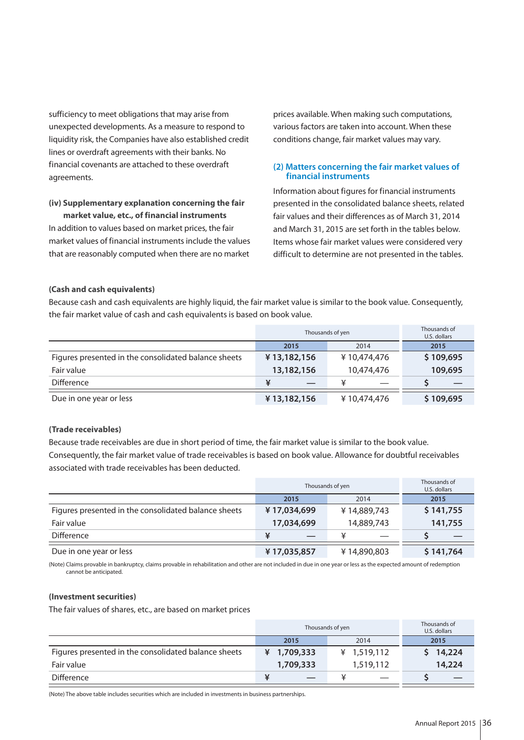sufficiency to meet obligations that may arise from unexpected developments. As a measure to respond to liquidity risk, the Companies have also established credit lines or overdraft agreements with their banks. No financial covenants are attached to these overdraft agreements.

**(iv) Supplementary explanation concerning the fair market value, etc., of financial instruments**

In addition to values based on market prices, the fair market values of financial instruments include the values that are reasonably computed when there are no market prices available. When making such computations, various factors are taken into account. When these conditions change, fair market values may vary.

### (2) Matters concerning the fair market values of financial instruments

Information about figures for financial instruments presented in the consolidated balance sheets, related fair values and their differences as of March 31, 2014 and March 31, 2015 are set forth in the tables below. Items whose fair market values were considered very difficult to determine are not presented in the tables.

**(Cash and cash equivalents)**

Because cash and cash equivalents are highly liquid, the fair market value is similar to the book value. Consequently, the fair market value of cash and cash equivalents is based on book value.

| | Thousands of yen | | Thousands of U.S. dollars |
|---|---|---|---|
| | 2015 | 2014 | 2015 |
| Figures presented in the consolidated balance sheets | ¥13,182,156 | ¥10,474,476 | $109,695 |
| Fair value | 13,182,156 | 10,474,476 | 109,695 |
| Difference | ¥ — | ¥ — | $ — |
| Due in one year or less | ¥13,182,156 | ¥10,474,476 | $109,695 |

**(Trade receivables)**

Because trade receivables are due in short period of time, the fair market value is similar to the book value. Consequently, the fair market value of trade receivables is based on book value. Allowance for doubtful receivables associated with trade receivables has been deducted.

| | Thousands of yen | | Thousands of U.S. dollars |
|---|---|---|---|
| | 2015 | 2014 | 2015 |
| Figures presented in the consolidated balance sheets | ¥17,034,699 | ¥14,889,743 | $141,755 |
| Fair value | 17,034,699 | 14,889,743 | 141,755 |
| Difference | ¥ — | ¥ — | $ — |
| Due in one year or less | ¥17,035,857 | ¥14,890,803 | $141,764 |

(Note) Claims provable in bankruptcy, claims provable in rehabilitation and other are not included in due in one year or less as the expected amount of redemption cannot be anticipated.

**(Investment securities)**

The fair values of shares, etc., are based on market prices

| | Thousands of yen | | Thousands of U.S. dollars |
|---|---|---|---|
| | 2015 | 2014 | 2015 |
| Figures presented in the consolidated balance sheets | ¥ 1,709,333 | ¥ 1,519,112 | $ 14,224 |
| Fair value | 1,709,333 | 1,519,112 | 14,224 |
| Difference | ¥ — | ¥ — | $ — |

(Note) The above table includes securities which are included in investments in business partnerships.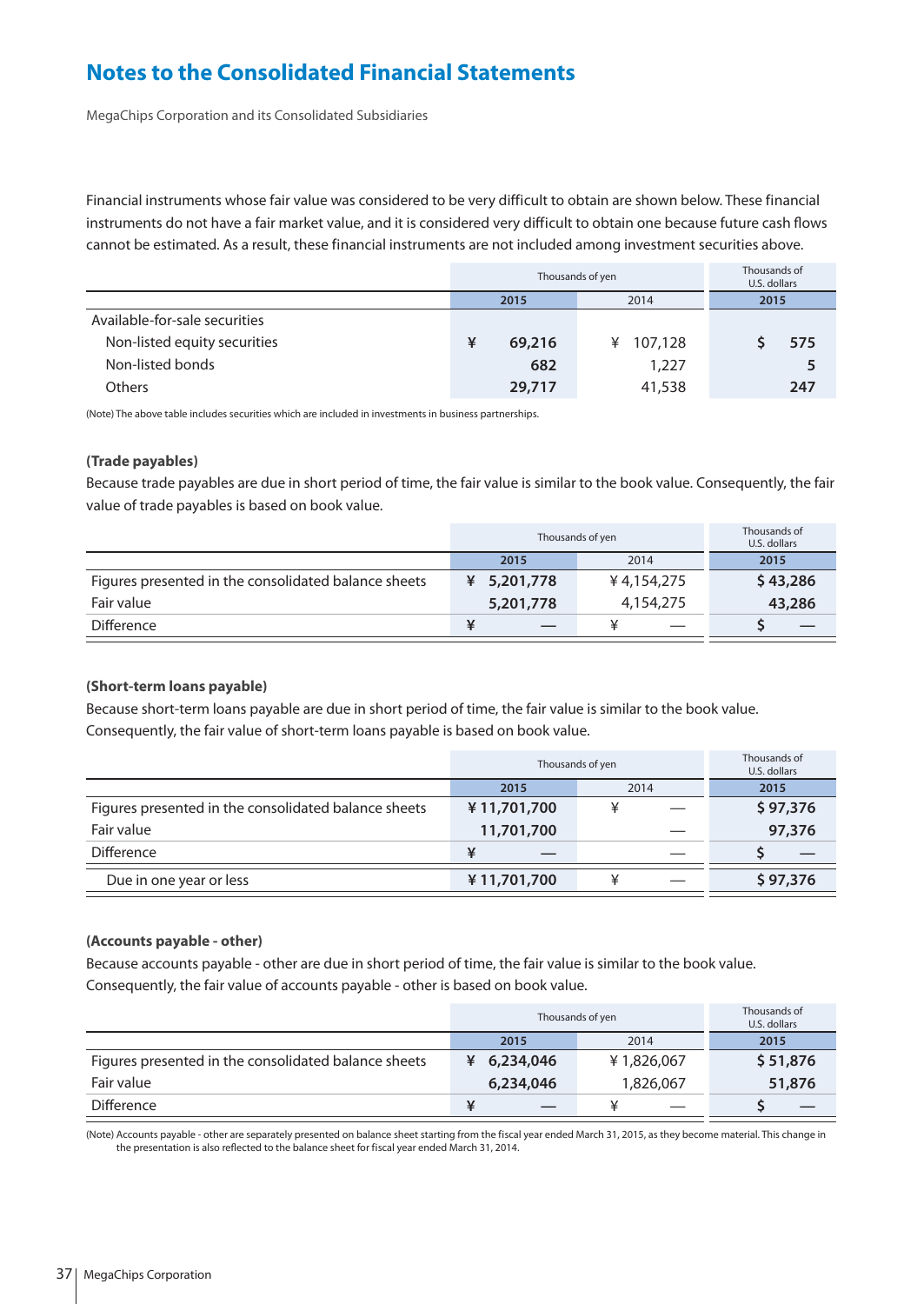## Notes to the Consolidated Financial Statements

MegaChips Corporation and its Consolidated Subsidiaries

Financial instruments whose fair value was considered to be very difficult to obtain are shown below. These financial instruments do not have a fair market value, and it is considered very difficult to obtain one because future cash flows cannot be estimated. As a result, these financial instruments are not included among investment securities above.

| | Thousands of yen | | Thousands of U.S. dollars |
|---|---|---|---|
| | 2015 | 2014 | 2015 |
| Available-for-sale securities | | | |
| Non-listed equity securities | ¥ 69,216 | ¥ 107,128 | $ 575 |
| Non-listed bonds | 682 | 1,227 | 5 |
| Others | 29,717 | 41,538 | 247 |

(Note) The above table includes securities which are included in investments in business partnerships.

**(Trade payables)**

Because trade payables are due in short period of time, the fair value is similar to the book value. Consequently, the fair value of trade payables is based on book value.

| | Thousands of yen | | Thousands of U.S. dollars |
|---|---|---|---|
| | 2015 | 2014 | 2015 |
| Figures presented in the consolidated balance sheets | ¥ 5,201,778 | ¥ 4,154,275 | $ 43,286 |
| Fair value | 5,201,778 | 4,154,275 | 43,286 |
| Difference | ¥ — | ¥ — | $ — |

**(Short-term loans payable)**

Because short-term loans payable are due in short period of time, the fair value is similar to the book value. Consequently, the fair value of short-term loans payable is based on book value.

| | Thousands of yen | | Thousands of U.S. dollars |
|---|---|---|---|
| | 2015 | 2014 | 2015 |
| Figures presented in the consolidated balance sheets | ¥ 11,701,700 | ¥ — | $ 97,376 |
| Fair value | 11,701,700 | — | 97,376 |
| Difference | ¥ — | — | $ — |
| Due in one year or less | ¥ 11,701,700 | ¥ — | $ 97,376 |

**(Accounts payable - other)**

Because accounts payable - other are due in short period of time, the fair value is similar to the book value. Consequently, the fair value of accounts payable - other is based on book value.

| | Thousands of yen | | Thousands of U.S. dollars |
|---|---|---|---|
| | 2015 | 2014 | 2015 |
| Figures presented in the consolidated balance sheets | ¥ 6,234,046 | ¥ 1,826,067 | $ 51,876 |
| Fair value | 6,234,046 | 1,826,067 | 51,876 |
| Difference | ¥ — | ¥ — | $ — |

(Note) Accounts payable - other are separately presented on balance sheet starting from the fiscal year ended March 31, 2015, as they become material. This change in the presentation is also reflected to the balance sheet for fiscal year ended March 31, 2014.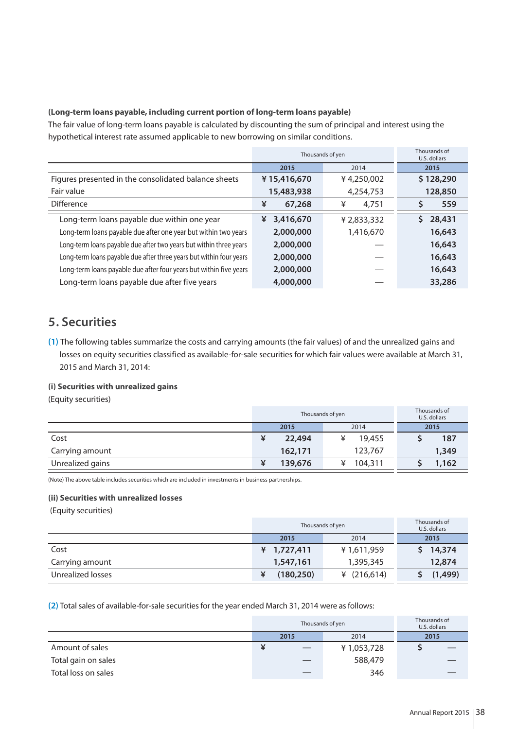**(Long-term loans payable, including current portion of long-term loans payable)**

The fair value of long-term loans payable is calculated by discounting the sum of principal and interest using the hypothetical interest rate assumed applicable to new borrowing on similar conditions.

| | Thousands of yen | | Thousands of U.S. dollars |
|---|---|---|---|
| | 2015 | 2014 | 2015 |
| Figures presented in the consolidated balance sheets | ¥ 15,416,670 | ¥ 4,250,002 | $ 128,290 |
| Fair value | 15,483,938 | 4,254,753 | 128,850 |
| Difference | ¥ 67,268 | ¥ 4,751 | $ 559 |
| Long-term loans payable due within one year | ¥ 3,416,670 | ¥ 2,833,332 | $ 28,431 |
| Long-term loans payable due after one year but within two years | 2,000,000 | 1,416,670 | 16,643 |
| Long-term loans payable due after two years but within three years | 2,000,000 | — | 16,643 |
| Long-term loans payable due after three years but within four years | 2,000,000 | — | 16,643 |
| Long-term loans payable due after four years but within five years | 2,000,000 | — | 16,643 |
| Long-term loans payable due after five years | 4,000,000 | — | 33,286 |

## 5. Securities

(1) The following tables summarize the costs and carrying amounts (the fair values) of and the unrealized gains and losses on equity securities classified as available-for-sale securities for which fair values were available at March 31, 2015 and March 31, 2014:

**(i) Securities with unrealized gains**

(Equity securities)

| | Thousands of yen | | Thousands of U.S. dollars |
|---|---|---|---|
| | 2015 | 2014 | 2015 |
| Cost | ¥ 22,494 | ¥ 19,455 | $ 187 |
| Carrying amount | 162,171 | 123,767 | 1,349 |
| Unrealized gains | ¥ 139,676 | ¥ 104,311 | $ 1,162 |

(Note) The above table includes securities which are included in investments in business partnerships.

**(ii) Securities with unrealized losses**

(Equity securities)

| | Thousands of yen | | Thousands of U.S. dollars |
|---|---|---|---|
| | 2015 | 2014 | 2015 |
| Cost | ¥ 1,727,411 | ¥ 1,611,959 | $ 14,374 |
| Carrying amount | 1,547,161 | 1,395,345 | 12,874 |
| Unrealized losses | ¥ (180,250) | ¥ (216,614) | $ (1,499) |

(2) Total sales of available-for-sale securities for the year ended March 31, 2014 were as follows:

| | Thousands of yen | | Thousands of U.S. dollars |
|---|---|---|---|
| | 2015 | 2014 | 2015 |
| Amount of sales | ¥ — | ¥ 1,053,728 | $ — |
| Total gain on sales | — | 588,479 | — |
| Total loss on sales | — | 346 | — |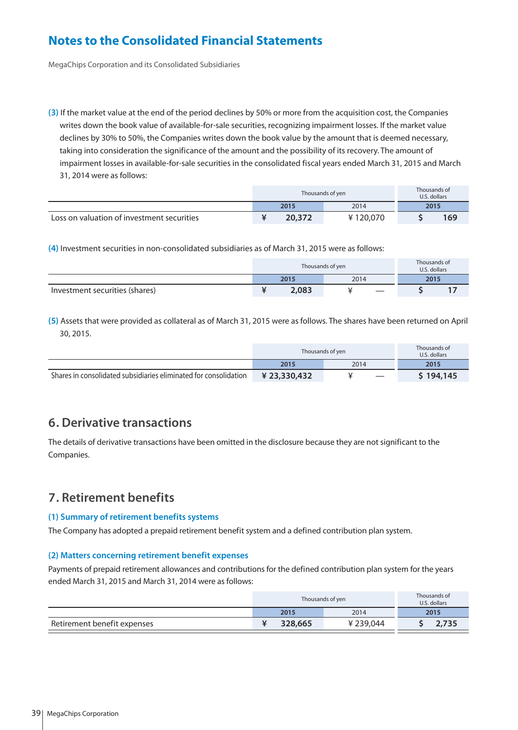## Notes to the Consolidated Financial Statements

MegaChips Corporation and its Consolidated Subsidiaries

(3) If the market value at the end of the period declines by 50% or more from the acquisition cost, the Companies writes down the book value of available-for-sale securities, recognizing impairment losses. If the market value declines by 30% to 50%, the Companies writes down the book value by the amount that is deemed necessary, taking into consideration the significance of the amount and the possibility of its recovery. The amount of impairment losses in available-for-sale securities in the consolidated fiscal years ended March 31, 2015 and March 31, 2014 were as follows:

| | Thousands of yen | | Thousands of U.S. dollars |
|---|---|---|---|
| | 2015 | 2014 | 2015 |
| Loss on valuation of investment securities | ¥ 20,372 | ¥ 120,070 | $ 169 |

(4) Investment securities in non-consolidated subsidiaries as of March 31, 2015 were as follows:

| | Thousands of yen | | Thousands of U.S. dollars |
|---|---|---|---|
| | 2015 | 2014 | 2015 |
| Investment securities (shares) | ¥ 2,083 | ¥ — | $ 17 |

(5) Assets that were provided as collateral as of March 31, 2015 were as follows. The shares have been returned on April 30, 2015.

| | Thousands of yen | | Thousands of U.S. dollars |
|---|---|---|---|
| | 2015 | 2014 | 2015 |
| Shares in consolidated subsidiaries eliminated for consolidation | ¥ 23,330,432 | ¥ — | $ 194,145 |

## 6. Derivative transactions

The details of derivative transactions have been omitted in the disclosure because they are not significant to the Companies.

## 7. Retirement benefits

### (1) Summary of retirement benefits systems

The Company has adopted a prepaid retirement benefit system and a defined contribution plan system.

### (2) Matters concerning retirement benefit expenses

Payments of prepaid retirement allowances and contributions for the defined contribution plan system for the years ended March 31, 2015 and March 31, 2014 were as follows:

| | Thousands of yen | | Thousands of U.S. dollars |
|---|---|---|---|
| | 2015 | 2014 | 2015 |
| Retirement benefit expenses | ¥ 328,665 | ¥ 239,044 | $ 2,735 |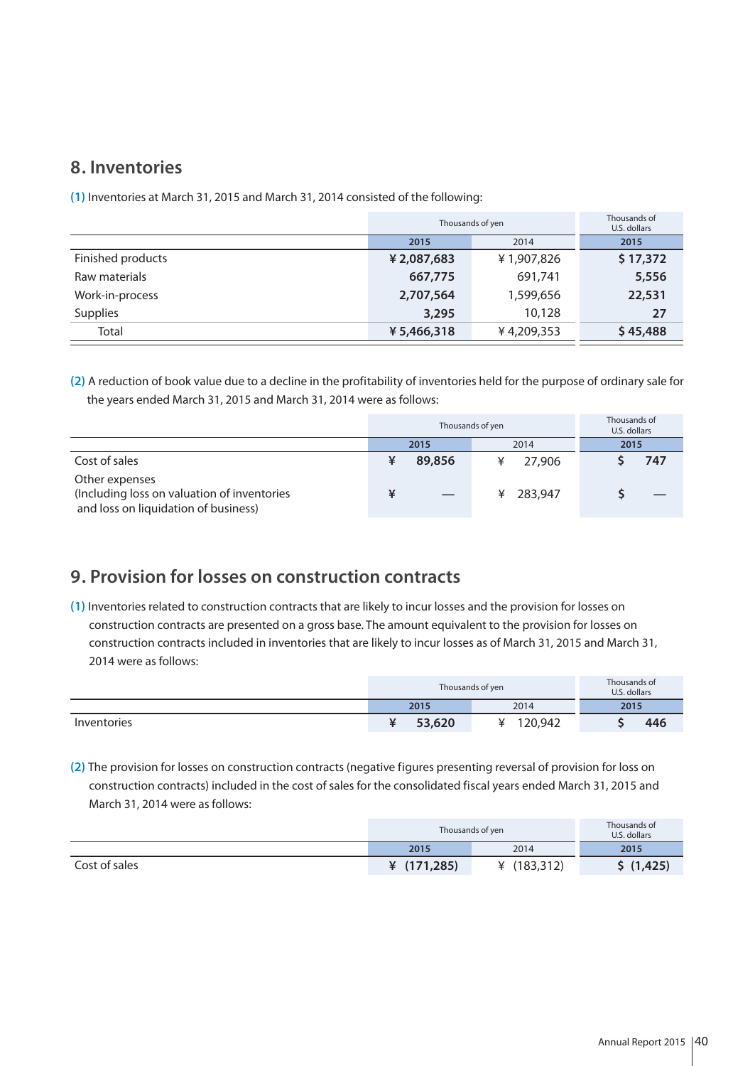## 8. Inventories

(1) Inventories at March 31, 2015 and March 31, 2014 consisted of the following:

| | Thousands of yen | | Thousands of U.S. dollars |
|---|---|---|---|
| | 2015 | 2014 | 2015 |
| Finished products | ¥ 2,087,683 | ¥ 1,907,826 | $ 17,372 |
| Raw materials | 667,775 | 691,741 | 5,556 |
| Work-in-process | 2,707,564 | 1,599,656 | 22,531 |
| Supplies | 3,295 | 10,128 | 27 |
| Total | ¥ 5,466,318 | ¥ 4,209,353 | $ 45,488 |

(2) A reduction of book value due to a decline in the profitability of inventories held for the purpose of ordinary sale for the years ended March 31, 2015 and March 31, 2014 were as follows:

| | Thousands of yen | | Thousands of U.S. dollars |
|---|---|---|---|
| | 2015 | 2014 | 2015 |
| Cost of sales | ¥ 89,856 | ¥ 27,906 | $ 747 |
| Other expenses (Including loss on valuation of inventories and loss on liquidation of business) | ¥ — | ¥ 283,947 | $ — |

## 9. Provision for losses on construction contracts

(1) Inventories related to construction contracts that are likely to incur losses and the provision for losses on construction contracts are presented on a gross base. The amount equivalent to the provision for losses on construction contracts included in inventories that are likely to incur losses as of March 31, 2015 and March 31, 2014 were as follows:

| | Thousands of yen | | Thousands of U.S. dollars |
|---|---|---|---|
| | 2015 | 2014 | 2015 |
| Inventories | ¥ 53,620 | ¥ 120,942 | $ 446 |

(2) The provision for losses on construction contracts (negative figures presenting reversal of provision for loss on construction contracts) included in the cost of sales for the consolidated fiscal years ended March 31, 2015 and March 31, 2014 were as follows:

| | Thousands of yen | | Thousands of U.S. dollars |
|---|---|---|---|
| | 2015 | 2014 | 2015 |
| Cost of sales | ¥ (171,285) | ¥ (183,312) | $ (1,425) |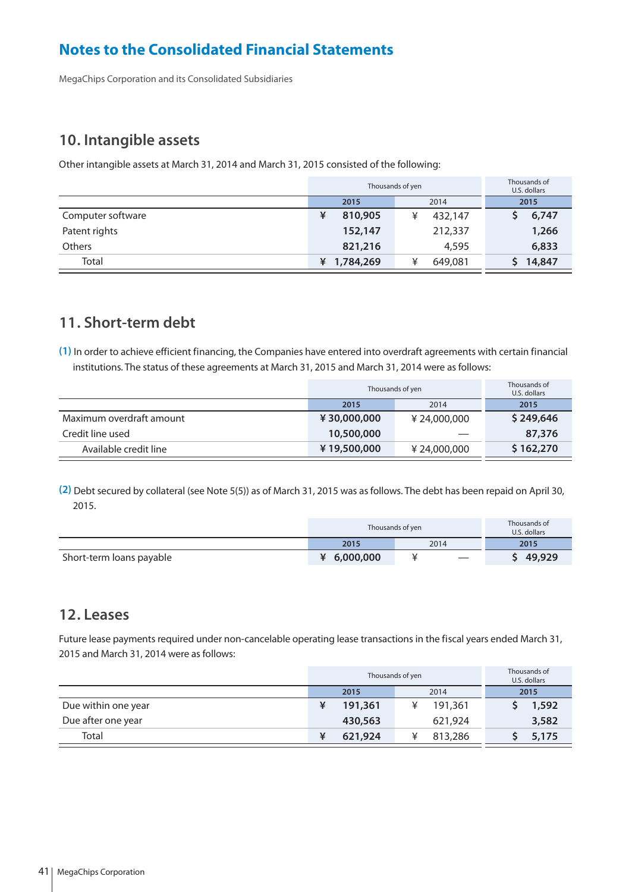# Notes to the Consolidated Financial Statements

MegaChips Corporation and its Consolidated Subsidiaries

## 10. Intangible assets

Other intangible assets at March 31, 2014 and March 31, 2015 consisted of the following:

| | Thousands of yen | | Thousands of U.S. dollars |
|---|---|---|---|
| | 2015 | 2014 | 2015 |
| Computer software | ¥ 810,905 | ¥ 432,147 | $ 6,747 |
| Patent rights | 152,147 | 212,337 | 1,266 |
| Others | 821,216 | 4,595 | 6,833 |
| Total | ¥ 1,784,269 | ¥ 649,081 | $ 14,847 |

## 11. Short-term debt

(1) In order to achieve efficient financing, the Companies have entered into overdraft agreements with certain financial institutions. The status of these agreements at March 31, 2015 and March 31, 2014 were as follows:

| | Thousands of yen | | Thousands of U.S. dollars |
|---|---|---|---|
| | 2015 | 2014 | 2015 |
| Maximum overdraft amount | ¥ 30,000,000 | ¥ 24,000,000 | $ 249,646 |
| Credit line used | 10,500,000 | — | 87,376 |
| Available credit line | ¥ 19,500,000 | ¥ 24,000,000 | $ 162,270 |

(2) Debt secured by collateral (see Note 5(5)) as of March 31, 2015 was as follows. The debt has been repaid on April 30, 2015.

| | Thousands of yen | | Thousands of U.S. dollars |
|---|---|---|---|
| | 2015 | 2014 | 2015 |
| Short-term loans payable | ¥ 6,000,000 | ¥ — | $ 49,929 |

## 12. Leases

Future lease payments required under non-cancelable operating lease transactions in the fiscal years ended March 31, 2015 and March 31, 2014 were as follows:

| | Thousands of yen | | Thousands of U.S. dollars |
|---|---|---|---|
| | 2015 | 2014 | 2015 |
| Due within one year | ¥ 191,361 | ¥ 191,361 | $ 1,592 |
| Due after one year | 430,563 | 621,924 | 3,582 |
| Total | ¥ 621,924 | ¥ 813,286 | $ 5,175 |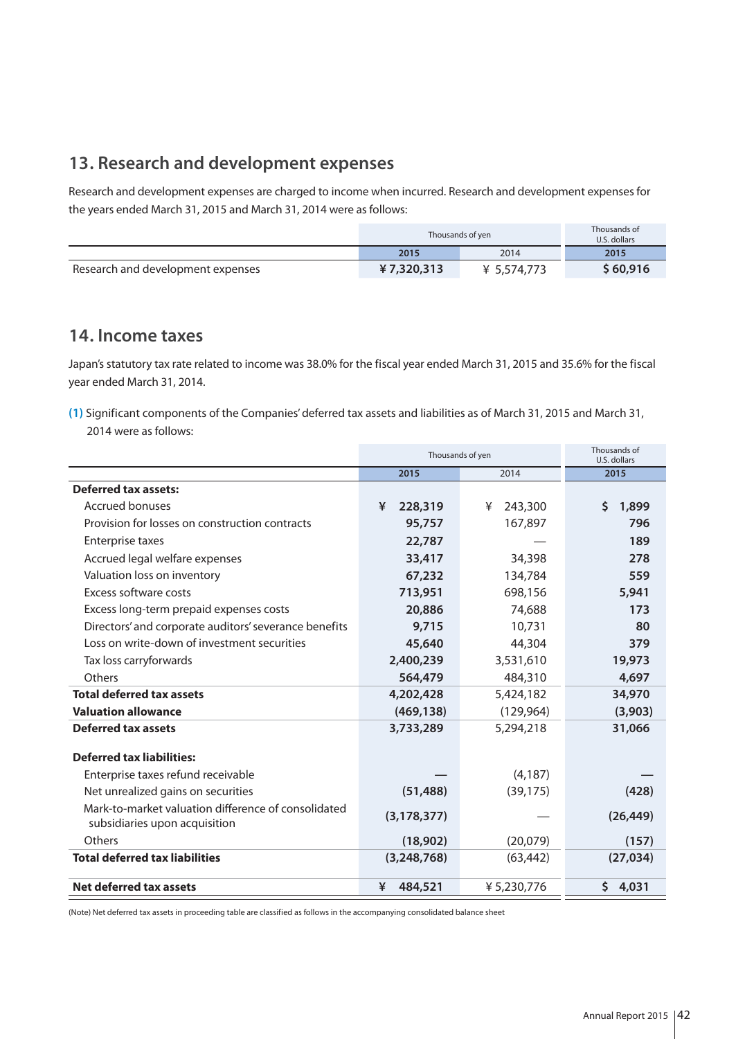## 13. Research and development expenses

Research and development expenses are charged to income when incurred. Research and development expenses for the years ended March 31, 2015 and March 31, 2014 were as follows:

| | Thousands of yen | | Thousands of U.S. dollars |
|---|---|---|---|
| | **2015** | 2014 | **2015** |
| Research and development expenses | **¥ 7,320,313** | ¥ 5,574,773 | **$ 60,916** |

## 14. Income taxes

Japan's statutory tax rate related to income was 38.0% for the fiscal year ended March 31, 2015 and 35.6% for the fiscal year ended March 31, 2014.

**(1)** Significant components of the Companies' deferred tax assets and liabilities as of March 31, 2015 and March 31, 2014 were as follows:

| | Thousands of yen | | Thousands of U.S. dollars |
|---|---|---|---|
| | **2015** | 2014 | **2015** |
| **Deferred tax assets:** | | | |
| Accrued bonuses | **¥ 228,319** | ¥ 243,300 | **$ 1,899** |
| Provision for losses on construction contracts | **95,757** | 167,897 | **796** |
| Enterprise taxes | **22,787** | — | **189** |
| Accrued legal welfare expenses | **33,417** | 34,398 | **278** |
| Valuation loss on inventory | **67,232** | 134,784 | **559** |
| Excess software costs | **713,951** | 698,156 | **5,941** |
| Excess long-term prepaid expenses costs | **20,886** | 74,688 | **173** |
| Directors' and corporate auditors' severance benefits | **9,715** | 10,731 | **80** |
| Loss on write-down of investment securities | **45,640** | 44,304 | **379** |
| Tax loss carryforwards | **2,400,239** | 3,531,610 | **19,973** |
| Others | **564,479** | 484,310 | **4,697** |
| **Total deferred tax assets** | **4,202,428** | 5,424,182 | **34,970** |
| **Valuation allowance** | **(469,138)** | (129,964) | **(3,903)** |
| **Deferred tax assets** | **3,733,289** | 5,294,218 | **31,066** |
| **Deferred tax liabilities:** | | | |
| Enterprise taxes refund receivable | **—** | (4,187) | **—** |
| Net unrealized gains on securities | **(51,488)** | (39,175) | **(428)** |
| Mark-to-market valuation difference of consolidated subsidiaries upon acquisition | **(3,178,377)** | — | **(26,449)** |
| Others | **(18,902)** | (20,079) | **(157)** |
| **Total deferred tax liabilities** | **(3,248,768)** | (63,442) | **(27,034)** |
| **Net deferred tax assets** | **¥ 484,521** | ¥ 5,230,776 | **$ 4,031** |

(Note) Net deferred tax assets in proceeding table are classified as follows in the accompanying consolidated balance sheet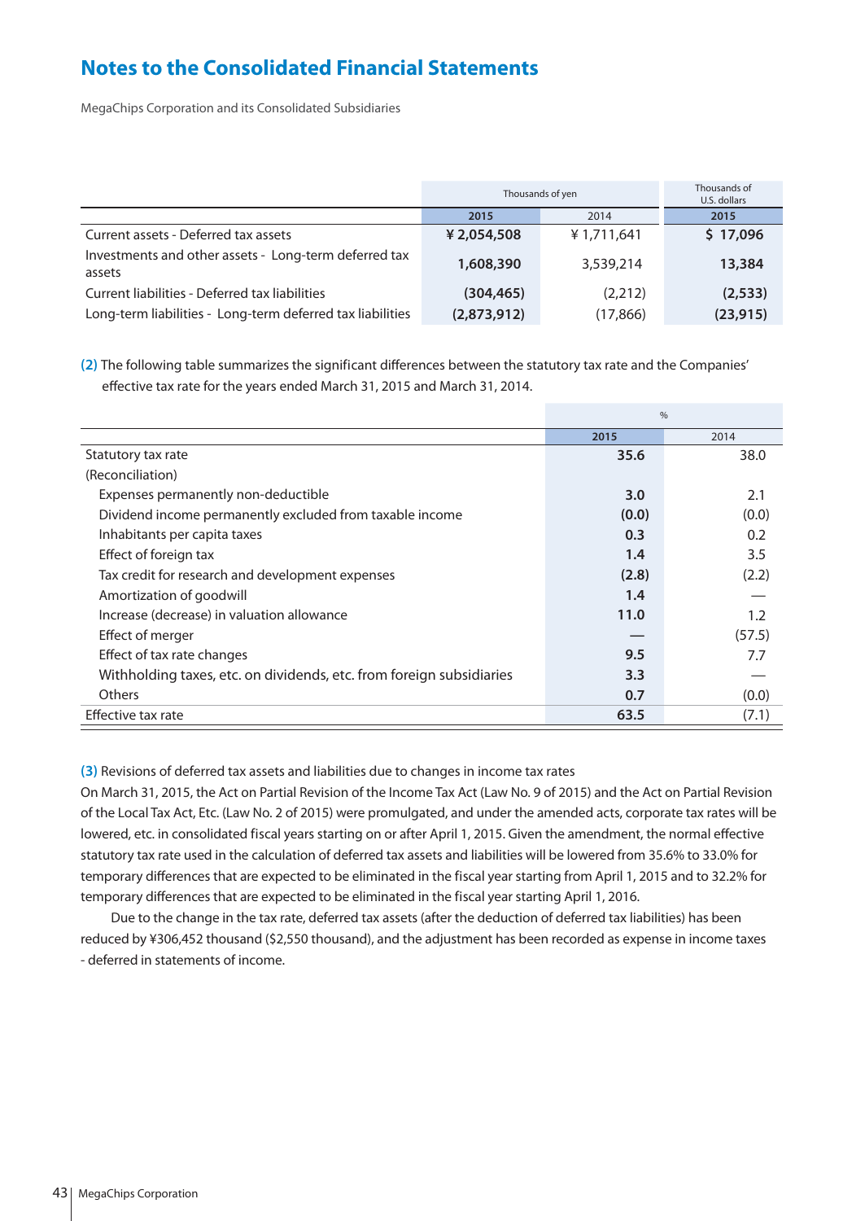## Notes to the Consolidated Financial Statements

MegaChips Corporation and its Consolidated Subsidiaries

| | Thousands of yen | | Thousands of U.S. dollars |
|---|---|---|---|
| | 2015 | 2014 | 2015 |
| Current assets - Deferred tax assets | ¥ 2,054,508 | ¥ 1,711,641 | $ 17,096 |
| Investments and other assets - Long-term deferred tax assets | 1,608,390 | 3,539,214 | 13,384 |
| Current liabilities - Deferred tax liabilities | (304,465) | (2,212) | (2,533) |
| Long-term liabilities - Long-term deferred tax liabilities | (2,873,912) | (17,866) | (23,915) |

(2) The following table summarizes the significant differences between the statutory tax rate and the Companies' effective tax rate for the years ended March 31, 2015 and March 31, 2014.

| | % | |
|---|---|---|
| | 2015 | 2014 |
| Statutory tax rate | 35.6 | 38.0 |
| (Reconciliation) | | |
| Expenses permanently non-deductible | 3.0 | 2.1 |
| Dividend income permanently excluded from taxable income | (0.0) | (0.0) |
| Inhabitants per capita taxes | 0.3 | 0.2 |
| Effect of foreign tax | 1.4 | 3.5 |
| Tax credit for research and development expenses | (2.8) | (2.2) |
| Amortization of goodwill | 1.4 | — |
| Increase (decrease) in valuation allowance | 11.0 | 1.2 |
| Effect of merger | — | (57.5) |
| Effect of tax rate changes | 9.5 | 7.7 |
| Withholding taxes, etc. on dividends, etc. from foreign subsidiaries | 3.3 | — |
| Others | 0.7 | (0.0) |
| Effective tax rate | 63.5 | (7.1) |

(3) Revisions of deferred tax assets and liabilities due to changes in income tax rates

On March 31, 2015, the Act on Partial Revision of the Income Tax Act (Law No. 9 of 2015) and the Act on Partial Revision of the Local Tax Act, Etc. (Law No. 2 of 2015) were promulgated, and under the amended acts, corporate tax rates will be lowered, etc. in consolidated fiscal years starting on or after April 1, 2015. Given the amendment, the normal effective statutory tax rate used in the calculation of deferred tax assets and liabilities will be lowered from 35.6% to 33.0% for temporary differences that are expected to be eliminated in the fiscal year starting from April 1, 2015 and to 32.2% for temporary differences that are expected to be eliminated in the fiscal year starting April 1, 2016.

Due to the change in the tax rate, deferred tax assets (after the deduction of deferred tax liabilities) has been reduced by ¥306,452 thousand ($2,550 thousand), and the adjustment has been recorded as expense in income taxes - deferred in statements of income.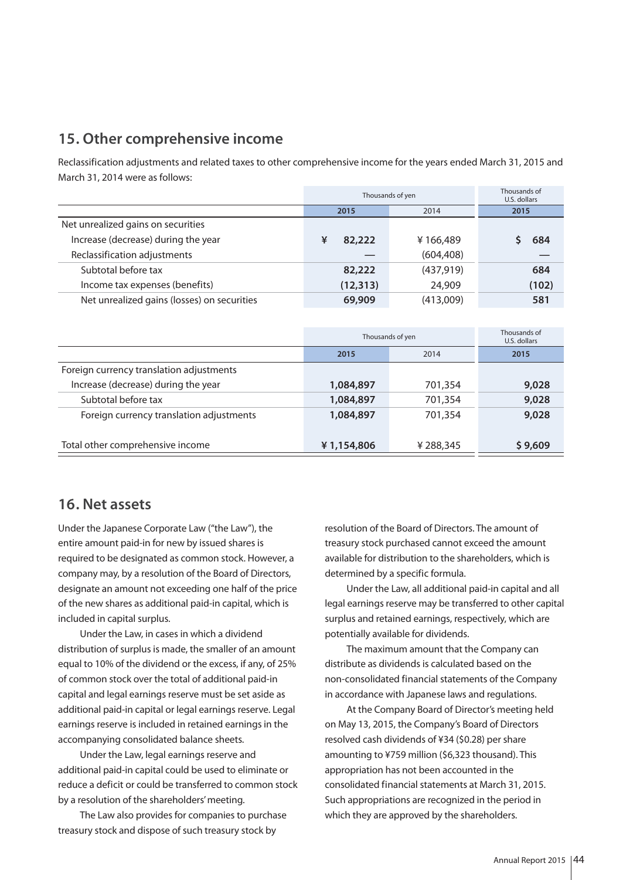## 15. Other comprehensive income

Reclassification adjustments and related taxes to other comprehensive income for the years ended March 31, 2015 and March 31, 2014 were as follows:

| | Thousands of yen | | Thousands of U.S. dollars |
|---|---|---|---|
| | **2015** | 2014 | **2015** |
| Net unrealized gains on securities | | | |
| Increase (decrease) during the year | **¥ 82,222** | ¥ 166,489 | **$ 684** |
| Reclassification adjustments | **—** | (604,408) | **—** |
| Subtotal before tax | **82,222** | (437,919) | **684** |
| Income tax expenses (benefits) | **(12,313)** | 24,909 | **(102)** |
| Net unrealized gains (losses) on securities | **69,909** | (413,009) | **581** |

| | Thousands of yen | | Thousands of U.S. dollars |
|---|---|---|---|
| | **2015** | 2014 | **2015** |
| Foreign currency translation adjustments | | | |
| Increase (decrease) during the year | **1,084,897** | 701,354 | **9,028** |
| Subtotal before tax | **1,084,897** | 701,354 | **9,028** |
| Foreign currency translation adjustments | **1,084,897** | 701,354 | **9,028** |
| Total other comprehensive income | **¥ 1,154,806** | ¥ 288,345 | **$ 9,609** |

## 16. Net assets

Under the Japanese Corporate Law ("the Law"), the entire amount paid-in for new by issued shares is required to be designated as common stock. However, a company may, by a resolution of the Board of Directors, designate an amount not exceeding one half of the price of the new shares as additional paid-in capital, which is included in capital surplus.

Under the Law, in cases in which a dividend distribution of surplus is made, the smaller of an amount equal to 10% of the dividend or the excess, if any, of 25% of common stock over the total of additional paid-in capital and legal earnings reserve must be set aside as additional paid-in capital or legal earnings reserve. Legal earnings reserve is included in retained earnings in the accompanying consolidated balance sheets.

Under the Law, legal earnings reserve and additional paid-in capital could be used to eliminate or reduce a deficit or could be transferred to common stock by a resolution of the shareholders' meeting.

The Law also provides for companies to purchase treasury stock and dispose of such treasury stock by resolution of the Board of Directors. The amount of treasury stock purchased cannot exceed the amount available for distribution to the shareholders, which is determined by a specific formula.

Under the Law, all additional paid-in capital and all legal earnings reserve may be transferred to other capital surplus and retained earnings, respectively, which are potentially available for dividends.

The maximum amount that the Company can distribute as dividends is calculated based on the non-consolidated financial statements of the Company in accordance with Japanese laws and regulations.

At the Company Board of Director's meeting held on May 13, 2015, the Company's Board of Directors resolved cash dividends of ¥34 ($0.28) per share amounting to ¥759 million ($6,323 thousand). This appropriation has not been accounted in the consolidated financial statements at March 31, 2015. Such appropriations are recognized in the period in which they are approved by the shareholders.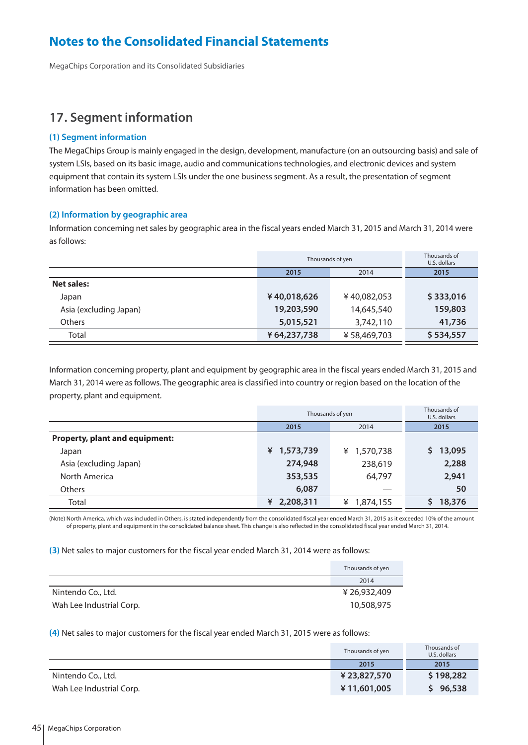# Notes to the Consolidated Financial Statements

MegaChips Corporation and its Consolidated Subsidiaries

## 17. Segment information

### (1) Segment information

The MegaChips Group is mainly engaged in the design, development, manufacture (on an outsourcing basis) and sale of system LSIs, based on its basic image, audio and communications technologies, and electronic devices and system equipment that contain its system LSIs under the one business segment. As a result, the presentation of segment information has been omitted.

### (2) Information by geographic area

Information concerning net sales by geographic area in the fiscal years ended March 31, 2015 and March 31, 2014 were as follows:

| | Thousands of yen | | Thousands of U.S. dollars |
|---|---|---|---|
| | **2015** | 2014 | **2015** |
| **Net sales:** | | | |
| Japan | **¥ 40,018,626** | ¥ 40,082,053 | **$ 333,016** |
| Asia (excluding Japan) | **19,203,590** | 14,645,540 | **159,803** |
| Others | **5,015,521** | 3,742,110 | **41,736** |
| Total | **¥ 64,237,738** | ¥ 58,469,703 | **$ 534,557** |

Information concerning property, plant and equipment by geographic area in the fiscal years ended March 31, 2015 and March 31, 2014 were as follows. The geographic area is classified into country or region based on the location of the property, plant and equipment.

| | Thousands of yen | | Thousands of U.S. dollars |
|---|---|---|---|
| | **2015** | 2014 | **2015** |
| **Property, plant and equipment:** | | | |
| Japan | **¥ 1,573,739** | ¥ 1,570,738 | **$ 13,095** |
| Asia (excluding Japan) | **274,948** | 238,619 | **2,288** |
| North America | **353,535** | 64,797 | **2,941** |
| Others | **6,087** | — | **50** |
| Total | **¥ 2,208,311** | ¥ 1,874,155 | **$ 18,376** |

(Note) North America, which was included in Others, is stated independently from the consolidated fiscal year ended March 31, 2015 as it exceeded 10% of the amount of property, plant and equipment in the consolidated balance sheet. This change is also reflected in the consolidated fiscal year ended March 31, 2014.

**(3)** Net sales to major customers for the fiscal year ended March 31, 2014 were as follows:

| | Thousands of yen |
|---|---|
| | 2014 |
| Nintendo Co., Ltd. | ¥ 26,932,409 |
| Wah Lee Industrial Corp. | 10,508,975 |

**(4)** Net sales to major customers for the fiscal year ended March 31, 2015 were as follows:

| | Thousands of yen | Thousands of U.S. dollars |
|---|---|---|
| | **2015** | **2015** |
| Nintendo Co., Ltd. | **¥ 23,827,570** | **$ 198,282** |
| Wah Lee Industrial Corp. | **¥ 11,601,005** | **$ 96,538** |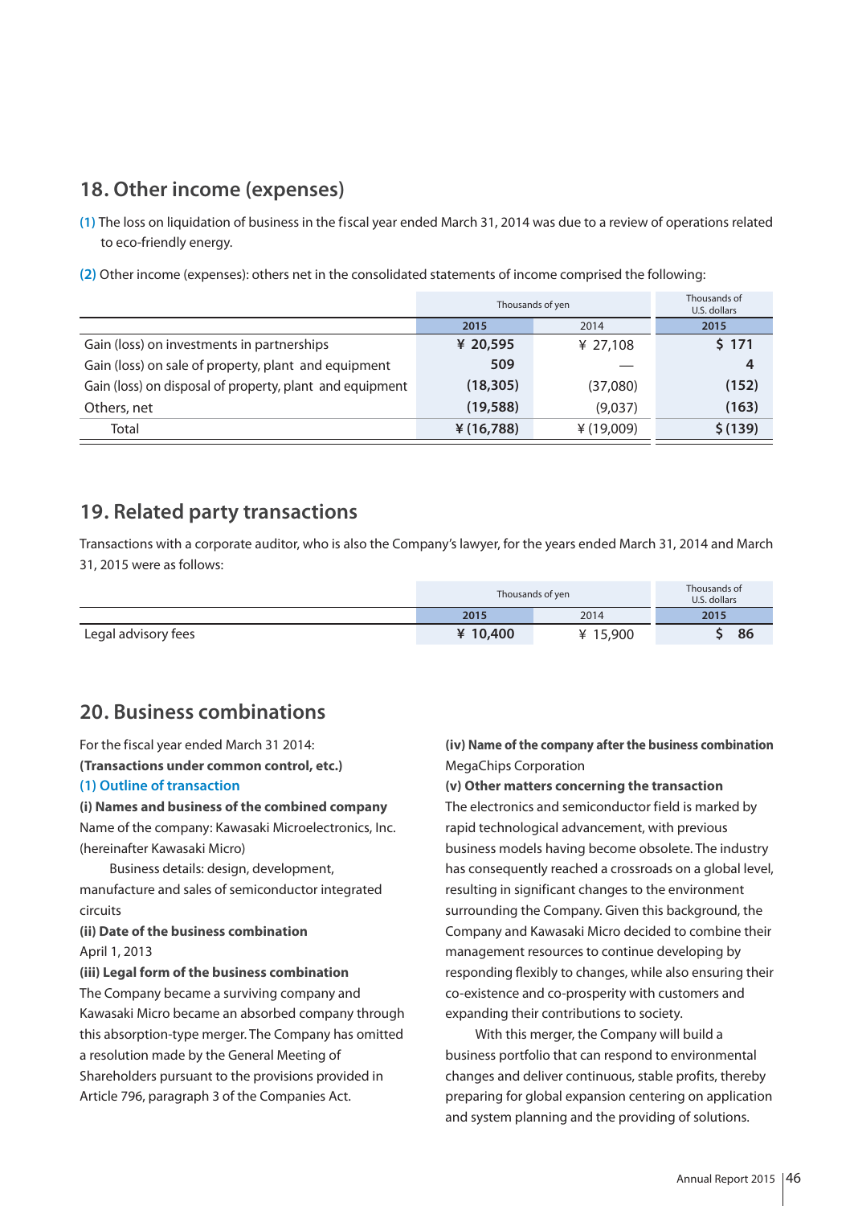## 18. Other income (expenses)

(1) The loss on liquidation of business in the fiscal year ended March 31, 2014 was due to a review of operations related to eco-friendly energy.

(2) Other income (expenses): others net in the consolidated statements of income comprised the following:

| | Thousands of yen | | Thousands of U.S. dollars |
|---|---|---|---|
| | **2015** | 2014 | **2015** |
| Gain (loss) on investments in partnerships | **¥ 20,595** | ¥ 27,108 | **$ 171** |
| Gain (loss) on sale of property, plant and equipment | **509** | — | **4** |
| Gain (loss) on disposal of property, plant and equipment | **(18,305)** | (37,080) | **(152)** |
| Others, net | **(19,588)** | (9,037) | **(163)** |
| Total | **¥ (16,788)** | ¥ (19,009) | **$ (139)** |

## 19. Related party transactions

Transactions with a corporate auditor, who is also the Company's lawyer, for the years ended March 31, 2014 and March 31, 2015 were as follows:

| | Thousands of yen | | Thousands of U.S. dollars |
|---|---|---|---|
| | **2015** | 2014 | **2015** |
| Legal advisory fees | **¥ 10,400** | ¥ 15,900 | **$ 86** |

## 20. Business combinations

For the fiscal year ended March 31 2014:

**(Transactions under common control, etc.)**

### (1) Outline of transaction

**(i) Names and business of the combined company**

Name of the company: Kawasaki Microelectronics, Inc. (hereinafter Kawasaki Micro)

Business details: design, development, manufacture and sales of semiconductor integrated circuits

**(ii) Date of the business combination**

April 1, 2013

**(iii) Legal form of the business combination**

The Company became a surviving company and Kawasaki Micro became an absorbed company through this absorption-type merger. The Company has omitted a resolution made by the General Meeting of Shareholders pursuant to the provisions provided in Article 796, paragraph 3 of the Companies Act.

**(iv) Name of the company after the business combination**

MegaChips Corporation

**(v) Other matters concerning the transaction**

The electronics and semiconductor field is marked by rapid technological advancement, with previous business models having become obsolete. The industry has consequently reached a crossroads on a global level, resulting in significant changes to the environment surrounding the Company. Given this background, the Company and Kawasaki Micro decided to combine their management resources to continue developing by responding flexibly to changes, while also ensuring their co-existence and co-prosperity with customers and expanding their contributions to society.

With this merger, the Company will build a business portfolio that can respond to environmental changes and deliver continuous, stable profits, thereby preparing for global expansion centering on application and system planning and the providing of solutions.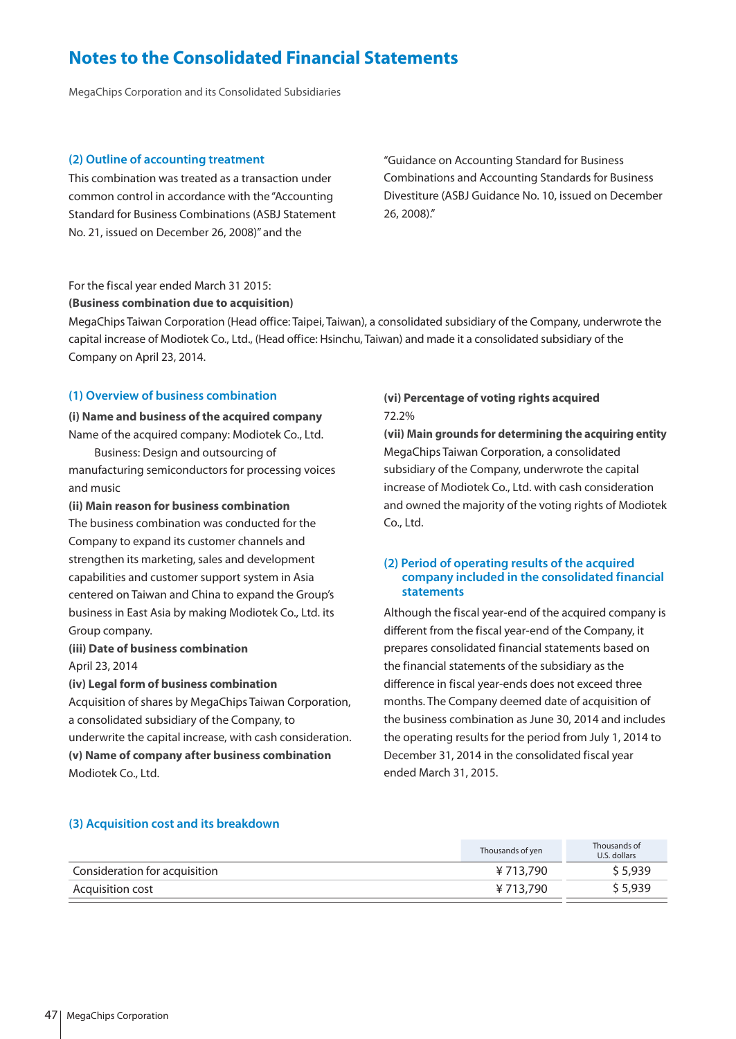# Notes to the Consolidated Financial Statements

MegaChips Corporation and its Consolidated Subsidiaries

### (2) Outline of accounting treatment

This combination was treated as a transaction under common control in accordance with the "Accounting Standard for Business Combinations (ASBJ Statement No. 21, issued on December 26, 2008)" and the "Guidance on Accounting Standard for Business Combinations and Accounting Standards for Business Divestiture (ASBJ Guidance No. 10, issued on December 26, 2008)."

For the fiscal year ended March 31 2015:

**(Business combination due to acquisition)**

MegaChips Taiwan Corporation (Head office: Taipei, Taiwan), a consolidated subsidiary of the Company, underwrote the capital increase of Modiotek Co., Ltd., (Head office: Hsinchu, Taiwan) and made it a consolidated subsidiary of the Company on April 23, 2014.

### (1) Overview of business combination

**(i) Name and business of the acquired company**

Name of the acquired company: Modiotek Co., Ltd.

Business: Design and outsourcing of manufacturing semiconductors for processing voices and music

**(ii) Main reason for business combination**

The business combination was conducted for the Company to expand its customer channels and strengthen its marketing, sales and development capabilities and customer support system in Asia centered on Taiwan and China to expand the Group's business in East Asia by making Modiotek Co., Ltd. its Group company.

**(iii) Date of business combination**

April 23, 2014

**(iv) Legal form of business combination**

Acquisition of shares by MegaChips Taiwan Corporation, a consolidated subsidiary of the Company, to underwrite the capital increase, with cash consideration.

**(v) Name of company after business combination**

Modiotek Co., Ltd.

**(vi) Percentage of voting rights acquired**

72.2%

**(vii) Main grounds for determining the acquiring entity**

MegaChips Taiwan Corporation, a consolidated subsidiary of the Company, underwrote the capital increase of Modiotek Co., Ltd. with cash consideration and owned the majority of the voting rights of Modiotek Co., Ltd.

### (2) Period of operating results of the acquired company included in the consolidated financial statements

Although the fiscal year-end of the acquired company is different from the fiscal year-end of the Company, it prepares consolidated financial statements based on the financial statements of the subsidiary as the difference in fiscal year-ends does not exceed three months. The Company deemed date of acquisition of the business combination as June 30, 2014 and includes the operating results for the period from July 1, 2014 to December 31, 2014 in the consolidated fiscal year ended March 31, 2015.

### (3) Acquisition cost and its breakdown

| | Thousands of yen | Thousands of U.S. dollars |
|---|---|---|
| Consideration for acquisition | ¥ 713,790 | $ 5,939 |
| Acquisition cost | ¥ 713,790 | $ 5,939 |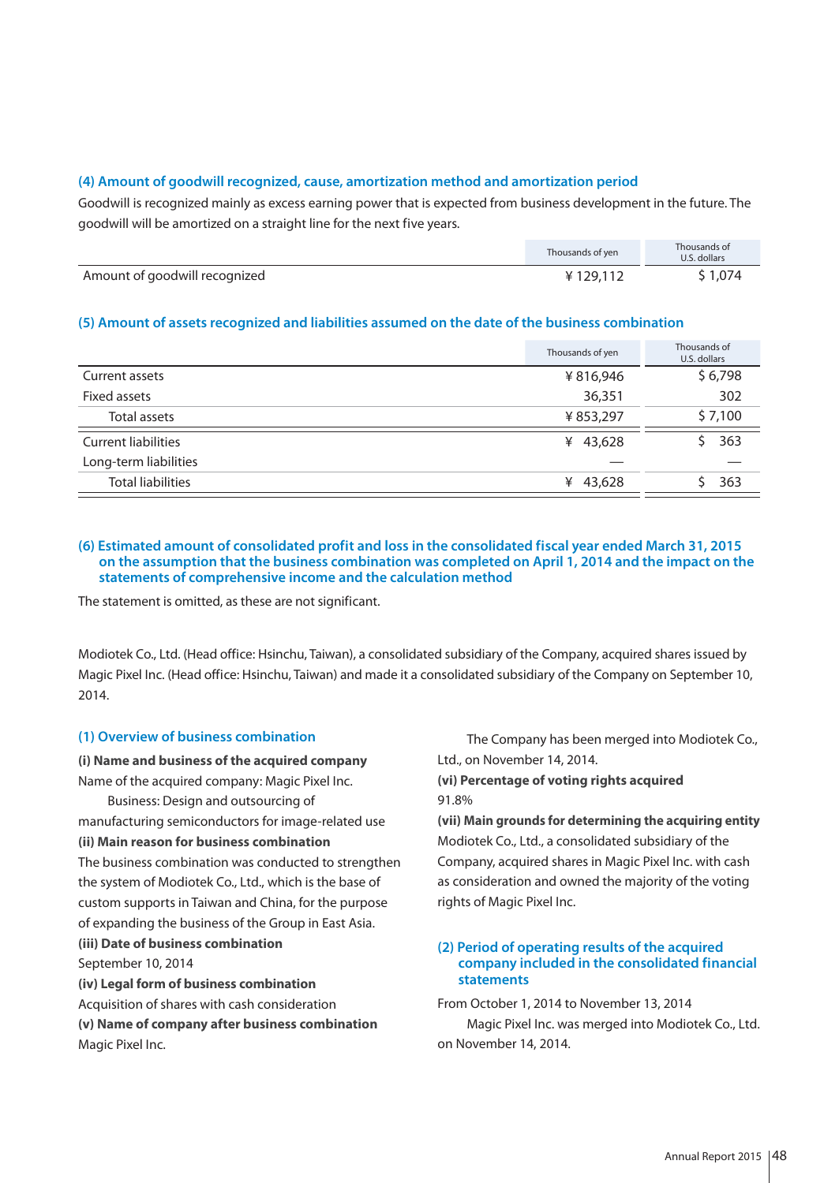### (4) Amount of goodwill recognized, cause, amortization method and amortization period

Goodwill is recognized mainly as excess earning power that is expected from business development in the future. The goodwill will be amortized on a straight line for the next five years.

| | Thousands of yen | Thousands of U.S. dollars |
|---|---|---|
| Amount of goodwill recognized | ¥ 129,112 | $ 1,074 |

### (5) Amount of assets recognized and liabilities assumed on the date of the business combination

| | Thousands of yen | Thousands of U.S. dollars |
|---|---|---|
| Current assets | ¥ 816,946 | $ 6,798 |
| Fixed assets | 36,351 | 302 |
| Total assets | ¥ 853,297 | $ 7,100 |
| Current liabilities | ¥ 43,628 | $ 363 |
| Long-term liabilities | — | — |
| Total liabilities | ¥ 43,628 | $ 363 |

### (6) Estimated amount of consolidated profit and loss in the consolidated fiscal year ended March 31, 2015 on the assumption that the business combination was completed on April 1, 2014 and the impact on the statements of comprehensive income and the calculation method

The statement is omitted, as these are not significant.

Modiotek Co., Ltd. (Head office: Hsinchu, Taiwan), a consolidated subsidiary of the Company, acquired shares issued by Magic Pixel Inc. (Head office: Hsinchu, Taiwan) and made it a consolidated subsidiary of the Company on September 10, 2014.

### (1) Overview of business combination

**(i) Name and business of the acquired company**

Name of the acquired company: Magic Pixel Inc.

Business: Design and outsourcing of manufacturing semiconductors for image-related use

**(ii) Main reason for business combination**

The business combination was conducted to strengthen the system of Modiotek Co., Ltd., which is the base of custom supports in Taiwan and China, for the purpose of expanding the business of the Group in East Asia.

**(iii) Date of business combination**

September 10, 2014

**(iv) Legal form of business combination**

Acquisition of shares with cash consideration

**(v) Name of company after business combination**

Magic Pixel Inc.

The Company has been merged into Modiotek Co., Ltd., on November 14, 2014.

**(vi) Percentage of voting rights acquired**

91.8%

**(vii) Main grounds for determining the acquiring entity**

Modiotek Co., Ltd., a consolidated subsidiary of the Company, acquired shares in Magic Pixel Inc. with cash as consideration and owned the majority of the voting rights of Magic Pixel Inc.

### (2) Period of operating results of the acquired company included in the consolidated financial statements

From October 1, 2014 to November 13, 2014

Magic Pixel Inc. was merged into Modiotek Co., Ltd. on November 14, 2014.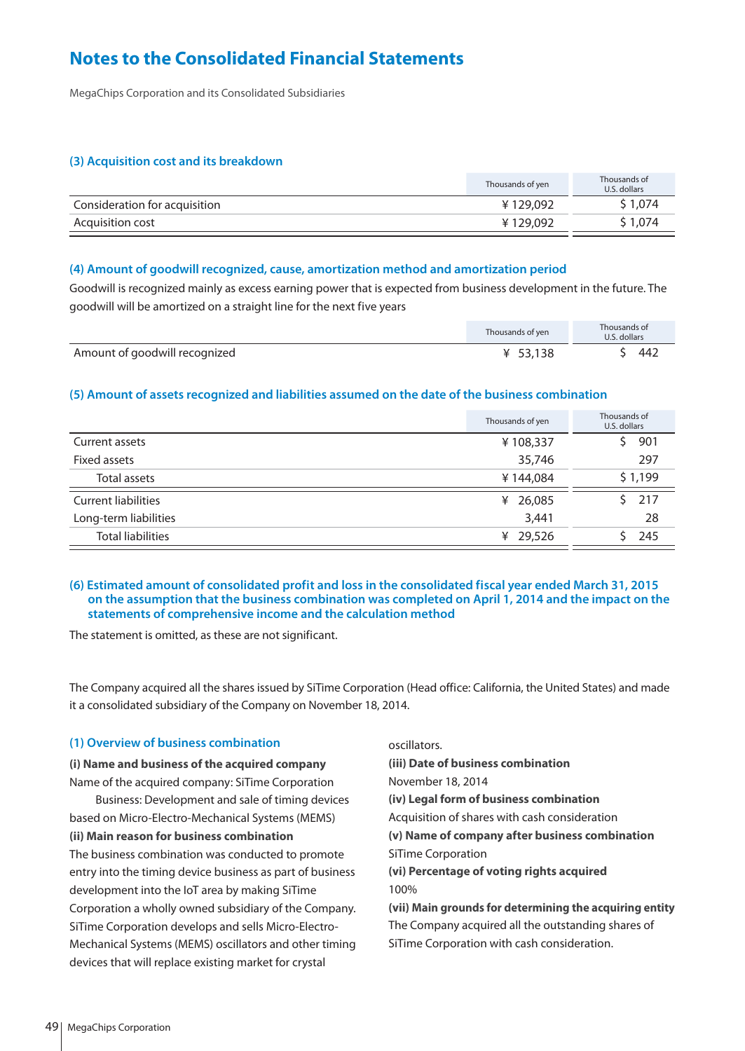# Notes to the Consolidated Financial Statements

MegaChips Corporation and its Consolidated Subsidiaries

### (3) Acquisition cost and its breakdown

| | Thousands of yen | Thousands of U.S. dollars |
|---|---|---|
| Consideration for acquisition | ¥ 129,092 | $ 1,074 |
| Acquisition cost | ¥ 129,092 | $ 1,074 |

### (4) Amount of goodwill recognized, cause, amortization method and amortization period

Goodwill is recognized mainly as excess earning power that is expected from business development in the future. The goodwill will be amortized on a straight line for the next five years

| | Thousands of yen | Thousands of U.S. dollars |
|---|---|---|
| Amount of goodwill recognized | ¥ 53,138 | $ 442 |

### (5) Amount of assets recognized and liabilities assumed on the date of the business combination

| | Thousands of yen | Thousands of U.S. dollars |
|---|---|---|
| Current assets | ¥ 108,337 | $ 901 |
| Fixed assets | 35,746 | 297 |
| Total assets | ¥ 144,084 | $ 1,199 |
| Current liabilities | ¥ 26,085 | $ 217 |
| Long-term liabilities | 3,441 | 28 |
| Total liabilities | ¥ 29,526 | $ 245 |

### (6) Estimated amount of consolidated profit and loss in the consolidated fiscal year ended March 31, 2015 on the assumption that the business combination was completed on April 1, 2014 and the impact on the statements of comprehensive income and the calculation method

The statement is omitted, as these are not significant.

The Company acquired all the shares issued by SiTime Corporation (Head office: California, the United States) and made it a consolidated subsidiary of the Company on November 18, 2014.

### (1) Overview of business combination

**(i) Name and business of the acquired company**

Name of the acquired company: SiTime Corporation

Business: Development and sale of timing devices based on Micro-Electro-Mechanical Systems (MEMS)

**(ii) Main reason for business combination**

The business combination was conducted to promote entry into the timing device business as part of business development into the IoT area by making SiTime Corporation a wholly owned subsidiary of the Company. SiTime Corporation develops and sells Micro-Electro-Mechanical Systems (MEMS) oscillators and other timing devices that will replace existing market for crystal oscillators.

**(iii) Date of business combination**

November 18, 2014

**(iv) Legal form of business combination**

Acquisition of shares with cash consideration

**(v) Name of company after business combination**

SiTime Corporation

**(vi) Percentage of voting rights acquired**

100%

**(vii) Main grounds for determining the acquiring entity**

The Company acquired all the outstanding shares of SiTime Corporation with cash consideration.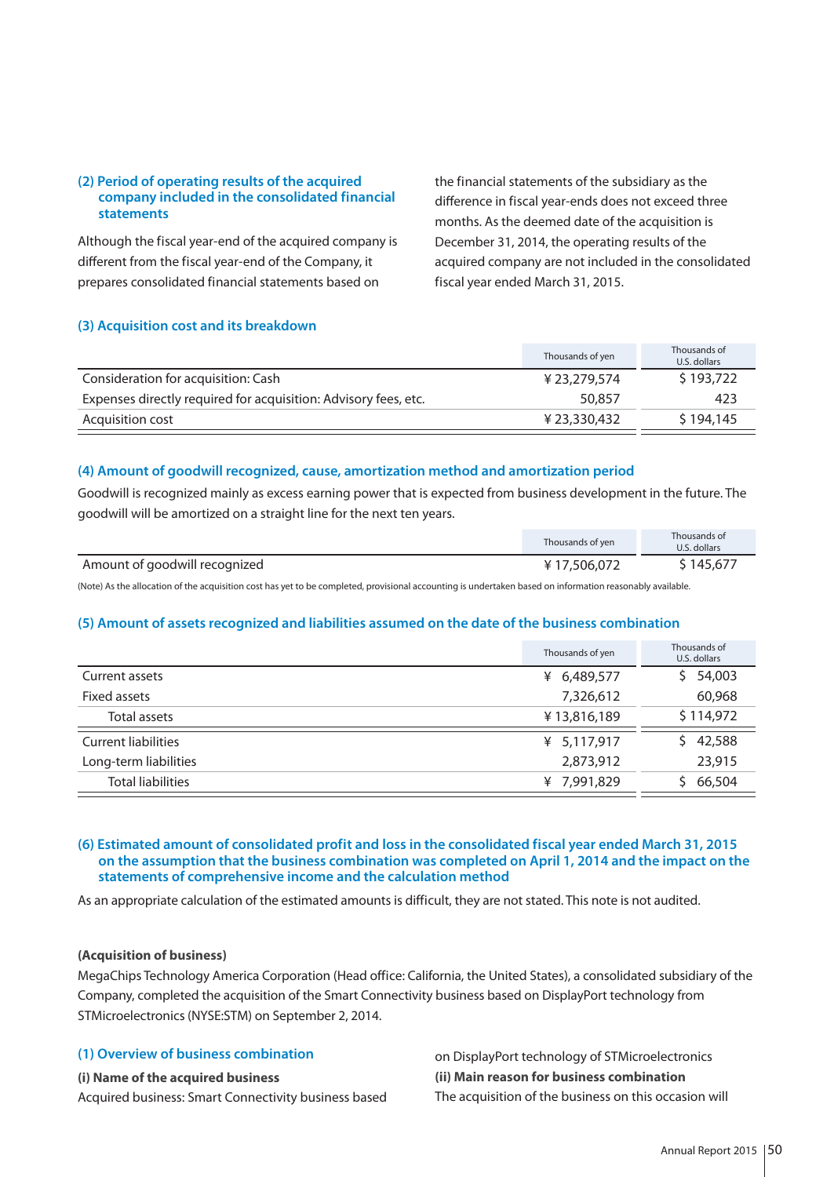### (2) Period of operating results of the acquired company included in the consolidated financial statements

Although the fiscal year-end of the acquired company is different from the fiscal year-end of the Company, it prepares consolidated financial statements based on the financial statements of the subsidiary as the difference in fiscal year-ends does not exceed three months. As the deemed date of the acquisition is December 31, 2014, the operating results of the acquired company are not included in the consolidated fiscal year ended March 31, 2015.

### (3) Acquisition cost and its breakdown

| | Thousands of yen | Thousands of U.S. dollars |
|---|---|---|
| Consideration for acquisition: Cash | ¥ 23,279,574 | $ 193,722 |
| Expenses directly required for acquisition: Advisory fees, etc. | 50,857 | 423 |
| Acquisition cost | ¥ 23,330,432 | $ 194,145 |

### (4) Amount of goodwill recognized, cause, amortization method and amortization period

Goodwill is recognized mainly as excess earning power that is expected from business development in the future. The goodwill will be amortized on a straight line for the next ten years.

| | Thousands of yen | Thousands of U.S. dollars |
|---|---|---|
| Amount of goodwill recognized | ¥ 17,506,072 | $ 145,677 |

(Note) As the allocation of the acquisition cost has yet to be completed, provisional accounting is undertaken based on information reasonably available.

### (5) Amount of assets recognized and liabilities assumed on the date of the business combination

| | Thousands of yen | Thousands of U.S. dollars |
|---|---|---|
| Current assets | ¥ 6,489,577 | $ 54,003 |
| Fixed assets | 7,326,612 | 60,968 |
| Total assets | ¥ 13,816,189 | $ 114,972 |
| Current liabilities | ¥ 5,117,917 | $ 42,588 |
| Long-term liabilities | 2,873,912 | 23,915 |
| Total liabilities | ¥ 7,991,829 | $ 66,504 |

### (6) Estimated amount of consolidated profit and loss in the consolidated fiscal year ended March 31, 2015 on the assumption that the business combination was completed on April 1, 2014 and the impact on the statements of comprehensive income and the calculation method

As an appropriate calculation of the estimated amounts is difficult, they are not stated. This note is not audited.

**(Acquisition of business)**

MegaChips Technology America Corporation (Head office: California, the United States), a consolidated subsidiary of the Company, completed the acquisition of the Smart Connectivity business based on DisplayPort technology from STMicroelectronics (NYSE:STM) on September 2, 2014.

### (1) Overview of business combination

**(i) Name of the acquired business**

Acquired business: Smart Connectivity business based on DisplayPort technology of STMicroelectronics

**(ii) Main reason for business combination**

The acquisition of the business on this occasion will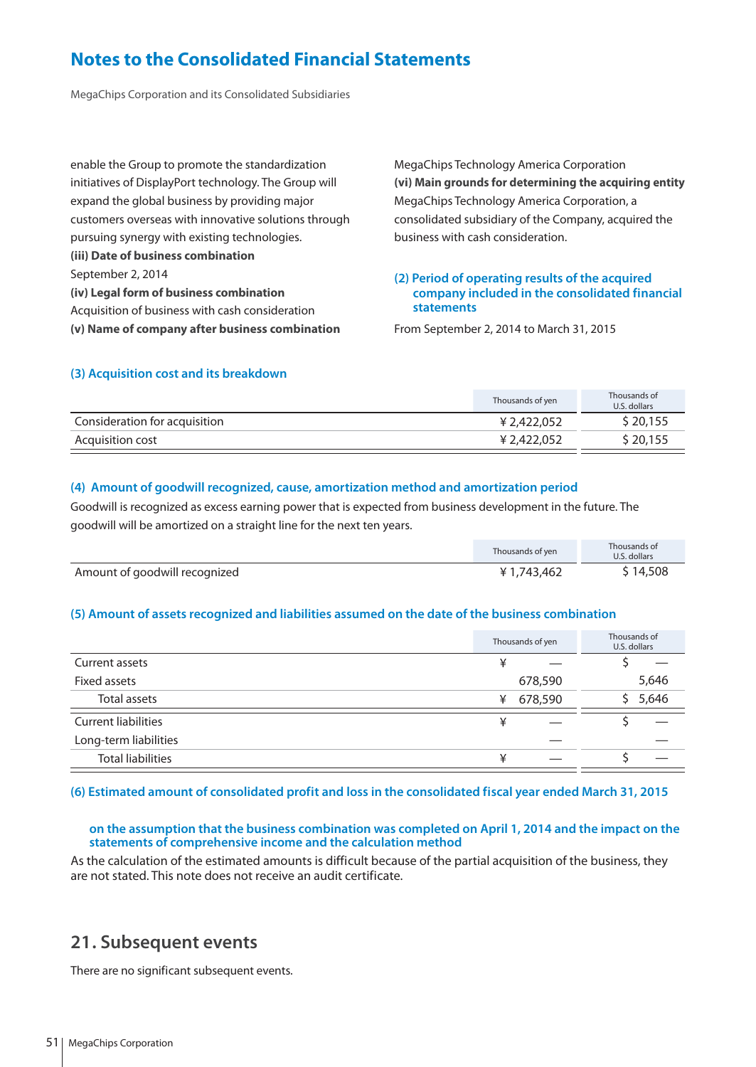enable the Group to promote the standardization initiatives of DisplayPort technology. The Group will expand the global business by providing major customers overseas with innovative solutions through pursuing synergy with existing technologies.

**(iii) Date of business combination**

September 2, 2014

**(iv) Legal form of business combination**

Acquisition of business with cash consideration

**(v) Name of company after business combination**

MegaChips Technology America Corporation

**(vi) Main grounds for determining the acquiring entity**

MegaChips Technology America Corporation, a consolidated subsidiary of the Company, acquired the business with cash consideration.

### (2) Period of operating results of the acquired company included in the consolidated financial statements

From September 2, 2014 to March 31, 2015

### (3) Acquisition cost and its breakdown

| | Thousands of yen | Thousands of U.S. dollars |
|---|---|---|
| Consideration for acquisition | ¥ 2,422,052 | $ 20,155 |
| Acquisition cost | ¥ 2,422,052 | $ 20,155 |

### (4) Amount of goodwill recognized, cause, amortization method and amortization period

Goodwill is recognized as excess earning power that is expected from business development in the future. The goodwill will be amortized on a straight line for the next ten years.

| | Thousands of yen | Thousands of U.S. dollars |
|---|---|---|
| Amount of goodwill recognized | ¥ 1,743,462 | $ 14,508 |

### (5) Amount of assets recognized and liabilities assumed on the date of the business combination

| | Thousands of yen | Thousands of U.S. dollars |
|---|---|---|
| Current assets | ¥ — | $ — |
| Fixed assets | 678,590 | 5,646 |
| Total assets | ¥ 678,590 | $ 5,646 |
| Current liabilities | ¥ — | $ — |
| Long-term liabilities | — | — |
| Total liabilities | ¥ — | $ — |

### (6) Estimated amount of consolidated profit and loss in the consolidated fiscal year ended March 31, 2015 on the assumption that the business combination was completed on April 1, 2014 and the impact on the statements of comprehensive income and the calculation method

As the calculation of the estimated amounts is difficult because of the partial acquisition of the business, they are not stated. This note does not receive an audit certificate.

## 21. Subsequent events

There are no significant subsequent events.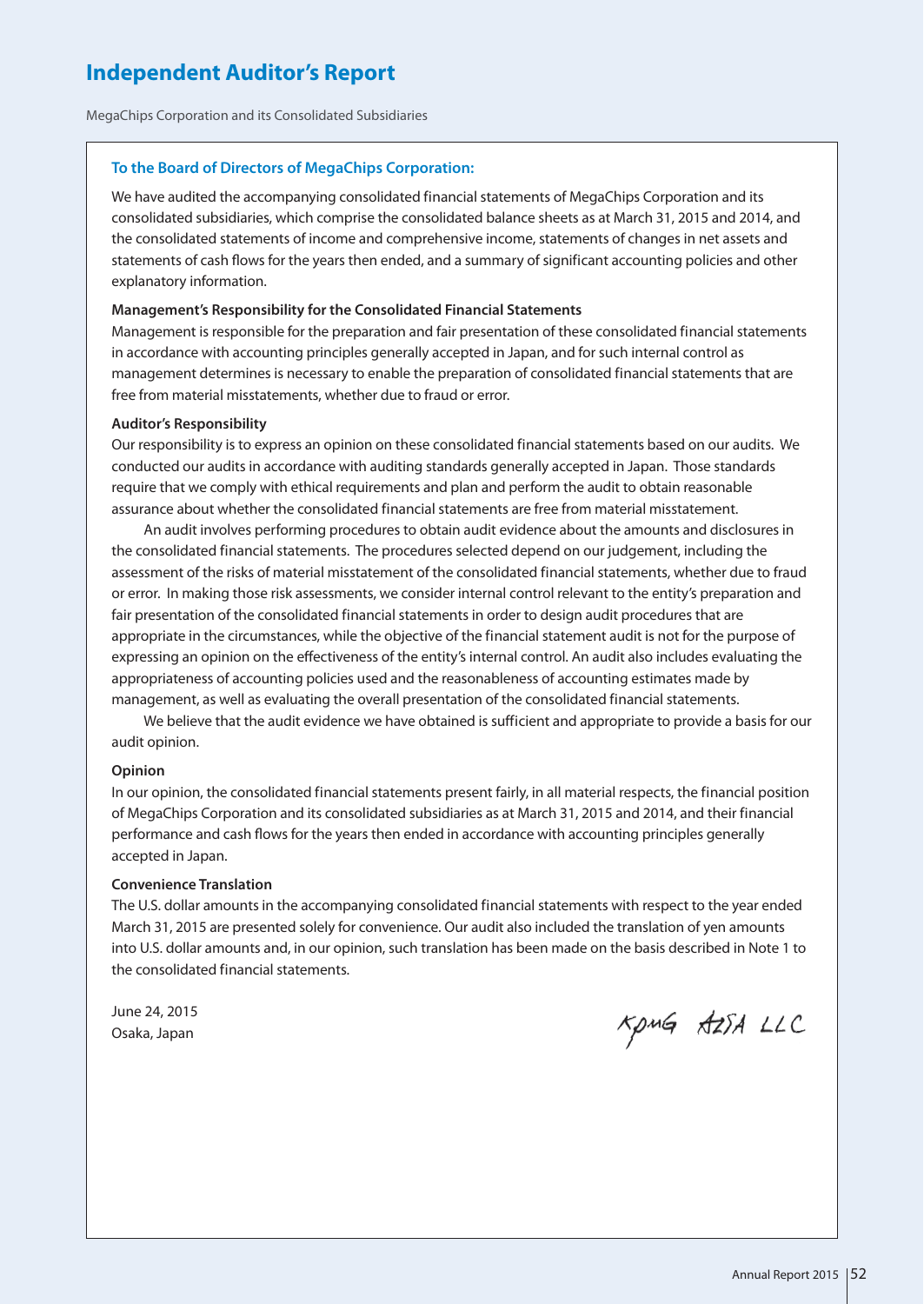# Independent Auditor's Report

MegaChips Corporation and its Consolidated Subsidiaries

### To the Board of Directors of MegaChips Corporation:

We have audited the accompanying consolidated financial statements of MegaChips Corporation and its consolidated subsidiaries, which comprise the consolidated balance sheets as at March 31, 2015 and 2014, and the consolidated statements of income and comprehensive income, statements of changes in net assets and statements of cash flows for the years then ended, and a summary of significant accounting policies and other explanatory information.

**Management's Responsibility for the Consolidated Financial Statements**

Management is responsible for the preparation and fair presentation of these consolidated financial statements in accordance with accounting principles generally accepted in Japan, and for such internal control as management determines is necessary to enable the preparation of consolidated financial statements that are free from material misstatements, whether due to fraud or error.

**Auditor's Responsibility**

Our responsibility is to express an opinion on these consolidated financial statements based on our audits. We conducted our audits in accordance with auditing standards generally accepted in Japan. Those standards require that we comply with ethical requirements and plan and perform the audit to obtain reasonable assurance about whether the consolidated financial statements are free from material misstatement.

An audit involves performing procedures to obtain audit evidence about the amounts and disclosures in the consolidated financial statements. The procedures selected depend on our judgement, including the assessment of the risks of material misstatement of the consolidated financial statements, whether due to fraud or error. In making those risk assessments, we consider internal control relevant to the entity's preparation and fair presentation of the consolidated financial statements in order to design audit procedures that are appropriate in the circumstances, while the objective of the financial statement audit is not for the purpose of expressing an opinion on the effectiveness of the entity's internal control. An audit also includes evaluating the appropriateness of accounting policies used and the reasonableness of accounting estimates made by management, as well as evaluating the overall presentation of the consolidated financial statements.

We believe that the audit evidence we have obtained is sufficient and appropriate to provide a basis for our audit opinion.

**Opinion**

In our opinion, the consolidated financial statements present fairly, in all material respects, the financial position of MegaChips Corporation and its consolidated subsidiaries as at March 31, 2015 and 2014, and their financial performance and cash flows for the years then ended in accordance with accounting principles generally accepted in Japan.

**Convenience Translation**

The U.S. dollar amounts in the accompanying consolidated financial statements with respect to the year ended March 31, 2015 are presented solely for convenience. Our audit also included the translation of yen amounts into U.S. dollar amounts and, in our opinion, such translation has been made on the basis described in Note 1 to the consolidated financial statements.

June 24, 2015
Osaka, Japan

KPMG AZSA LLC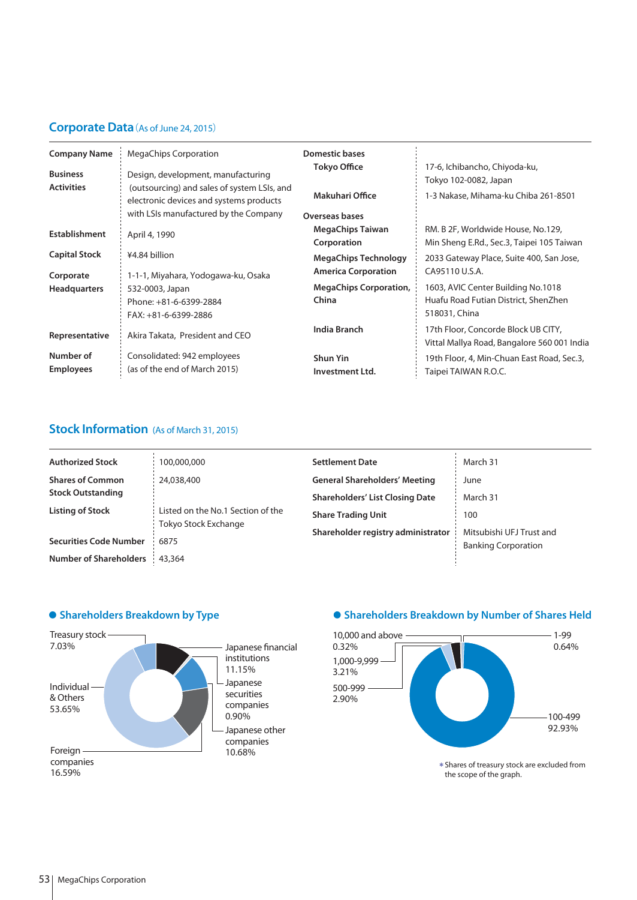## Corporate Data (As of June 24, 2015)

| | |
|---|---|
| **Company Name** | MegaChips Corporation |
| **Business Activities** | Design, development, manufacturing (outsourcing) and sales of system LSIs, and electronic devices and systems products with LSIs manufactured by the Company |
| **Establishment** | April 4, 1990 |
| **Capital Stock** | ¥4.84 billion |
| **Corporate Headquarters** | 1-1-1, Miyahara, Yodogawa-ku, Osaka 532-0003, Japan<br>Phone: +81-6-6399-2884<br>FAX: +81-6-6399-2886 |
| **Representative** | Akira Takata, President and CEO |
| **Number of Employees** | Consolidated: 942 employees (as of the end of March 2015) |

| | |
|---|---|
| **Domestic bases** | |
| **Tokyo Office** | 17-6, Ichibancho, Chiyoda-ku, Tokyo 102-0082, Japan |
| **Makuhari Office** | 1-3 Nakase, Mihama-ku Chiba 261-8501 |
| **Overseas bases** | |
| **MegaChips Taiwan Corporation** | RM. B 2F, Worldwide House, No.129, Min Sheng E.Rd., Sec.3, Taipei 105 Taiwan |
| **MegaChips Technology America Corporation** | 2033 Gateway Place, Suite 400, San Jose, CA95110 U.S.A. |
| **MegaChips Corporation, China** | 1603, AVIC Center Building No.1018 Huafu Road Futian District, ShenZhen 518031, China |
| **India Branch** | 17th Floor, Concorde Block UB CITY, Vittal Mallya Road, Bangalore 560 001 India |
| **Shun Yin Investment Ltd.** | 19th Floor, 4, Min-Chuan East Road, Sec.3, Taipei TAIWAN R.O.C. |

## Stock Information (As of March 31, 2015)

| | |
|---|---|
| **Authorized Stock** | 100,000,000 |
| **Shares of Common Stock Outstanding** | 24,038,400 |
| **Listing of Stock** | Listed on the No.1 Section of the Tokyo Stock Exchange |
| **Securities Code Number** | 6875 |
| **Number of Shareholders** | 43,364 |

| | |
|---|---|
| **Settlement Date** | March 31 |
| **General Shareholders' Meeting** | June |
| **Shareholders' List Closing Date** | March 31 |
| **Share Trading Unit** | 100 |
| **Shareholder registry administrator** | Mitsubishi UFJ Trust and Banking Corporation |

### ● Shareholders Breakdown by Type

| Type | % |
|---|---|
| Treasury stock | 7.03% |
| Japanese financial institutions | 11.15% |
| Japanese securities companies | 0.90% |
| Japanese other companies | 10.68% |
| Foreign companies | 16.59% |
| Individual & Others | 53.65% |

### ● Shareholders Breakdown by Number of Shares Held

| Shares Held | % |
|---|---|
| 10,000 and above | 0.32% |
| 1,000-9,999 | 3.21% |
| 500-999 | 2.90% |
| 100-499 | 92.93% |
| 1-99 | 0.64% |

* Shares of treasury stock are excluded from the scope of the graph.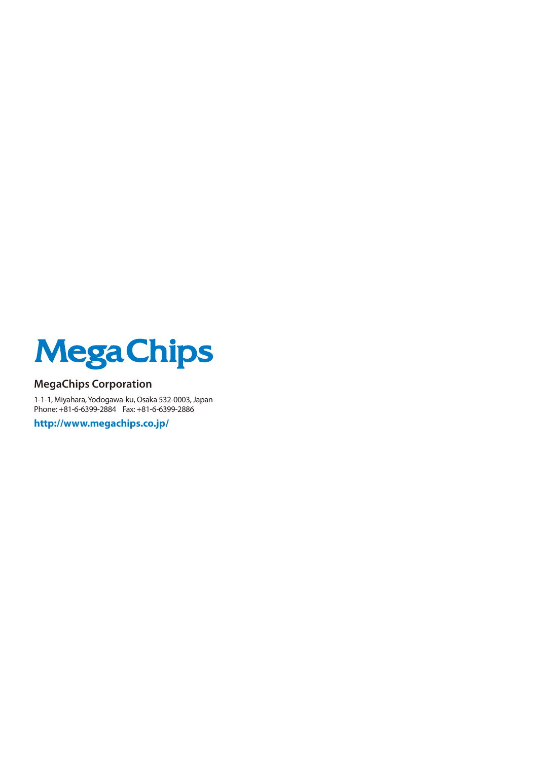MegaChips

**MegaChips Corporation**

1-1-1, Miyahara, Yodogawa-ku, Osaka 532-0003, Japan
Phone: +81-6-6399-2884　Fax: +81-6-6399-2886

**http://www.megachips.co.jp/**